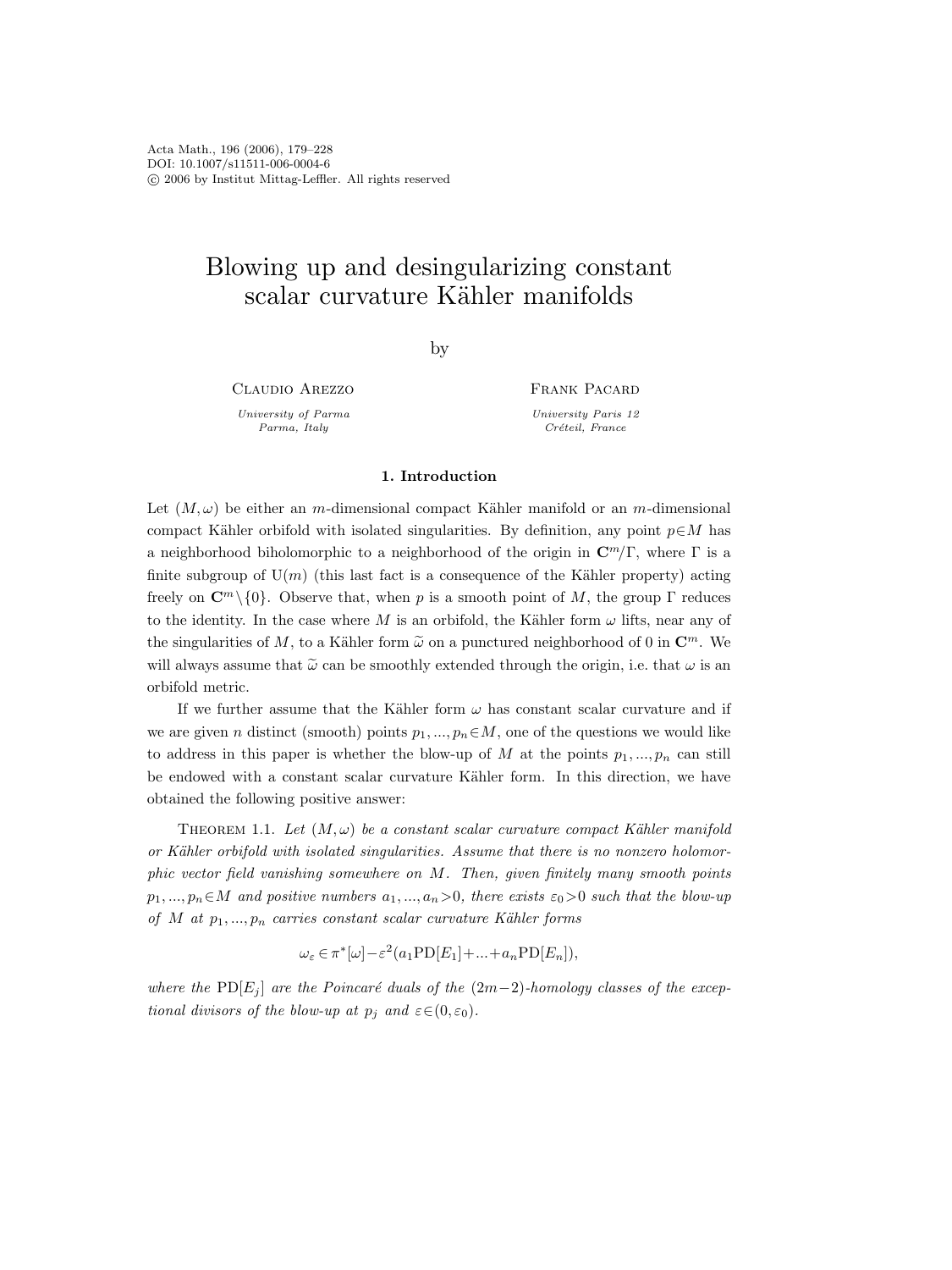# Blowing up and desingularizing constant scalar curvature Kähler manifolds

by

Claudio Arezzo

*University of Parma*
*Parma, Italy*

Frank Pacard

*University Paris 12*
*Créteil, France*

## 1. Introduction

Let $(M,\omega)$ be either an $m$-dimensional compact Kähler manifold or an $m$-dimensional compact Kähler orbifold with isolated singularities. By definition, any point $p\in M$ has a neighborhood biholomorphic to a neighborhood of the origin in $\mathbf{C}^m/\Gamma$, where $\Gamma$ is a finite subgroup of $\mathrm{U}(m)$ (this last fact is a consequence of the Kähler property) acting freely on $\mathbf{C}^m\setminus\{0\}$. Observe that, when $p$ is a smooth point of $M$, the group $\Gamma$ reduces to the identity. In the case where $M$ is an orbifold, the Kähler form $\omega$ lifts, near any of the singularities of $M$, to a Kähler form $\widetilde{\omega}$ on a punctured neighborhood of 0 in $\mathbf{C}^m$. We will always assume that $\widetilde{\omega}$ can be smoothly extended through the origin, i.e. that $\omega$ is an orbifold metric.

If we further assume that the Kähler form $\omega$ has constant scalar curvature and if we are given $n$ distinct (smooth) points $p_1,...,p_n\in M$, one of the questions we would like to address in this paper is whether the blow-up of $M$ at the points $p_1,...,p_n$ can still be endowed with a constant scalar curvature Kähler form. In this direction, we have obtained the following positive answer:

Theorem 1.1. *Let $(M,\omega)$ be a constant scalar curvature compact Kähler manifold or Kähler orbifold with isolated singularities. Assume that there is no nonzero holomorphic vector field vanishing somewhere on $M$. Then, given finitely many smooth points $p_1,...,p_n\in M$ and positive numbers $a_1,...,a_n>0$, there exists $\varepsilon_0>0$ such that the blow-up of $M$ at $p_1,...,p_n$ carries constant scalar curvature Kähler forms*

$$\omega_\varepsilon\in\pi^*[\omega]-\varepsilon^2(a_1\mathrm{PD}[E_1]+...+a_n\mathrm{PD}[E_n]),$$

*where the $\mathrm{PD}[E_j]$ are the Poincaré duals of the $(2m-2)$-homology classes of the exceptional divisors of the blow-up at $p_j$ and $\varepsilon\in(0,\varepsilon_0)$.*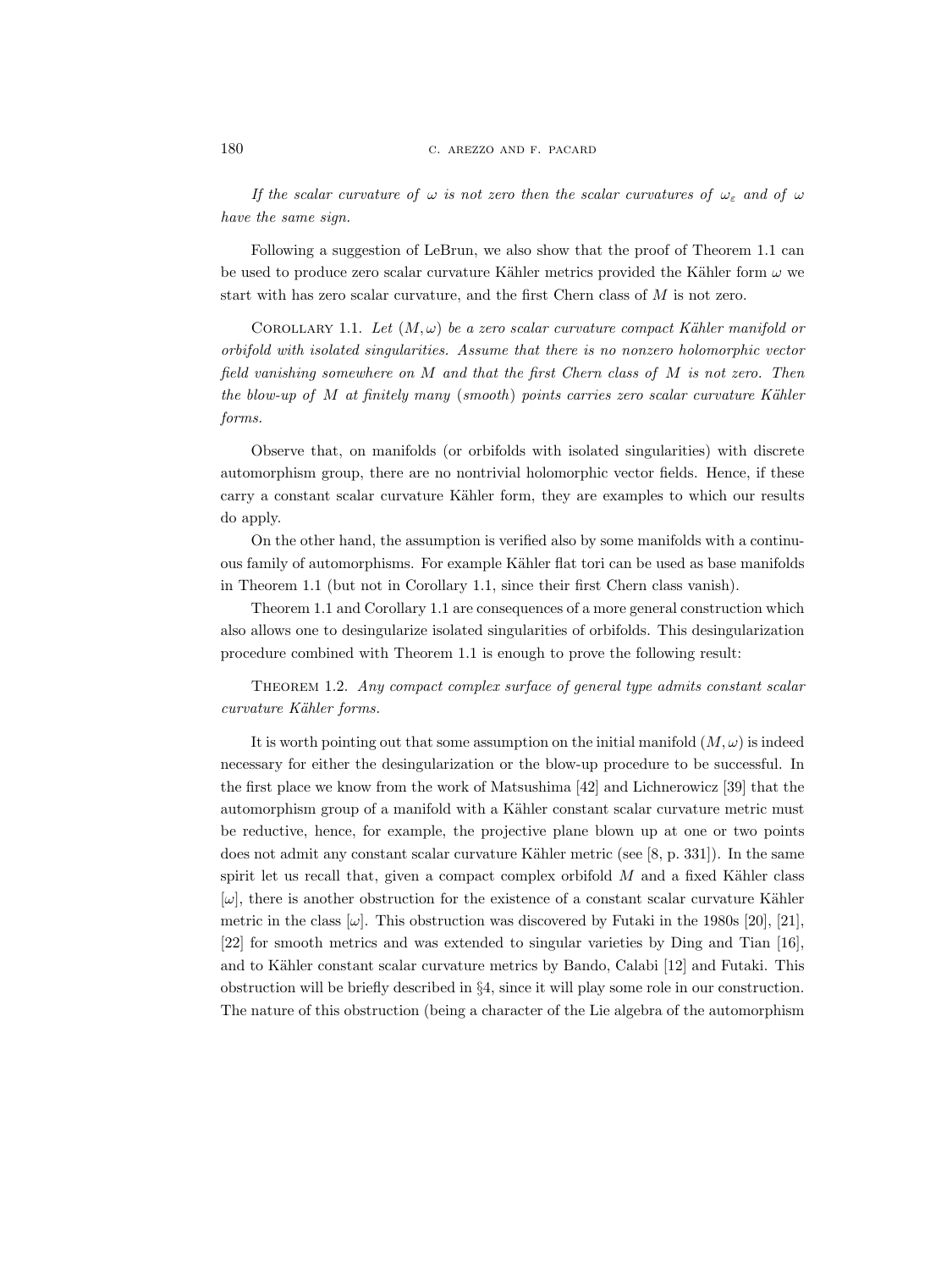*If the scalar curvature of $\omega$ is not zero then the scalar curvatures of $\omega_\varepsilon$ and of $\omega$ have the same sign.*

Following a suggestion of LeBrun, we also show that the proof of Theorem 1.1 can be used to produce zero scalar curvature Kähler metrics provided the Kähler form $\omega$ we start with has zero scalar curvature, and the first Chern class of $M$ is not zero.

Corollary 1.1. *Let $(M, \omega)$ be a zero scalar curvature compact Kähler manifold or orbifold with isolated singularities. Assume that there is no nonzero holomorphic vector field vanishing somewhere on $M$ and that the first Chern class of $M$ is not zero. Then the blow-up of $M$ at finitely many (smooth) points carries zero scalar curvature Kähler forms.*

Observe that, on manifolds (or orbifolds with isolated singularities) with discrete automorphism group, there are no nontrivial holomorphic vector fields. Hence, if these carry a constant scalar curvature Kähler form, they are examples to which our results do apply.

On the other hand, the assumption is verified also by some manifolds with a continuous family of automorphisms. For example Kähler flat tori can be used as base manifolds in Theorem 1.1 (but not in Corollary 1.1, since their first Chern class vanish).

Theorem 1.1 and Corollary 1.1 are consequences of a more general construction which also allows one to desingularize isolated singularities of orbifolds. This desingularization procedure combined with Theorem 1.1 is enough to prove the following result:

Theorem 1.2. *Any compact complex surface of general type admits constant scalar curvature Kähler forms.*

It is worth pointing out that some assumption on the initial manifold $(M, \omega)$ is indeed necessary for either the desingularization or the blow-up procedure to be successful. In the first place we know from the work of Matsushima [42] and Lichnerowicz [39] that the automorphism group of a manifold with a Kähler constant scalar curvature metric must be reductive, hence, for example, the projective plane blown up at one or two points does not admit any constant scalar curvature Kähler metric (see [8, p. 331]). In the same spirit let us recall that, given a compact complex orbifold $M$ and a fixed Kähler class $[\omega]$, there is another obstruction for the existence of a constant scalar curvature Kähler metric in the class $[\omega]$. This obstruction was discovered by Futaki in the 1980s [20], [21], [22] for smooth metrics and was extended to singular varieties by Ding and Tian [16], and to Kähler constant scalar curvature metrics by Bando, Calabi [12] and Futaki. This obstruction will be briefly described in §4, since it will play some role in our construction. The nature of this obstruction (being a character of the Lie algebra of the automorphism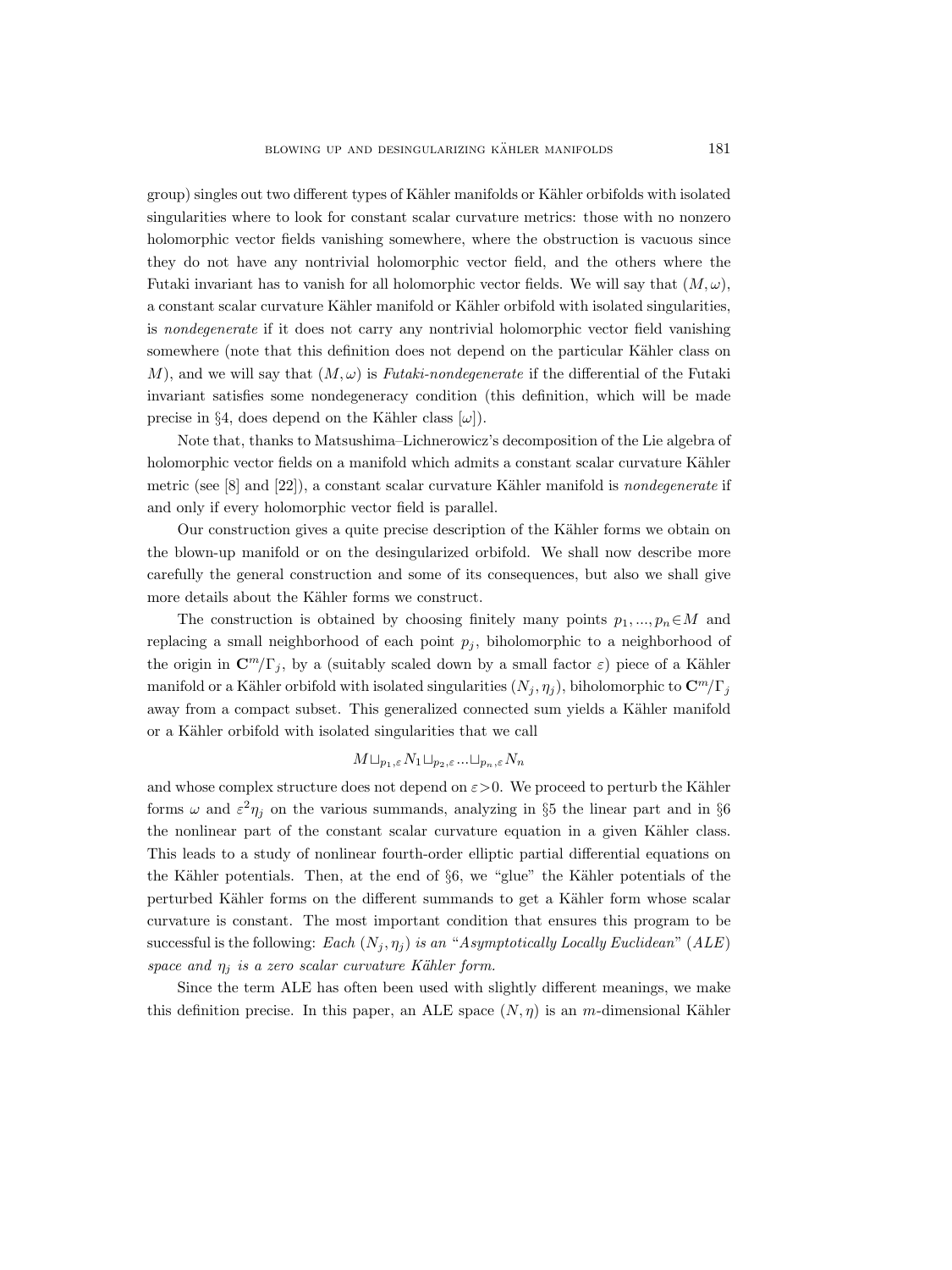group) singles out two different types of Kähler manifolds or Kähler orbifolds with isolated singularities where to look for constant scalar curvature metrics: those with no nonzero holomorphic vector fields vanishing somewhere, where the obstruction is vacuous since they do not have any nontrivial holomorphic vector field, and the others where the Futaki invariant has to vanish for all holomorphic vector fields. We will say that $(M, \omega)$, a constant scalar curvature Kähler manifold or Kähler orbifold with isolated singularities, is *nondegenerate* if it does not carry any nontrivial holomorphic vector field vanishing somewhere (note that this definition does not depend on the particular Kähler class on $M$), and we will say that $(M, \omega)$ is *Futaki-nondegenerate* if the differential of the Futaki invariant satisfies some nondegeneracy condition (this definition, which will be made precise in §4, does depend on the Kähler class $[\omega]$).

Note that, thanks to Matsushima–Lichnerowicz's decomposition of the Lie algebra of holomorphic vector fields on a manifold which admits a constant scalar curvature Kähler metric (see [8] and [22]), a constant scalar curvature Kähler manifold is *nondegenerate* if and only if every holomorphic vector field is parallel.

Our construction gives a quite precise description of the Kähler forms we obtain on the blown-up manifold or on the desingularized orbifold. We shall now describe more carefully the general construction and some of its consequences, but also we shall give more details about the Kähler forms we construct.

The construction is obtained by choosing finitely many points $p_1, ..., p_n \in M$ and replacing a small neighborhood of each point $p_j$, biholomorphic to a neighborhood of the origin in $\mathbf{C}^m/\Gamma_j$, by a (suitably scaled down by a small factor $\varepsilon$) piece of a Kähler manifold or a Kähler orbifold with isolated singularities $(N_j, \eta_j)$, biholomorphic to $\mathbf{C}^m/\Gamma_j$ away from a compact subset. This generalized connected sum yields a Kähler manifold or a Kähler orbifold with isolated singularities that we call

$$M \sqcup_{p_1, \varepsilon} N_1 \sqcup_{p_2, \varepsilon} ... \sqcup_{p_n, \varepsilon} N_n$$

and whose complex structure does not depend on $\varepsilon > 0$. We proceed to perturb the Kähler forms $\omega$ and $\varepsilon^2 \eta_j$ on the various summands, analyzing in §5 the linear part and in §6 the nonlinear part of the constant scalar curvature equation in a given Kähler class. This leads to a study of nonlinear fourth-order elliptic partial differential equations on the Kähler potentials. Then, at the end of §6, we "glue" the Kähler potentials of the perturbed Kähler forms on the different summands to get a Kähler form whose scalar curvature is constant. The most important condition that ensures this program to be successful is the following: *Each $(N_j, \eta_j)$ is an "Asymptotically Locally Euclidean" (ALE) space and $\eta_j$ is a zero scalar curvature Kähler form.*

Since the term ALE has often been used with slightly different meanings, we make this definition precise. In this paper, an ALE space $(N, \eta)$ is an $m$-dimensional Kähler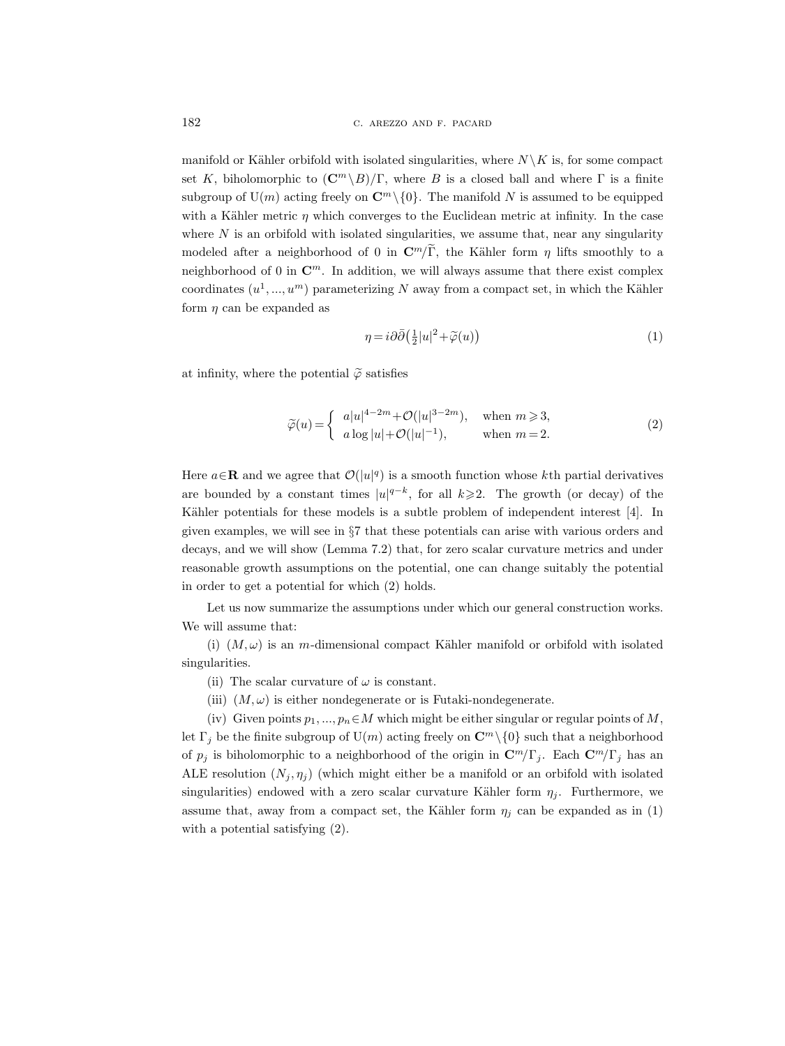manifold or Kähler orbifold with isolated singularities, where $N \setminus K$ is, for some compact set $K$, biholomorphic to $(\mathbf{C}^m \setminus B)/\Gamma$, where $B$ is a closed ball and where $\Gamma$ is a finite subgroup of $\mathrm{U}(m)$ acting freely on $\mathbf{C}^m \setminus \{0\}$. The manifold $N$ is assumed to be equipped with a Kähler metric $\eta$ which converges to the Euclidean metric at infinity. In the case where $N$ is an orbifold with isolated singularities, we assume that, near any singularity modeled after a neighborhood of 0 in $\mathbf{C}^m/\widetilde{\Gamma}$, the Kähler form $\eta$ lifts smoothly to a neighborhood of 0 in $\mathbf{C}^m$. In addition, we will always assume that there exist complex coordinates $(u^1, ..., u^m)$ parameterizing $N$ away from a compact set, in which the Kähler form $\eta$ can be expanded as

$$\eta = i\partial\bar{\partial}\big(\tfrac{1}{2}|u|^2 + \widetilde{\varphi}(u)\big) \tag{1}$$

at infinity, where the potential $\widetilde{\varphi}$ satisfies

$$\widetilde{\varphi}(u) = \begin{cases} a|u|^{4-2m} + \mathcal{O}(|u|^{3-2m}), & \text{when } m \geqslant 3, \\ a \log |u| + \mathcal{O}(|u|^{-1}), & \text{when } m = 2. \end{cases} \tag{2}$$

Here $a \in \mathbf{R}$ and we agree that $\mathcal{O}(|u|^q)$ is a smooth function whose $k$th partial derivatives are bounded by a constant times $|u|^{q-k}$, for all $k \geqslant 2$. The growth (or decay) of the Kähler potentials for these models is a subtle problem of independent interest [4]. In given examples, we will see in §7 that these potentials can arise with various orders and decays, and we will show (Lemma 7.2) that, for zero scalar curvature metrics and under reasonable growth assumptions on the potential, one can change suitably the potential in order to get a potential for which (2) holds.

Let us now summarize the assumptions under which our general construction works. We will assume that:

(i) $(M, \omega)$ is an $m$-dimensional compact Kähler manifold or orbifold with isolated singularities.

(ii) The scalar curvature of $\omega$ is constant.

(iii) $(M, \omega)$ is either nondegenerate or is Futaki-nondegenerate.

(iv) Given points $p_1, ..., p_n \in M$ which might be either singular or regular points of $M$, let $\Gamma_j$ be the finite subgroup of $\mathrm{U}(m)$ acting freely on $\mathbf{C}^m \setminus \{0\}$ such that a neighborhood of $p_j$ is biholomorphic to a neighborhood of the origin in $\mathbf{C}^m/\Gamma_j$. Each $\mathbf{C}^m/\Gamma_j$ has an ALE resolution $(N_j, \eta_j)$ (which might either be a manifold or an orbifold with isolated singularities) endowed with a zero scalar curvature Kähler form $\eta_j$. Furthermore, we assume that, away from a compact set, the Kähler form $\eta_j$ can be expanded as in (1) with a potential satisfying (2).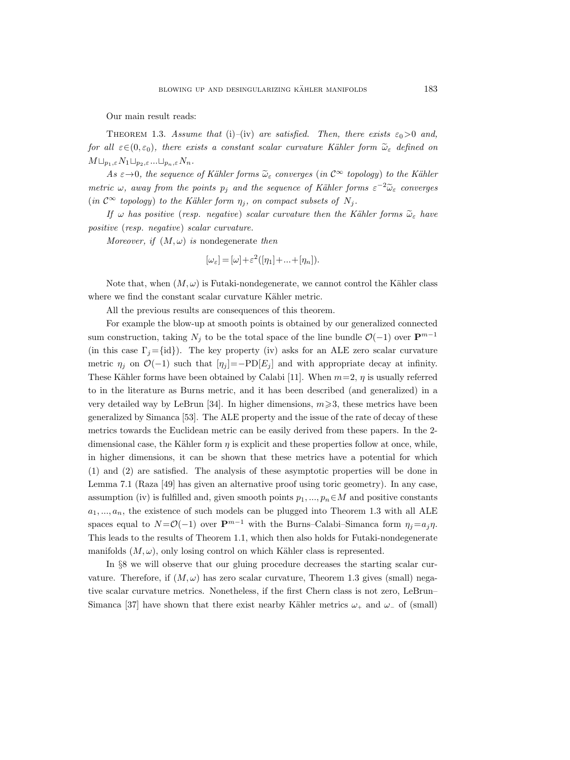Our main result reads:

**Theorem 1.3.** *Assume that* (i)–(iv) *are satisfied. Then, there exists* $\varepsilon_0 > 0$ *and, for all* $\varepsilon \in (0, \varepsilon_0)$, *there exists a constant scalar curvature Kähler form* $\widetilde{\omega}_\varepsilon$ *defined on* $M \sqcup_{p_1,\varepsilon} N_1 \sqcup_{p_2,\varepsilon} ... \sqcup_{p_n,\varepsilon} N_n$.

*As* $\varepsilon \to 0$, *the sequence of Kähler forms* $\widetilde{\omega}_\varepsilon$ *converges* (*in* $\mathcal{C}^\infty$ *topology*) *to the Kähler metric* $\omega$, *away from the points* $p_j$ *and the sequence of Kähler forms* $\varepsilon^{-2}\widetilde{\omega}_\varepsilon$ *converges* (*in* $\mathcal{C}^\infty$ *topology*) *to the Kähler form* $\eta_j$, *on compact subsets of* $N_j$.

*If* $\omega$ *has positive* (*resp. negative*) *scalar curvature then the Kähler forms* $\widetilde{\omega}_\varepsilon$ *have positive* (*resp. negative*) *scalar curvature.*

*Moreover, if* $(M, \omega)$ *is* nondegenerate *then*

$$[\omega_\varepsilon] = [\omega] + \varepsilon^2([\eta_1] + ... + [\eta_n]).$$

Note that, when $(M, \omega)$ is Futaki-nondegenerate, we cannot control the Kähler class where we find the constant scalar curvature Kähler metric.

All the previous results are consequences of this theorem.

For example the blow-up at smooth points is obtained by our generalized connected sum construction, taking $N_j$ to be the total space of the line bundle $\mathcal{O}(-1)$ over $\mathbf{P}^{m-1}$ (in this case $\Gamma_j = \{\mathrm{id}\}$). The key property (iv) asks for an ALE zero scalar curvature metric $\eta_j$ on $\mathcal{O}(-1)$ such that $[\eta_j] = -\mathrm{PD}[E_j]$ and with appropriate decay at infinity. These Kähler forms have been obtained by Calabi [11]. When $m = 2$, $\eta$ is usually referred to in the literature as Burns metric, and it has been described (and generalized) in a very detailed way by LeBrun [34]. In higher dimensions, $m \geqslant 3$, these metrics have been generalized by Simanca [53]. The ALE property and the issue of the rate of decay of these metrics towards the Euclidean metric can be easily derived from these papers. In the 2-dimensional case, the Kähler form $\eta$ is explicit and these properties follow at once, while, in higher dimensions, it can be shown that these metrics have a potential for which (1) and (2) are satisfied. The analysis of these asymptotic properties will be done in Lemma 7.1 (Raza [49] has given an alternative proof using toric geometry). In any case, assumption (iv) is fulfilled and, given smooth points $p_1, ..., p_n \in M$ and positive constants $a_1, ..., a_n$, the existence of such models can be plugged into Theorem 1.3 with all ALE spaces equal to $N = \mathcal{O}(-1)$ over $\mathbf{P}^{m-1}$ with the Burns–Calabi–Simanca form $\eta_j = a_j \eta$. This leads to the results of Theorem 1.1, which then also holds for Futaki-nondegenerate manifolds $(M, \omega)$, only losing control on which Kähler class is represented.

In §8 we will observe that our gluing procedure decreases the starting scalar curvature. Therefore, if $(M, \omega)$ has zero scalar curvature, Theorem 1.3 gives (small) negative scalar curvature metrics. Nonetheless, if the first Chern class is not zero, LeBrun–Simanca [37] have shown that there exist nearby Kähler metrics $\omega_+$ and $\omega_-$ of (small)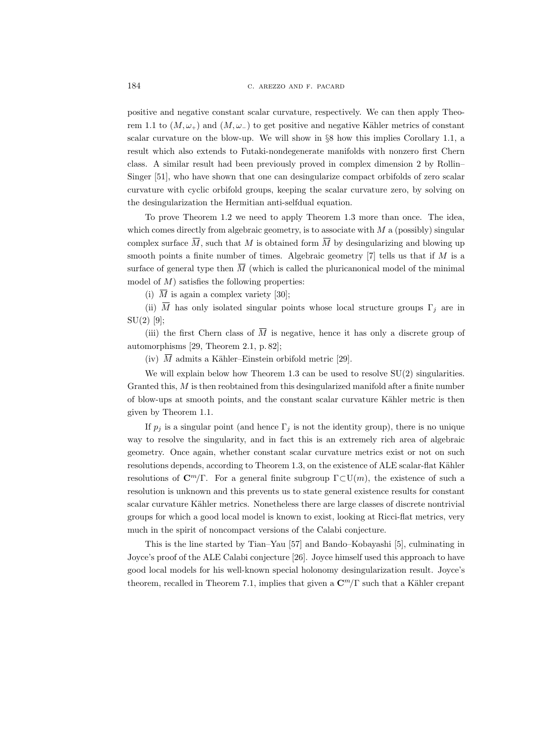positive and negative constant scalar curvature, respectively. We can then apply Theorem 1.1 to $(M, \omega_+)$ and $(M, \omega_-)$ to get positive and negative Kähler metrics of constant scalar curvature on the blow-up. We will show in §8 how this implies Corollary 1.1, a result which also extends to Futaki-nondegenerate manifolds with nonzero first Chern class. A similar result had been previously proved in complex dimension 2 by Rollin–Singer [51], who have shown that one can desingularize compact orbifolds of zero scalar curvature with cyclic orbifold groups, keeping the scalar curvature zero, by solving on the desingularization the Hermitian anti-selfdual equation.

To prove Theorem 1.2 we need to apply Theorem 1.3 more than once. The idea, which comes directly from algebraic geometry, is to associate with $M$ a (possibly) singular complex surface $\overline{M}$, such that $M$ is obtained form $\overline{M}$ by desingularizing and blowing up smooth points a finite number of times. Algebraic geometry [7] tells us that if $M$ is a surface of general type then $\overline{M}$ (which is called the pluricanonical model of the minimal model of $M$) satisfies the following properties:

(i) $\overline{M}$ is again a complex variety [30];

(ii) $\overline{M}$ has only isolated singular points whose local structure groups $\Gamma_j$ are in $\mathrm{SU}(2)$ [9];

(iii) the first Chern class of $\overline{M}$ is negative, hence it has only a discrete group of automorphisms [29, Theorem 2.1, p. 82];

(iv) $\overline{M}$ admits a Kähler–Einstein orbifold metric [29].

We will explain below how Theorem 1.3 can be used to resolve $\mathrm{SU}(2)$ singularities. Granted this, $M$ is then reobtained from this desingularized manifold after a finite number of blow-ups at smooth points, and the constant scalar curvature Kähler metric is then given by Theorem 1.1.

If $p_j$ is a singular point (and hence $\Gamma_j$ is not the identity group), there is no unique way to resolve the singularity, and in fact this is an extremely rich area of algebraic geometry. Once again, whether constant scalar curvature metrics exist or not on such resolutions depends, according to Theorem 1.3, on the existence of ALE scalar-flat Kähler resolutions of $\mathbf{C}^m/\Gamma$. For a general finite subgroup $\Gamma \subset \mathrm{U}(m)$, the existence of such a resolution is unknown and this prevents us to state general existence results for constant scalar curvature Kähler metrics. Nonetheless there are large classes of discrete nontrivial groups for which a good local model is known to exist, looking at Ricci-flat metrics, very much in the spirit of noncompact versions of the Calabi conjecture.

This is the line started by Tian–Yau [57] and Bando–Kobayashi [5], culminating in Joyce's proof of the ALE Calabi conjecture [26]. Joyce himself used this approach to have good local models for his well-known special holonomy desingularization result. Joyce's theorem, recalled in Theorem 7.1, implies that given a $\mathbf{C}^m/\Gamma$ such that a Kähler crepant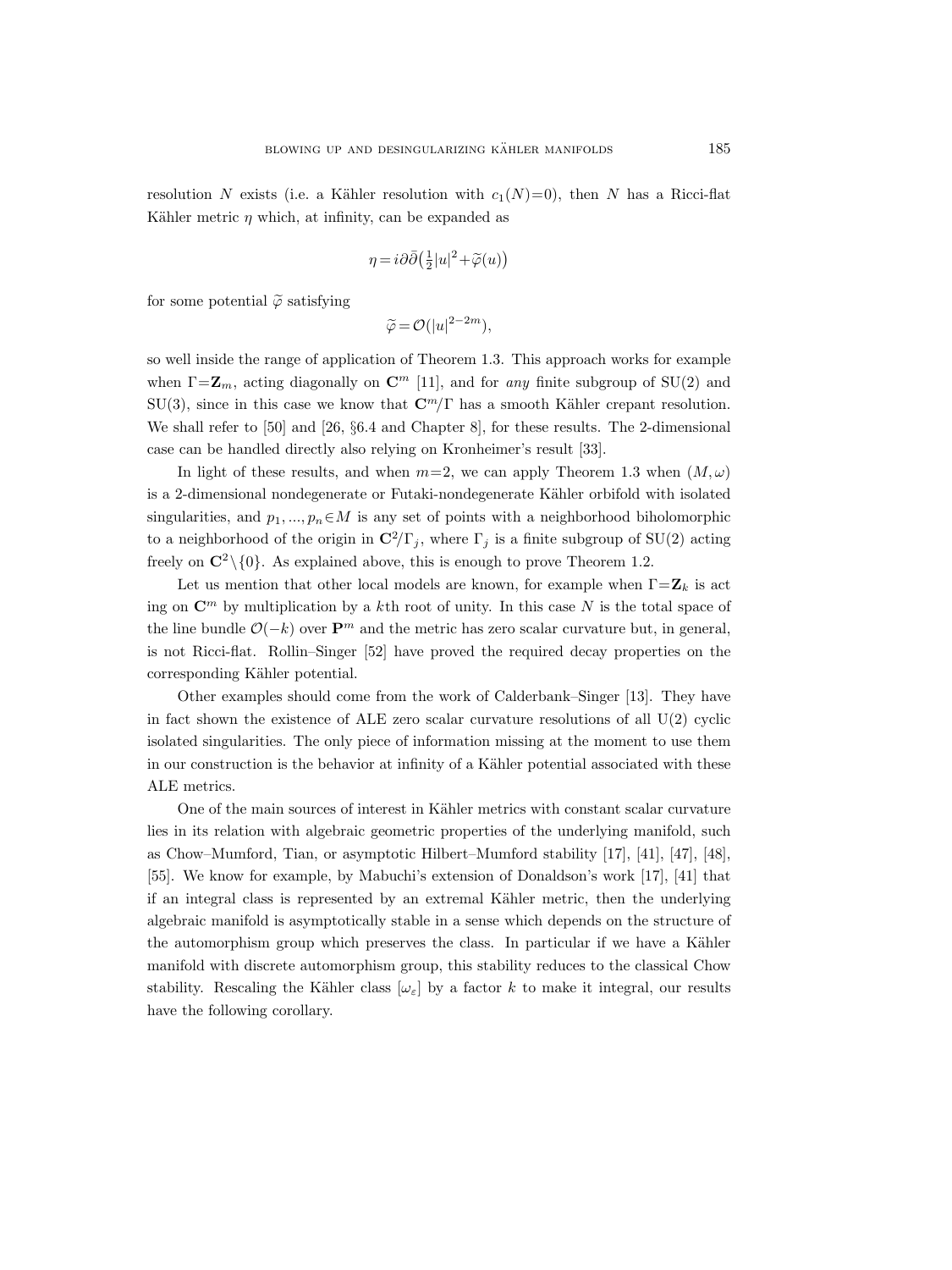resolution $N$ exists (i.e. a Kähler resolution with $c_1(N)=0$), then $N$ has a Ricci-flat Kähler metric $\eta$ which, at infinity, can be expanded as

$$\eta = i\partial\bar{\partial}\big(\tfrac{1}{2}|u|^2 + \widetilde{\varphi}(u)\big)$$

for some potential $\widetilde{\varphi}$ satisfying

$$\widetilde{\varphi} = \mathcal{O}(|u|^{2-2m}),$$

so well inside the range of application of Theorem 1.3. This approach works for example when $\Gamma = \mathbf{Z}_m$, acting diagonally on $\mathbf{C}^m$ [11], and for *any* finite subgroup of SU(2) and SU(3), since in this case we know that $\mathbf{C}^m/\Gamma$ has a smooth Kähler crepant resolution. We shall refer to [50] and [26, §6.4 and Chapter 8], for these results. The 2-dimensional case can be handled directly also relying on Kronheimer's result [33].

In light of these results, and when $m=2$, we can apply Theorem 1.3 when $(M,\omega)$ is a 2-dimensional nondegenerate or Futaki-nondegenerate Kähler orbifold with isolated singularities, and $p_1, ..., p_n \in M$ is any set of points with a neighborhood biholomorphic to a neighborhood of the origin in $\mathbf{C}^2/\Gamma_j$, where $\Gamma_j$ is a finite subgroup of SU(2) acting freely on $\mathbf{C}^2 \setminus \{0\}$. As explained above, this is enough to prove Theorem 1.2.

Let us mention that other local models are known, for example when $\Gamma = \mathbf{Z}_k$ is act ing on $\mathbf{C}^m$ by multiplication by a $k$th root of unity. In this case $N$ is the total space of the line bundle $\mathcal{O}(-k)$ over $\mathbf{P}^m$ and the metric has zero scalar curvature but, in general, is not Ricci-flat. Rollin–Singer [52] have proved the required decay properties on the corresponding Kähler potential.

Other examples should come from the work of Calderbank–Singer [13]. They have in fact shown the existence of ALE zero scalar curvature resolutions of all U(2) cyclic isolated singularities. The only piece of information missing at the moment to use them in our construction is the behavior at infinity of a Kähler potential associated with these ALE metrics.

One of the main sources of interest in Kähler metrics with constant scalar curvature lies in its relation with algebraic geometric properties of the underlying manifold, such as Chow–Mumford, Tian, or asymptotic Hilbert–Mumford stability [17], [41], [47], [48], [55]. We know for example, by Mabuchi's extension of Donaldson's work [17], [41] that if an integral class is represented by an extremal Kähler metric, then the underlying algebraic manifold is asymptotically stable in a sense which depends on the structure of the automorphism group which preserves the class. In particular if we have a Kähler manifold with discrete automorphism group, this stability reduces to the classical Chow stability. Rescaling the Kähler class $[\omega_\varepsilon]$ by a factor $k$ to make it integral, our results have the following corollary.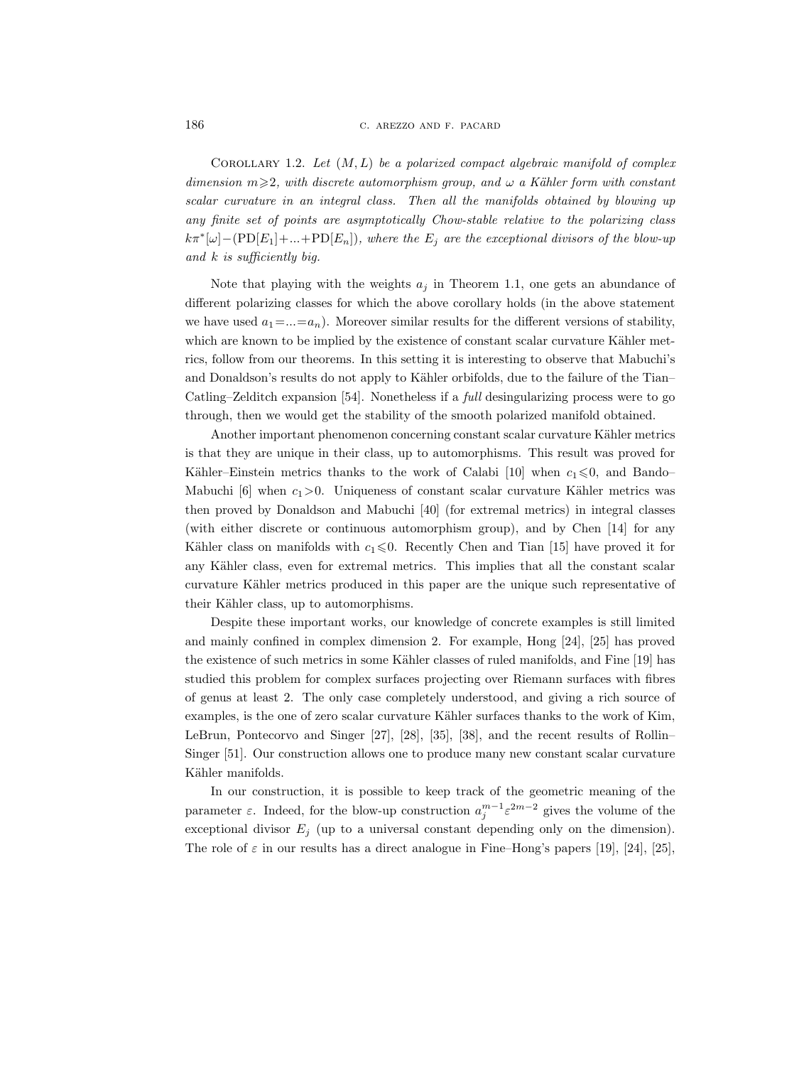Corollary 1.2. *Let $(M, L)$ be a polarized compact algebraic manifold of complex dimension $m \geqslant 2$, with discrete automorphism group, and $\omega$ a Kähler form with constant scalar curvature in an integral class. Then all the manifolds obtained by blowing up any finite set of points are asymptotically Chow-stable relative to the polarizing class $k\pi^*[\omega] - (\mathrm{PD}[E_1] + \ldots + \mathrm{PD}[E_n])$, where the $E_j$ are the exceptional divisors of the blow-up and $k$ is sufficiently big.*

Note that playing with the weights $a_j$ in Theorem 1.1, one gets an abundance of different polarizing classes for which the above corollary holds (in the above statement we have used $a_1 = \ldots = a_n$). Moreover similar results for the different versions of stability, which are known to be implied by the existence of constant scalar curvature Kähler metrics, follow from our theorems. In this setting it is interesting to observe that Mabuchi's and Donaldson's results do not apply to Kähler orbifolds, due to the failure of the Tian–Catling–Zelditch expansion [54]. Nonetheless if a *full* desingularizing process were to go through, then we would get the stability of the smooth polarized manifold obtained.

Another important phenomenon concerning constant scalar curvature Kähler metrics is that they are unique in their class, up to automorphisms. This result was proved for Kähler–Einstein metrics thanks to the work of Calabi [10] when $c_1 \leqslant 0$, and Bando–Mabuchi [6] when $c_1 > 0$. Uniqueness of constant scalar curvature Kähler metrics was then proved by Donaldson and Mabuchi [40] (for extremal metrics) in integral classes (with either discrete or continuous automorphism group), and by Chen [14] for any Kähler class on manifolds with $c_1 \leqslant 0$. Recently Chen and Tian [15] have proved it for any Kähler class, even for extremal metrics. This implies that all the constant scalar curvature Kähler metrics produced in this paper are the unique such representative of their Kähler class, up to automorphisms.

Despite these important works, our knowledge of concrete examples is still limited and mainly confined in complex dimension 2. For example, Hong [24], [25] has proved the existence of such metrics in some Kähler classes of ruled manifolds, and Fine [19] has studied this problem for complex surfaces projecting over Riemann surfaces with fibres of genus at least 2. The only case completely understood, and giving a rich source of examples, is the one of zero scalar curvature Kähler surfaces thanks to the work of Kim, LeBrun, Pontecorvo and Singer [27], [28], [35], [38], and the recent results of Rollin–Singer [51]. Our construction allows one to produce many new constant scalar curvature Kähler manifolds.

In our construction, it is possible to keep track of the geometric meaning of the parameter $\varepsilon$. Indeed, for the blow-up construction $a_j^{m-1}\varepsilon^{2m-2}$ gives the volume of the exceptional divisor $E_j$ (up to a universal constant depending only on the dimension). The role of $\varepsilon$ in our results has a direct analogue in Fine–Hong's papers [19], [24], [25],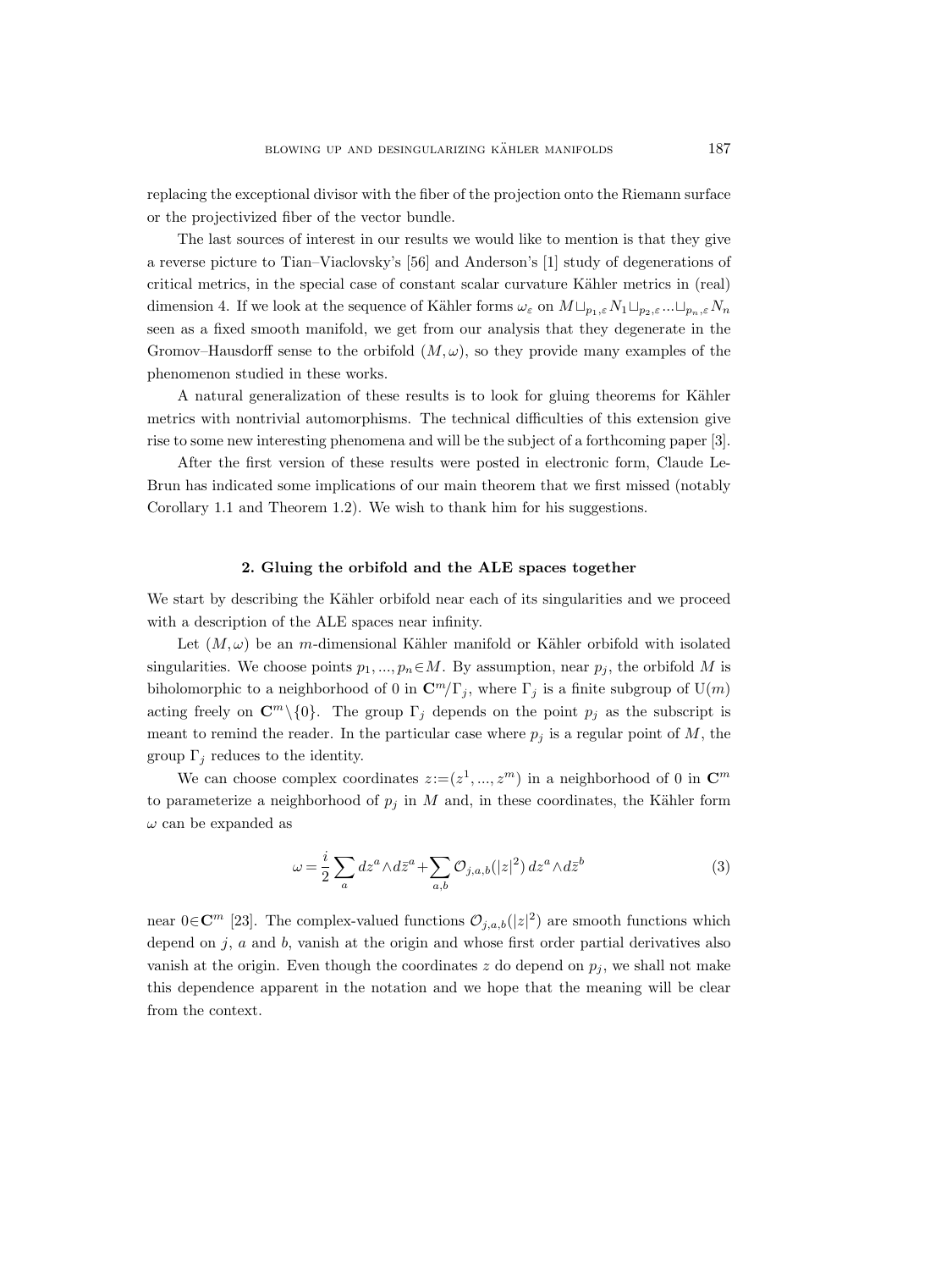replacing the exceptional divisor with the fiber of the projection onto the Riemann surface or the projectivized fiber of the vector bundle.

The last sources of interest in our results we would like to mention is that they give a reverse picture to Tian–Viaclovsky's [56] and Anderson's [1] study of degenerations of critical metrics, in the special case of constant scalar curvature Kähler metrics in (real) dimension 4. If we look at the sequence of Kähler forms $\omega_\varepsilon$ on $M \sqcup_{p_1,\varepsilon} N_1 \sqcup_{p_2,\varepsilon} ... \sqcup_{p_n,\varepsilon} N_n$ seen as a fixed smooth manifold, we get from our analysis that they degenerate in the Gromov–Hausdorff sense to the orbifold $(M,\omega)$, so they provide many examples of the phenomenon studied in these works.

A natural generalization of these results is to look for gluing theorems for Kähler metrics with nontrivial automorphisms. The technical difficulties of this extension give rise to some new interesting phenomena and will be the subject of a forthcoming paper [3].

After the first version of these results were posted in electronic form, Claude LeBrun has indicated some implications of our main theorem that we first missed (notably Corollary 1.1 and Theorem 1.2). We wish to thank him for his suggestions.

## 2. Gluing the orbifold and the ALE spaces together

We start by describing the Kähler orbifold near each of its singularities and we proceed with a description of the ALE spaces near infinity.

Let $(M,\omega)$ be an $m$-dimensional Kähler manifold or Kähler orbifold with isolated singularities. We choose points $p_1, ..., p_n \in M$. By assumption, near $p_j$, the orbifold $M$ is biholomorphic to a neighborhood of 0 in $\mathbf{C}^m/\Gamma_j$, where $\Gamma_j$ is a finite subgroup of $\mathrm{U}(m)$ acting freely on $\mathbf{C}^m \setminus \{0\}$. The group $\Gamma_j$ depends on the point $p_j$ as the subscript is meant to remind the reader. In the particular case where $p_j$ is a regular point of $M$, the group $\Gamma_j$ reduces to the identity.

We can choose complex coordinates $z := (z^1, ..., z^m)$ in a neighborhood of 0 in $\mathbf{C}^m$ to parameterize a neighborhood of $p_j$ in $M$ and, in these coordinates, the Kähler form $\omega$ can be expanded as

$$\omega = \frac{i}{2} \sum_a dz^a \wedge d\bar{z}^a + \sum_{a,b} \mathcal{O}_{j,a,b}(|z|^2)\, dz^a \wedge d\bar{z}^b \tag{3}$$

near $0 \in \mathbf{C}^m$ [23]. The complex-valued functions $\mathcal{O}_{j,a,b}(|z|^2)$ are smooth functions which depend on $j$, $a$ and $b$, vanish at the origin and whose first order partial derivatives also vanish at the origin. Even though the coordinates $z$ do depend on $p_j$, we shall not make this dependence apparent in the notation and we hope that the meaning will be clear from the context.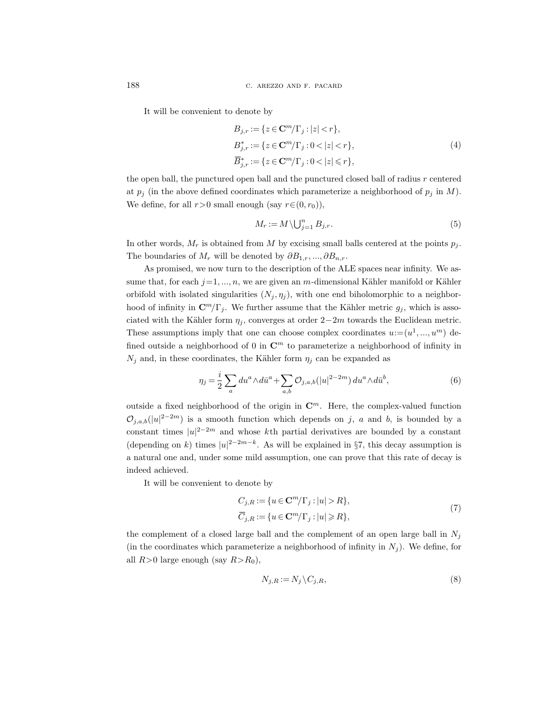It will be convenient to denote by

$$
\begin{aligned}
B_{j,r} &:= \{z \in \mathbf{C}^m/\Gamma_j : |z| < r\}, \\
B^*_{j,r} &:= \{z \in \mathbf{C}^m/\Gamma_j : 0 < |z| < r\}, \\
\overline{B}^*_{j,r} &:= \{z \in \mathbf{C}^m/\Gamma_j : 0 < |z| \leqslant r\},
\end{aligned}
\tag{4}
$$

the open ball, the punctured open ball and the punctured closed ball of radius $r$ centered at $p_j$ (in the above defined coordinates which parameterize a neighborhood of $p_j$ in $M$). We define, for all $r>0$ small enough (say $r\in(0,r_0)$),

$$
M_r := M \setminus \bigcup_{j=1}^n B_{j,r}. \tag{5}
$$

In other words, $M_r$ is obtained from $M$ by excising small balls centered at the points $p_j$. The boundaries of $M_r$ will be denoted by $\partial B_{1,r}, ..., \partial B_{n,r}$.

As promised, we now turn to the description of the ALE spaces near infinity. We assume that, for each $j=1, ..., n$, we are given an $m$-dimensional Kähler manifold or Kähler orbifold with isolated singularities $(N_j, \eta_j)$, with one end biholomorphic to a neighborhood of infinity in $\mathbf{C}^m/\Gamma_j$. We further assume that the Kähler metric $g_j$, which is associated with the Kähler form $\eta_j$, converges at order $2-2m$ towards the Euclidean metric. These assumptions imply that one can choose complex coordinates $u:=(u^1, ..., u^m)$ defined outside a neighborhood of 0 in $\mathbf{C}^m$ to parameterize a neighborhood of infinity in $N_j$ and, in these coordinates, the Kähler form $\eta_j$ can be expanded as

$$
\eta_j = \frac{i}{2} \sum_a du^a \wedge d\bar{u}^a + \sum_{a,b} \mathcal{O}_{j,a,b}(|u|^{2-2m})\, du^a \wedge d\bar{u}^b, \tag{6}
$$

outside a fixed neighborhood of the origin in $\mathbf{C}^m$. Here, the complex-valued function $\mathcal{O}_{j,a,b}(|u|^{2-2m})$ is a smooth function which depends on $j$, $a$ and $b$, is bounded by a constant times $|u|^{2-2m}$ and whose $k$th partial derivatives are bounded by a constant (depending on $k$) times $|u|^{2-2m-k}$. As will be explained in §7, this decay assumption is a natural one and, under some mild assumption, one can prove that this rate of decay is indeed achieved.

It will be convenient to denote by

$$
\begin{aligned}
C_{j,R} &:= \{u \in \mathbf{C}^m/\Gamma_j : |u| > R\}, \\
\overline{C}_{j,R} &:= \{u \in \mathbf{C}^m/\Gamma_j : |u| \geqslant R\},
\end{aligned}
\tag{7}
$$

the complement of a closed large ball and the complement of an open large ball in $N_j$ (in the coordinates which parameterize a neighborhood of infinity in $N_j$). We define, for all $R>0$ large enough (say $R>R_0$),

$$
N_{j,R} := N_j \setminus C_{j,R}, \tag{8}
$$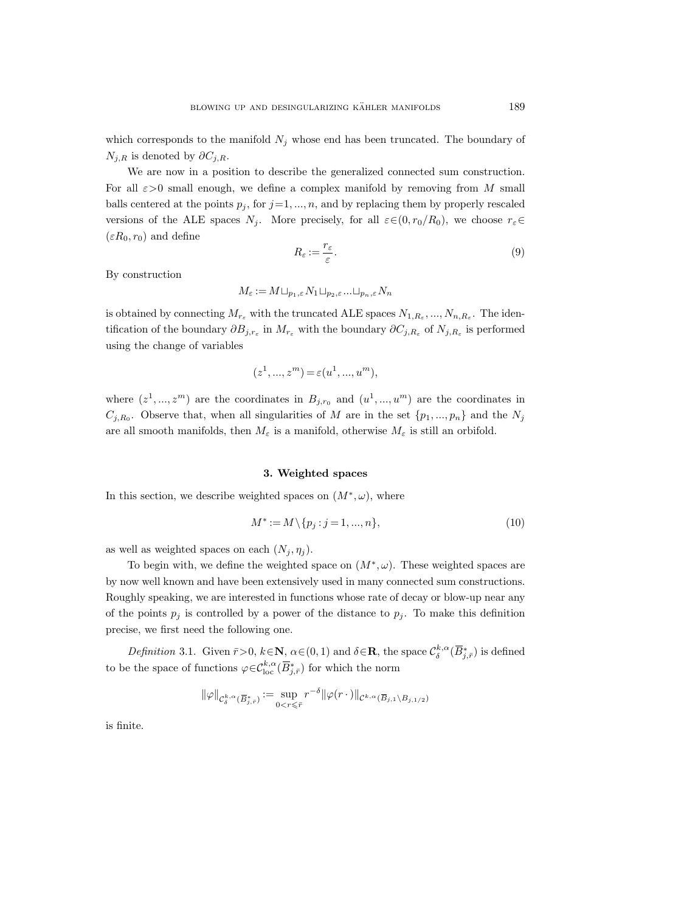which corresponds to the manifold $N_j$ whose end has been truncated. The boundary of $N_{j,R}$ is denoted by $\partial C_{j,R}$.

We are now in a position to describe the generalized connected sum construction. For all $\varepsilon > 0$ small enough, we define a complex manifold by removing from $M$ small balls centered at the points $p_j$, for $j=1,...,n$, and by replacing them by properly rescaled versions of the ALE spaces $N_j$. More precisely, for all $\varepsilon \in (0, r_0/R_0)$, we choose $r_\varepsilon \in (\varepsilon R_0, r_0)$ and define

$$R_\varepsilon := \frac{r_\varepsilon}{\varepsilon}. \tag{9}$$

By construction

$$M_\varepsilon := M \sqcup_{p_1,\varepsilon} N_1 \sqcup_{p_2,\varepsilon} ... \sqcup_{p_n,\varepsilon} N_n$$

is obtained by connecting $M_{r_\varepsilon}$ with the truncated ALE spaces $N_{1,R_\varepsilon}, ..., N_{n,R_\varepsilon}$. The identification of the boundary $\partial B_{j,r_\varepsilon}$ in $M_{r_\varepsilon}$ with the boundary $\partial C_{j,R_\varepsilon}$ of $N_{j,R_\varepsilon}$ is performed using the change of variables

$$(z^1, ..., z^m) = \varepsilon (u^1, ..., u^m),$$

where $(z^1, ..., z^m)$ are the coordinates in $B_{j,r_0}$ and $(u^1, ..., u^m)$ are the coordinates in $C_{j,R_0}$. Observe that, when all singularities of $M$ are in the set $\{p_1, ..., p_n\}$ and the $N_j$ are all smooth manifolds, then $M_\varepsilon$ is a manifold, otherwise $M_\varepsilon$ is still an orbifold.

## 3. Weighted spaces

In this section, we describe weighted spaces on $(M^*, \omega)$, where

$$M^* := M \setminus \{p_j : j = 1, ..., n\}, \tag{10}$$

as well as weighted spaces on each $(N_j, \eta_j)$.

To begin with, we define the weighted space on $(M^*, \omega)$. These weighted spaces are by now well known and have been extensively used in many connected sum constructions. Roughly speaking, we are interested in functions whose rate of decay or blow-up near any of the points $p_j$ is controlled by a power of the distance to $p_j$. To make this definition precise, we first need the following one.

*Definition* 3.1. Given $\bar{r} > 0$, $k \in \mathbf{N}$, $\alpha \in (0,1)$ and $\delta \in \mathbf{R}$, the space $\mathcal{C}^{k,\alpha}_\delta(\overline{B}^*_{j,\bar{r}})$ is defined to be the space of functions $\varphi \in \mathcal{C}^{k,\alpha}_{\mathrm{loc}}(\overline{B}^*_{j,\bar{r}})$ for which the norm

$$\|\varphi\|_{\mathcal{C}^{k,\alpha}_\delta(\overline{B}^*_{j,\bar{r}})} := \sup_{0 < r \leqslant \bar{r}} r^{-\delta} \|\varphi(r\,\cdot)\|_{\mathcal{C}^{k,\alpha}(\overline{B}_{j,1} \setminus B_{j,1/2})}$$

is finite.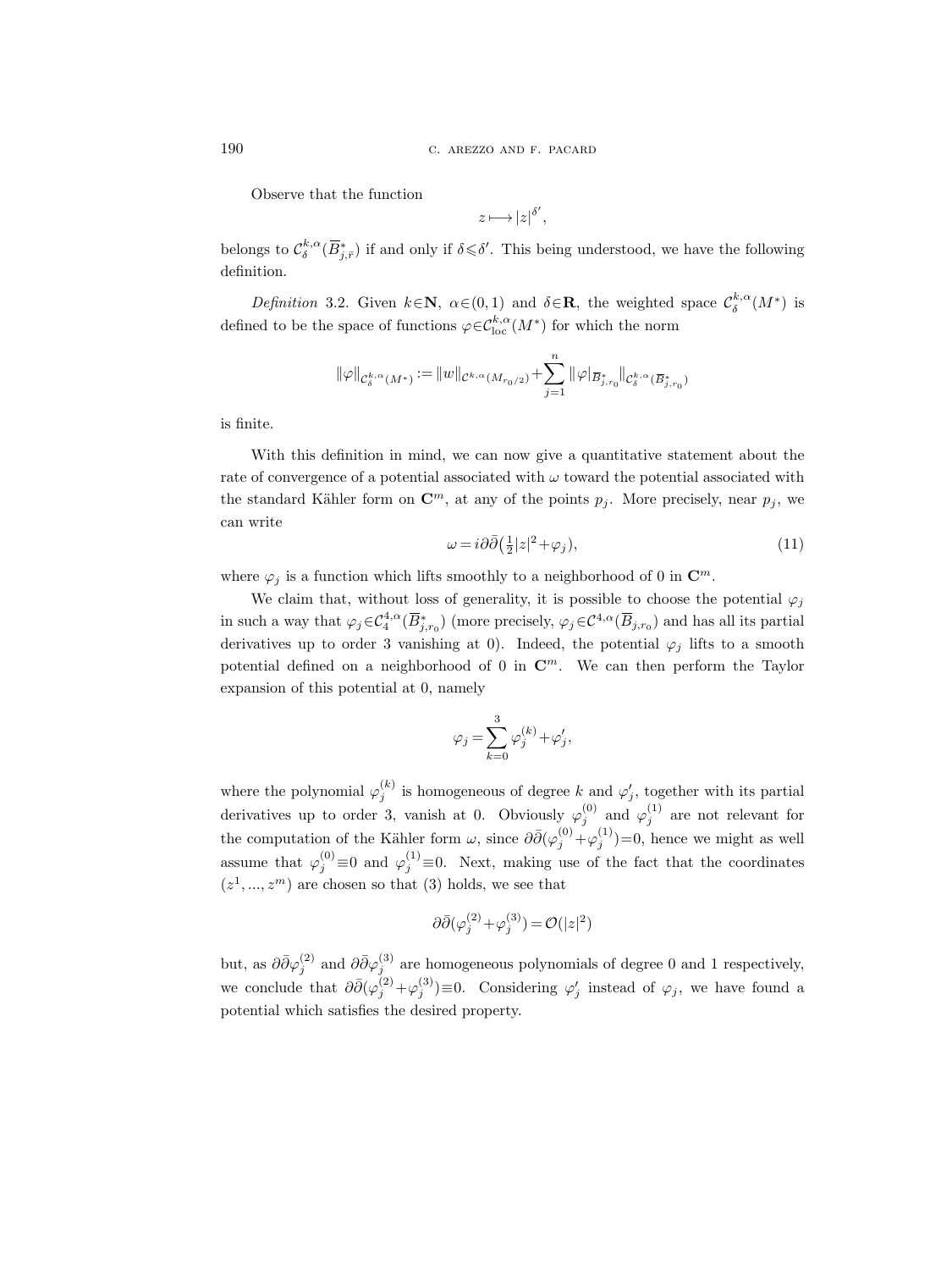Observe that the function

$$z \longmapsto |z|^{\delta'},$$

belongs to $\mathcal{C}^{k,\alpha}_{\delta}(\overline{B}^*_{j,\bar r})$ if and only if $\delta \leqslant \delta'$. This being understood, we have the following definition.

*Definition* 3.2. Given $k\in\mathbf{N}$, $\alpha\in(0,1)$ and $\delta\in\mathbf{R}$, the weighted space $\mathcal{C}^{k,\alpha}_{\delta}(M^*)$ is defined to be the space of functions $\varphi\in\mathcal{C}^{k,\alpha}_{\mathrm{loc}}(M^*)$ for which the norm

$$\|\varphi\|_{\mathcal{C}^{k,\alpha}_{\delta}(M^*)} := \|w\|_{\mathcal{C}^{k,\alpha}(M_{r_0/2})} + \sum_{j=1}^{n} \|\varphi|_{\overline{B}^*_{j,r_0}}\|_{\mathcal{C}^{k,\alpha}_{\delta}(\overline{B}^*_{j,r_0})}$$

is finite.

With this definition in mind, we can now give a quantitative statement about the rate of convergence of a potential associated with $\omega$ toward the potential associated with the standard Kähler form on $\mathbf{C}^m$, at any of the points $p_j$. More precisely, near $p_j$, we can write

$$\omega = i\partial\bar\partial\big(\tfrac12|z|^2+\varphi_j\big), \tag{11}$$

where $\varphi_j$ is a function which lifts smoothly to a neighborhood of 0 in $\mathbf{C}^m$.

We claim that, without loss of generality, it is possible to choose the potential $\varphi_j$ in such a way that $\varphi_j\in\mathcal{C}^{4,\alpha}_{4}(\overline{B}^*_{j,r_0})$ (more precisely, $\varphi_j\in\mathcal{C}^{4,\alpha}(\overline{B}_{j,r_0})$ and has all its partial derivatives up to order 3 vanishing at 0). Indeed, the potential $\varphi_j$ lifts to a smooth potential defined on a neighborhood of 0 in $\mathbf{C}^m$. We can then perform the Taylor expansion of this potential at 0, namely

$$\varphi_j = \sum_{k=0}^{3} \varphi_j^{(k)} + \varphi_j',$$

where the polynomial $\varphi_j^{(k)}$ is homogeneous of degree $k$ and $\varphi_j'$, together with its partial derivatives up to order 3, vanish at 0. Obviously $\varphi_j^{(0)}$ and $\varphi_j^{(1)}$ are not relevant for the computation of the Kähler form $\omega$, since $\partial\bar\partial(\varphi_j^{(0)}+\varphi_j^{(1)})=0$, hence we might as well assume that $\varphi_j^{(0)}\equiv 0$ and $\varphi_j^{(1)}\equiv 0$. Next, making use of the fact that the coordinates $(z^1,...,z^m)$ are chosen so that (3) holds, we see that

$$\partial\bar\partial(\varphi_j^{(2)}+\varphi_j^{(3)}) = \mathcal{O}(|z|^2)$$

but, as $\partial\bar\partial\varphi_j^{(2)}$ and $\partial\bar\partial\varphi_j^{(3)}$ are homogeneous polynomials of degree 0 and 1 respectively, we conclude that $\partial\bar\partial(\varphi_j^{(2)}+\varphi_j^{(3)})\equiv 0$. Considering $\varphi_j'$ instead of $\varphi_j$, we have found a potential which satisfies the desired property.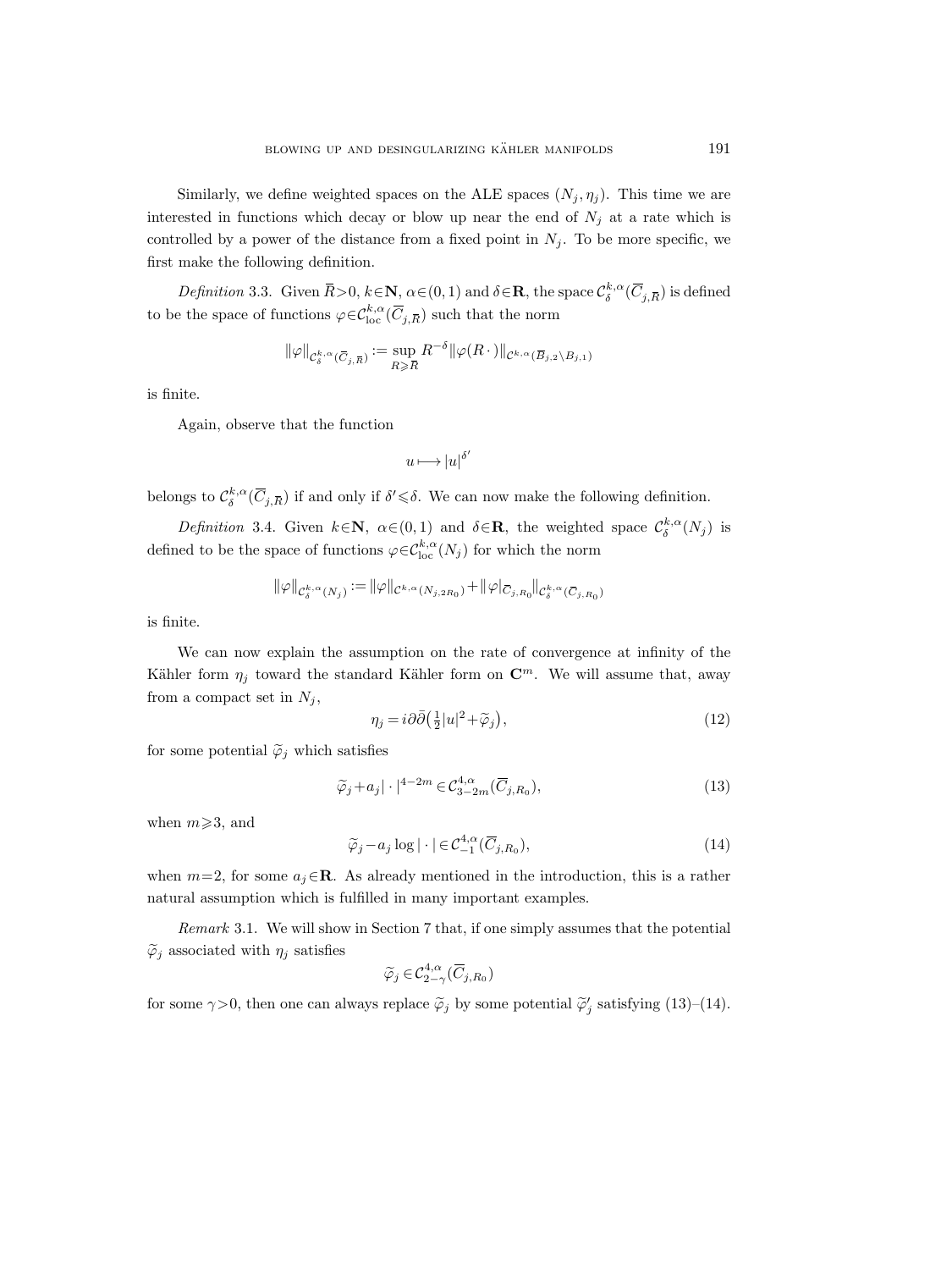Similarly, we define weighted spaces on the ALE spaces $(N_j, \eta_j)$. This time we are interested in functions which decay or blow up near the end of $N_j$ at a rate which is controlled by a power of the distance from a fixed point in $N_j$. To be more specific, we first make the following definition.

*Definition* 3.3. Given $\overline{R}>0$, $k\in\mathbf{N}$, $\alpha\in(0,1)$ and $\delta\in\mathbf{R}$, the space $\mathcal{C}^{k,\alpha}_{\delta}(\overline{C}_{j,\overline{R}})$ is defined to be the space of functions $\varphi\in\mathcal{C}^{k,\alpha}_{\mathrm{loc}}(\overline{C}_{j,\overline{R}})$ such that the norm

$$\|\varphi\|_{\mathcal{C}^{k,\alpha}_{\delta}(\overline{C}_{j,\overline{R}})} := \sup_{R\geqslant \overline{R}} R^{-\delta}\|\varphi(R\,\cdot)\|_{\mathcal{C}^{k,\alpha}(\overline{B}_{j,2}\setminus B_{j,1})}$$

is finite.

Again, observe that the function

$$u\longmapsto |u|^{\delta'}$$

belongs to $\mathcal{C}^{k,\alpha}_{\delta}(\overline{C}_{j,\overline{R}})$ if and only if $\delta'\leqslant\delta$. We can now make the following definition.

*Definition* 3.4. Given $k\in\mathbf{N}$, $\alpha\in(0,1)$ and $\delta\in\mathbf{R}$, the weighted space $\mathcal{C}^{k,\alpha}_{\delta}(N_j)$ is defined to be the space of functions $\varphi\in\mathcal{C}^{k,\alpha}_{\mathrm{loc}}(N_j)$ for which the norm

$$\|\varphi\|_{\mathcal{C}^{k,\alpha}_{\delta}(N_j)} := \|\varphi\|_{\mathcal{C}^{k,\alpha}(N_{j,2R_0})} + \|\varphi|_{\overline{C}_{j,R_0}}\|_{\mathcal{C}^{k,\alpha}_{\delta}(\overline{C}_{j,R_0})}$$

is finite.

We can now explain the assumption on the rate of convergence at infinity of the Kähler form $\eta_j$ toward the standard Kähler form on $\mathbf{C}^m$. We will assume that, away from a compact set in $N_j$,

$$\eta_j = i\partial\bar{\partial}\big(\tfrac{1}{2}|u|^2+\widetilde{\varphi}_j\big), \tag{12}$$

for some potential $\widetilde{\varphi}_j$ which satisfies

$$\widetilde{\varphi}_j + a_j|\cdot|^{4-2m} \in \mathcal{C}^{4,\alpha}_{3-2m}(\overline{C}_{j,R_0}), \tag{13}$$

when $m\geqslant 3$, and

$$\widetilde{\varphi}_j - a_j\log|\cdot| \in \mathcal{C}^{4,\alpha}_{-1}(\overline{C}_{j,R_0}), \tag{14}$$

when $m=2$, for some $a_j\in\mathbf{R}$. As already mentioned in the introduction, this is a rather natural assumption which is fulfilled in many important examples.

*Remark* 3.1. We will show in Section 7 that, if one simply assumes that the potential $\widetilde{\varphi}_j$ associated with $\eta_j$ satisfies

$$\widetilde{\varphi}_j \in \mathcal{C}^{4,\alpha}_{2-\gamma}(\overline{C}_{j,R_0})$$

for some $\gamma>0$, then one can always replace $\widetilde{\varphi}_j$ by some potential $\widetilde{\varphi}'_j$ satisfying (13)–(14).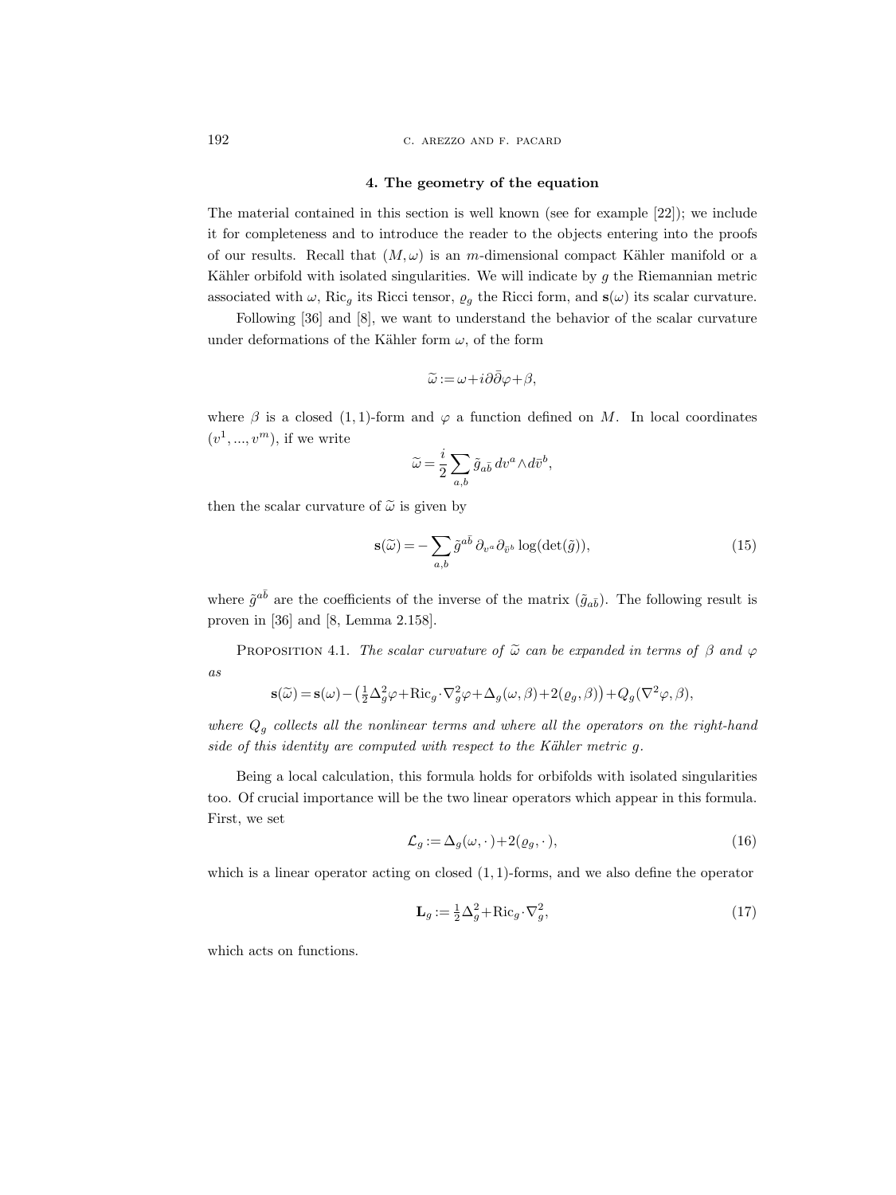## 4. The geometry of the equation

The material contained in this section is well known (see for example [22]); we include it for completeness and to introduce the reader to the objects entering into the proofs of our results. Recall that $(M,\omega)$ is an $m$-dimensional compact Kähler manifold or a Kähler orbifold with isolated singularities. We will indicate by $g$ the Riemannian metric associated with $\omega$, $\mathrm{Ric}_g$ its Ricci tensor, $\varrho_g$ the Ricci form, and $\mathbf{s}(\omega)$ its scalar curvature.

Following [36] and [8], we want to understand the behavior of the scalar curvature under deformations of the Kähler form $\omega$, of the form

$$\widetilde{\omega} := \omega + i\partial\bar{\partial}\varphi + \beta,$$

where $\beta$ is a closed $(1,1)$-form and $\varphi$ a function defined on $M$. In local coordinates $(v^1, ..., v^m)$, if we write

$$\widetilde{\omega} = \frac{i}{2}\sum_{a,b} \tilde{g}_{a\bar{b}}\, dv^a \wedge d\bar{v}^b,$$

then the scalar curvature of $\widetilde{\omega}$ is given by

$$\mathbf{s}(\widetilde{\omega}) = -\sum_{a,b} \tilde{g}^{a\bar{b}}\, \partial_{v^a}\partial_{\bar{v}^b} \log(\det(\tilde{g})), \tag{15}$$

where $\tilde{g}^{a\bar{b}}$ are the coefficients of the inverse of the matrix $(\tilde{g}_{a\bar{b}})$. The following result is proven in [36] and [8, Lemma 2.158].

Proposition 4.1. *The scalar curvature of $\widetilde{\omega}$ can be expanded in terms of $\beta$ and $\varphi$ as*

$$\mathbf{s}(\widetilde{\omega}) = \mathbf{s}(\omega) - \big(\tfrac{1}{2}\Delta_g^2\varphi + \mathrm{Ric}_g\cdot\nabla_g^2\varphi + \Delta_g(\omega,\beta) + 2(\varrho_g,\beta)\big) + Q_g(\nabla^2\varphi,\beta),$$

*where $Q_g$ collects all the nonlinear terms and where all the operators on the right-hand side of this identity are computed with respect to the Kähler metric $g$.*

Being a local calculation, this formula holds for orbifolds with isolated singularities too. Of crucial importance will be the two linear operators which appear in this formula. First, we set

$$\mathcal{L}_g := \Delta_g(\omega,\cdot\,) + 2(\varrho_g,\cdot\,), \tag{16}$$

which is a linear operator acting on closed $(1,1)$-forms, and we also define the operator

$$\mathbf{L}_g := \tfrac{1}{2}\Delta_g^2 + \mathrm{Ric}_g\cdot\nabla_g^2, \tag{17}$$

which acts on functions.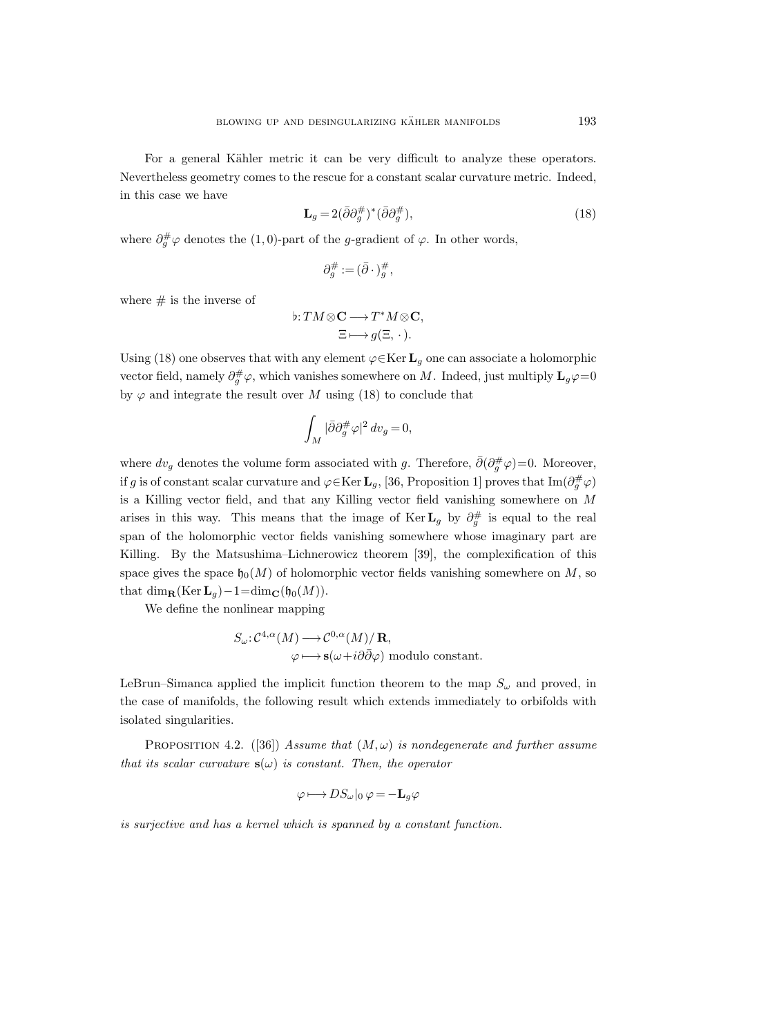For a general Kähler metric it can be very difficult to analyze these operators. Nevertheless geometry comes to the rescue for a constant scalar curvature metric. Indeed, in this case we have

$$\mathbf{L}_g = 2(\bar\partial \partial_g^{\#})^*(\bar\partial \partial_g^{\#}), \tag{18}$$

where $\partial_g^{\#}\varphi$ denotes the $(1,0)$-part of the $g$-gradient of $\varphi$. In other words,

$$\partial_g^{\#} := (\bar\partial\,\cdot\,)_g^{\#},$$

where $\#$ is the inverse of

$$\begin{aligned} \flat: TM\otimes\mathbf{C} &\longrightarrow T^*M\otimes\mathbf{C},\\ \Xi &\longmapsto g(\Xi,\,\cdot\,). \end{aligned}$$

Using (18) one observes that with any element $\varphi\in\operatorname{Ker}\mathbf{L}_g$ one can associate a holomorphic vector field, namely $\partial_g^{\#}\varphi$, which vanishes somewhere on $M$. Indeed, just multiply $\mathbf{L}_g\varphi=0$ by $\varphi$ and integrate the result over $M$ using (18) to conclude that

$$\int_M |\bar\partial\partial_g^{\#}\varphi|^2\,dv_g = 0,$$

where $dv_g$ denotes the volume form associated with $g$. Therefore, $\bar\partial(\partial_g^{\#}\varphi)=0$. Moreover, if $g$ is of constant scalar curvature and $\varphi\in\operatorname{Ker}\mathbf{L}_g$, [36, Proposition 1] proves that $\operatorname{Im}(\partial_g^{\#}\varphi)$ is a Killing vector field, and that any Killing vector field vanishing somewhere on $M$ arises in this way. This means that the image of $\operatorname{Ker}\mathbf{L}_g$ by $\partial_g^{\#}$ is equal to the real span of the holomorphic vector fields vanishing somewhere whose imaginary part are Killing. By the Matsushima–Lichnerowicz theorem [39], the complexification of this space gives the space $\mathfrak{h}_0(M)$ of holomorphic vector fields vanishing somewhere on $M$, so that $\dim_{\mathbf{R}}(\operatorname{Ker}\mathbf{L}_g)-1=\dim_{\mathbf{C}}(\mathfrak{h}_0(M))$.

We define the nonlinear mapping

$$\begin{aligned} S_\omega: \mathcal{C}^{4,\alpha}(M) &\longrightarrow \mathcal{C}^{0,\alpha}(M)/\,\mathbf{R},\\ \varphi &\longmapsto \mathbf{s}(\omega+i\partial\bar\partial\varphi) \text{ modulo constant.} \end{aligned}$$

LeBrun–Simanca applied the implicit function theorem to the map $S_\omega$ and proved, in the case of manifolds, the following result which extends immediately to orbifolds with isolated singularities.

Proposition 4.2. ([36]) *Assume that $(M,\omega)$ is nondegenerate and further assume that its scalar curvature $\mathbf{s}(\omega)$ is constant. Then, the operator*

$$\varphi \longmapsto DS_\omega|_0\,\varphi = -\mathbf{L}_g\varphi$$

*is surjective and has a kernel which is spanned by a constant function.*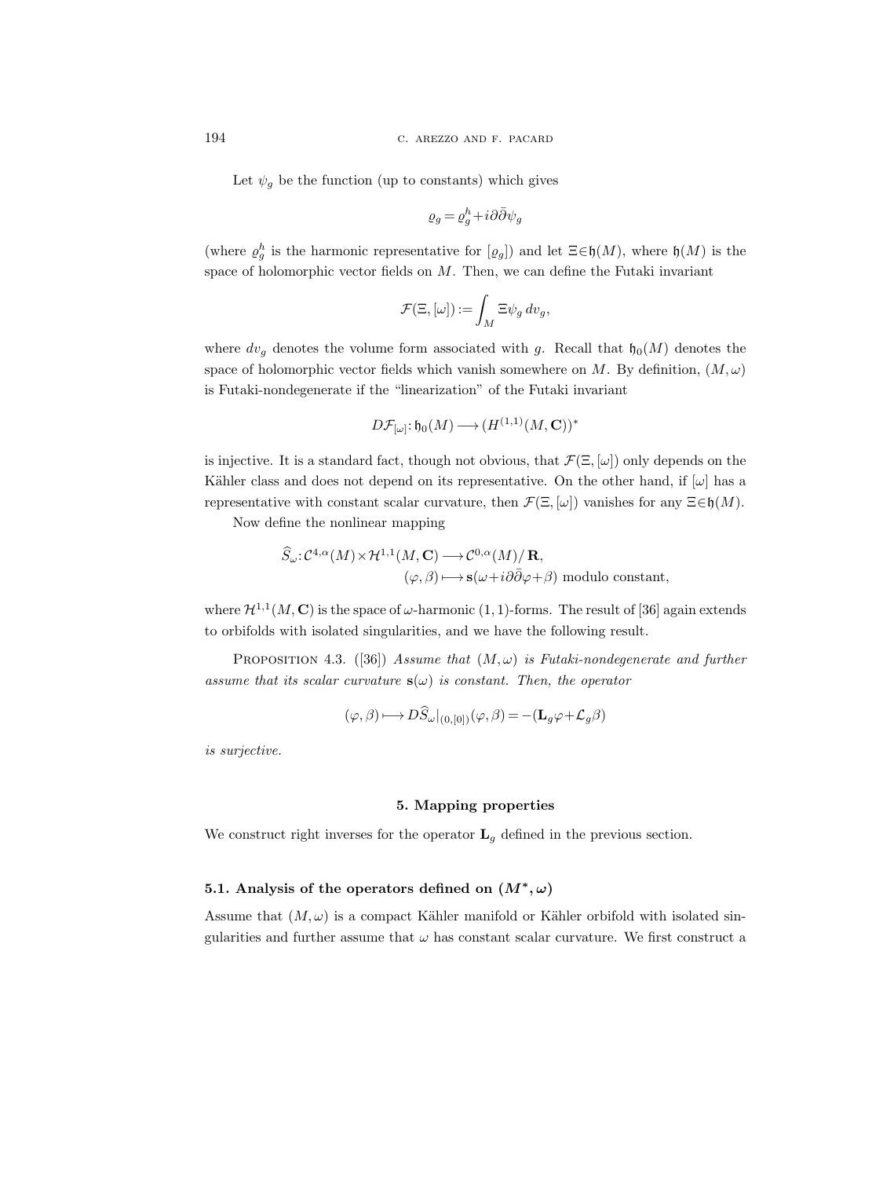Let $\psi_g$ be the function (up to constants) which gives

$$\varrho_g = \varrho_g^h + i\partial\bar{\partial}\psi_g$$

(where $\varrho_g^h$ is the harmonic representative for $[\varrho_g]$) and let $\Xi \in \mathfrak{h}(M)$, where $\mathfrak{h}(M)$ is the space of holomorphic vector fields on $M$. Then, we can define the Futaki invariant

$$\mathcal{F}(\Xi, [\omega]) := \int_M \Xi\psi_g \, dv_g,$$

where $dv_g$ denotes the volume form associated with $g$. Recall that $\mathfrak{h}_0(M)$ denotes the space of holomorphic vector fields which vanish somewhere on $M$. By definition, $(M,\omega)$ is Futaki-nondegenerate if the "linearization" of the Futaki invariant

$$D\mathcal{F}_{[\omega]} : \mathfrak{h}_0(M) \longrightarrow (H^{(1,1)}(M, \mathbf{C}))^*$$

is injective. It is a standard fact, though not obvious, that $\mathcal{F}(\Xi, [\omega])$ only depends on the Kähler class and does not depend on its representative. On the other hand, if $[\omega]$ has a representative with constant scalar curvature, then $\mathcal{F}(\Xi, [\omega])$ vanishes for any $\Xi \in \mathfrak{h}(M)$.

Now define the nonlinear mapping

$$\begin{aligned} \widehat{S}_\omega : \mathcal{C}^{4,\alpha}(M) \times \mathcal{H}^{1,1}(M, \mathbf{C}) &\longrightarrow \mathcal{C}^{0,\alpha}(M)/\,\mathbf{R}, \\ (\varphi, \beta) &\longmapsto \mathbf{s}(\omega + i\partial\bar{\partial}\varphi + \beta) \text{ modulo constant,} \end{aligned}$$

where $\mathcal{H}^{1,1}(M, \mathbf{C})$ is the space of $\omega$-harmonic $(1,1)$-forms. The result of [36] again extends to orbifolds with isolated singularities, and we have the following result.

Proposition 4.3. ([36]) *Assume that $(M,\omega)$ is Futaki-nondegenerate and further assume that its scalar curvature $\mathbf{s}(\omega)$ is constant. Then, the operator*

$$(\varphi, \beta) \longmapsto D\widehat{S}_\omega|_{(0,[0])}(\varphi, \beta) = -(\mathbf{L}_g\varphi + \mathcal{L}_g\beta)$$

*is surjective.*

## 5. Mapping properties

We construct right inverses for the operator $\mathbf{L}_g$ defined in the previous section.

### 5.1. Analysis of the operators defined on $(M^*, \omega)$

Assume that $(M,\omega)$ is a compact Kähler manifold or Kähler orbifold with isolated singularities and further assume that $\omega$ has constant scalar curvature. We first construct a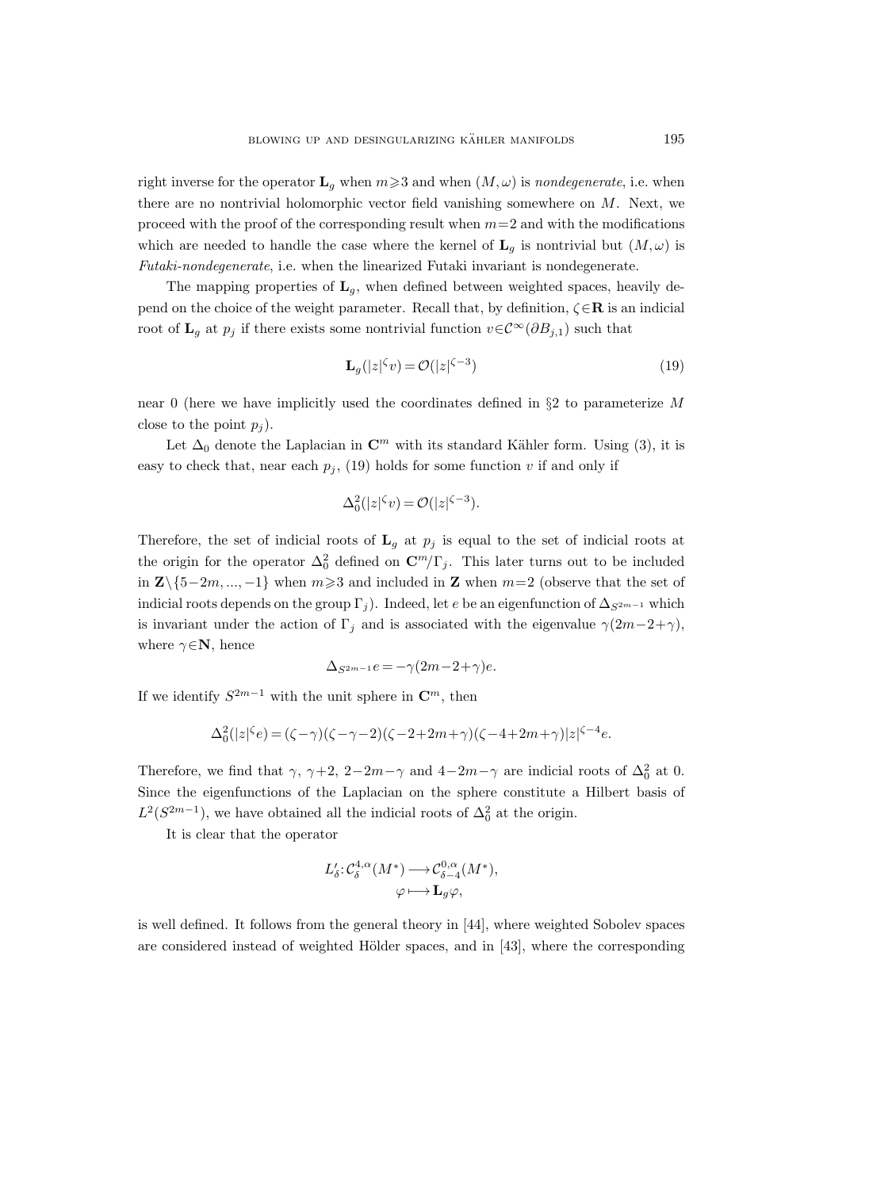right inverse for the operator $\mathbf{L}_g$ when $m\geqslant 3$ and when $(M,\omega)$ is *nondegenerate*, i.e. when there are no nontrivial holomorphic vector field vanishing somewhere on $M$. Next, we proceed with the proof of the corresponding result when $m=2$ and with the modifications which are needed to handle the case where the kernel of $\mathbf{L}_g$ is nontrivial but $(M,\omega)$ is *Futaki-nondegenerate*, i.e. when the linearized Futaki invariant is nondegenerate.

The mapping properties of $\mathbf{L}_g$, when defined between weighted spaces, heavily depend on the choice of the weight parameter. Recall that, by definition, $\zeta\in\mathbf{R}$ is an indicial root of $\mathbf{L}_g$ at $p_j$ if there exists some nontrivial function $v\in\mathcal{C}^\infty(\partial B_{j,1})$ such that

$$\mathbf{L}_g(|z|^\zeta v)=\mathcal{O}(|z|^{\zeta-3}) \tag{19}$$

near 0 (here we have implicitly used the coordinates defined in §2 to parameterize $M$ close to the point $p_j$).

Let $\Delta_0$ denote the Laplacian in $\mathbf{C}^m$ with its standard Kähler form. Using (3), it is easy to check that, near each $p_j$, (19) holds for some function $v$ if and only if

$$\Delta_0^2(|z|^\zeta v)=\mathcal{O}(|z|^{\zeta-3}).$$

Therefore, the set of indicial roots of $\mathbf{L}_g$ at $p_j$ is equal to the set of indicial roots at the origin for the operator $\Delta_0^2$ defined on $\mathbf{C}^m/\Gamma_j$. This later turns out to be included in $\mathbf{Z}\setminus\{5-2m,...,-1\}$ when $m\geqslant 3$ and included in $\mathbf{Z}$ when $m=2$ (observe that the set of indicial roots depends on the group $\Gamma_j$). Indeed, let $e$ be an eigenfunction of $\Delta_{S^{2m-1}}$ which is invariant under the action of $\Gamma_j$ and is associated with the eigenvalue $\gamma(2m-2+\gamma)$, where $\gamma\in\mathbf{N}$, hence

$$\Delta_{S^{2m-1}}e=-\gamma(2m-2+\gamma)e.$$

If we identify $S^{2m-1}$ with the unit sphere in $\mathbf{C}^m$, then

$$\Delta_0^2(|z|^\zeta e)=(\zeta-\gamma)(\zeta-\gamma-2)(\zeta-2+2m+\gamma)(\zeta-4+2m+\gamma)|z|^{\zeta-4}e.$$

Therefore, we find that $\gamma$, $\gamma+2$, $2-2m-\gamma$ and $4-2m-\gamma$ are indicial roots of $\Delta_0^2$ at 0. Since the eigenfunctions of the Laplacian on the sphere constitute a Hilbert basis of $L^2(S^{2m-1})$, we have obtained all the indicial roots of $\Delta_0^2$ at the origin.

It is clear that the operator

$$\begin{aligned} L'_\delta\colon \mathcal{C}^{4,\alpha}_\delta(M^*) &\longrightarrow \mathcal{C}^{0,\alpha}_{\delta-4}(M^*),\\ \varphi &\longmapsto \mathbf{L}_g\varphi, \end{aligned}$$

is well defined. It follows from the general theory in [44], where weighted Sobolev spaces are considered instead of weighted Hölder spaces, and in [43], where the corresponding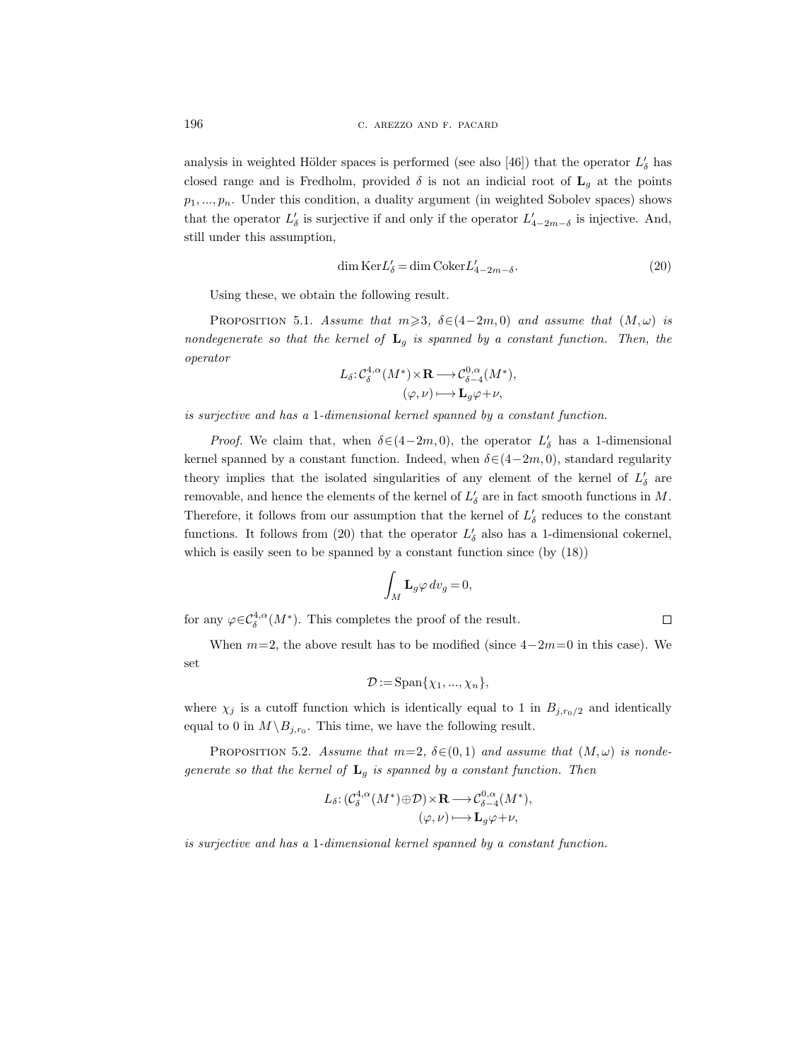analysis in weighted Hölder spaces is performed (see also [46]) that the operator $L'_\delta$ has closed range and is Fredholm, provided $\delta$ is not an indicial root of $\mathbf{L}_g$ at the points $p_1, ..., p_n$. Under this condition, a duality argument (in weighted Sobolev spaces) shows that the operator $L'_\delta$ is surjective if and only if the operator $L'_{4-2m-\delta}$ is injective. And, still under this assumption,

$$\dim \mathrm{Ker} L'_\delta = \dim \mathrm{Coker} L'_{4-2m-\delta}. \tag{20}$$

Using these, we obtain the following result.

Proposition 5.1. *Assume that $m \geqslant 3$, $\delta \in (4-2m, 0)$ and assume that $(M, \omega)$ is nondegenerate so that the kernel of $\mathbf{L}_g$ is spanned by a constant function. Then, the operator*

$$\begin{aligned} L_\delta : \mathcal{C}^{4,\alpha}_\delta(M^*) \times \mathbf{R} &\longrightarrow \mathcal{C}^{0,\alpha}_{\delta-4}(M^*), \\ (\varphi, \nu) &\longmapsto \mathbf{L}_g \varphi + \nu, \end{aligned}$$

*is surjective and has a 1-dimensional kernel spanned by a constant function.*

*Proof.* We claim that, when $\delta \in (4-2m, 0)$, the operator $L'_\delta$ has a 1-dimensional kernel spanned by a constant function. Indeed, when $\delta \in (4-2m, 0)$, standard regularity theory implies that the isolated singularities of any element of the kernel of $L'_\delta$ are removable, and hence the elements of the kernel of $L'_\delta$ are in fact smooth functions in $M$. Therefore, it follows from our assumption that the kernel of $L'_\delta$ reduces to the constant functions. It follows from (20) that the operator $L'_\delta$ also has a 1-dimensional cokernel, which is easily seen to be spanned by a constant function since (by (18))

$$\int_M \mathbf{L}_g \varphi \, dv_g = 0,$$

for any $\varphi \in \mathcal{C}^{4,\alpha}_\delta(M^*)$. This completes the proof of the result. $\square$

When $m=2$, the above result has to be modified (since $4-2m=0$ in this case). We set

$$\mathcal{D} := \mathrm{Span}\{\chi_1, ..., \chi_n\},$$

where $\chi_j$ is a cutoff function which is identically equal to 1 in $B_{j, r_0/2}$ and identically equal to 0 in $M \setminus B_{j, r_0}$. This time, we have the following result.

Proposition 5.2. *Assume that $m=2$, $\delta \in (0,1)$ and assume that $(M, \omega)$ is nondegenerate so that the kernel of $\mathbf{L}_g$ is spanned by a constant function. Then*

$$\begin{aligned} L_\delta : (\mathcal{C}^{4,\alpha}_\delta(M^*) \oplus \mathcal{D}) \times \mathbf{R} &\longrightarrow \mathcal{C}^{0,\alpha}_{\delta-4}(M^*), \\ (\varphi, \nu) &\longmapsto \mathbf{L}_g \varphi + \nu, \end{aligned}$$

*is surjective and has a 1-dimensional kernel spanned by a constant function.*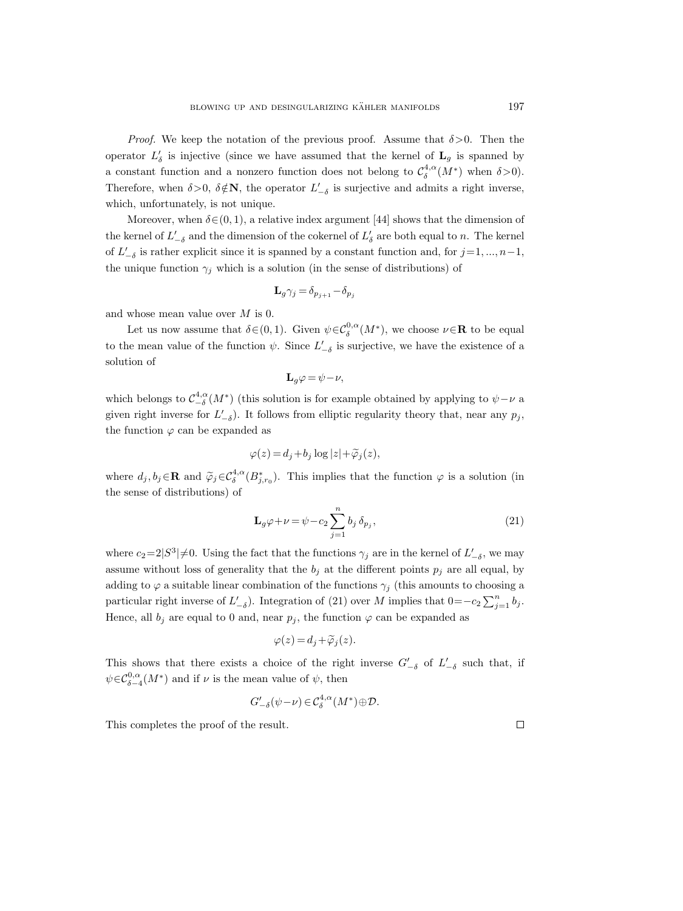*Proof.* We keep the notation of the previous proof. Assume that $\delta>0$. Then the operator $L'_\delta$ is injective (since we have assumed that the kernel of $\mathbf{L}_g$ is spanned by a constant function and a nonzero function does not belong to $\mathcal{C}^{4,\alpha}_\delta(M^*)$ when $\delta>0$). Therefore, when $\delta>0$, $\delta\notin\mathbf{N}$, the operator $L'_{-\delta}$ is surjective and admits a right inverse, which, unfortunately, is not unique.

Moreover, when $\delta\in(0,1)$, a relative index argument [44] shows that the dimension of the kernel of $L'_{-\delta}$ and the dimension of the cokernel of $L'_\delta$ are both equal to $n$. The kernel of $L'_{-\delta}$ is rather explicit since it is spanned by a constant function and, for $j=1,...,n-1$, the unique function $\gamma_j$ which is a solution (in the sense of distributions) of

$$\mathbf{L}_g\gamma_j=\delta_{p_{j+1}}-\delta_{p_j}$$

and whose mean value over $M$ is 0.

Let us now assume that $\delta\in(0,1)$. Given $\psi\in\mathcal{C}^{0,\alpha}_\delta(M^*)$, we choose $\nu\in\mathbf{R}$ to be equal to the mean value of the function $\psi$. Since $L'_{-\delta}$ is surjective, we have the existence of a solution of

$$\mathbf{L}_g\varphi=\psi-\nu,$$

which belongs to $\mathcal{C}^{4,\alpha}_{-\delta}(M^*)$ (this solution is for example obtained by applying to $\psi-\nu$ a given right inverse for $L'_{-\delta}$). It follows from elliptic regularity theory that, near any $p_j$, the function $\varphi$ can be expanded as

$$\varphi(z)=d_j+b_j\log|z|+\widetilde{\varphi}_j(z),$$

where $d_j,b_j\in\mathbf{R}$ and $\widetilde{\varphi}_j\in\mathcal{C}^{4,\alpha}_\delta(B^*_{j,r_0})$. This implies that the function $\varphi$ is a solution (in the sense of distributions) of

$$\mathbf{L}_g\varphi+\nu=\psi-c_2\sum_{j=1}^n b_j\,\delta_{p_j}, \tag{21}$$

where $c_2=2|S^3|\neq0$. Using the fact that the functions $\gamma_j$ are in the kernel of $L'_{-\delta}$, we may assume without loss of generality that the $b_j$ at the different points $p_j$ are all equal, by adding to $\varphi$ a suitable linear combination of the functions $\gamma_j$ (this amounts to choosing a particular right inverse of $L'_{-\delta}$). Integration of (21) over $M$ implies that $0=-c_2\sum_{j=1}^n b_j$. Hence, all $b_j$ are equal to 0 and, near $p_j$, the function $\varphi$ can be expanded as

$$\varphi(z)=d_j+\widetilde{\varphi}_j(z).$$

This shows that there exists a choice of the right inverse $G'_{-\delta}$ of $L'_{-\delta}$ such that, if $\psi\in\mathcal{C}^{0,\alpha}_{\delta-4}(M^*)$ and if $\nu$ is the mean value of $\psi$, then

$$G'_{-\delta}(\psi-\nu)\in\mathcal{C}^{4,\alpha}_\delta(M^*)\oplus\mathcal{D}.$$

This completes the proof of the result. □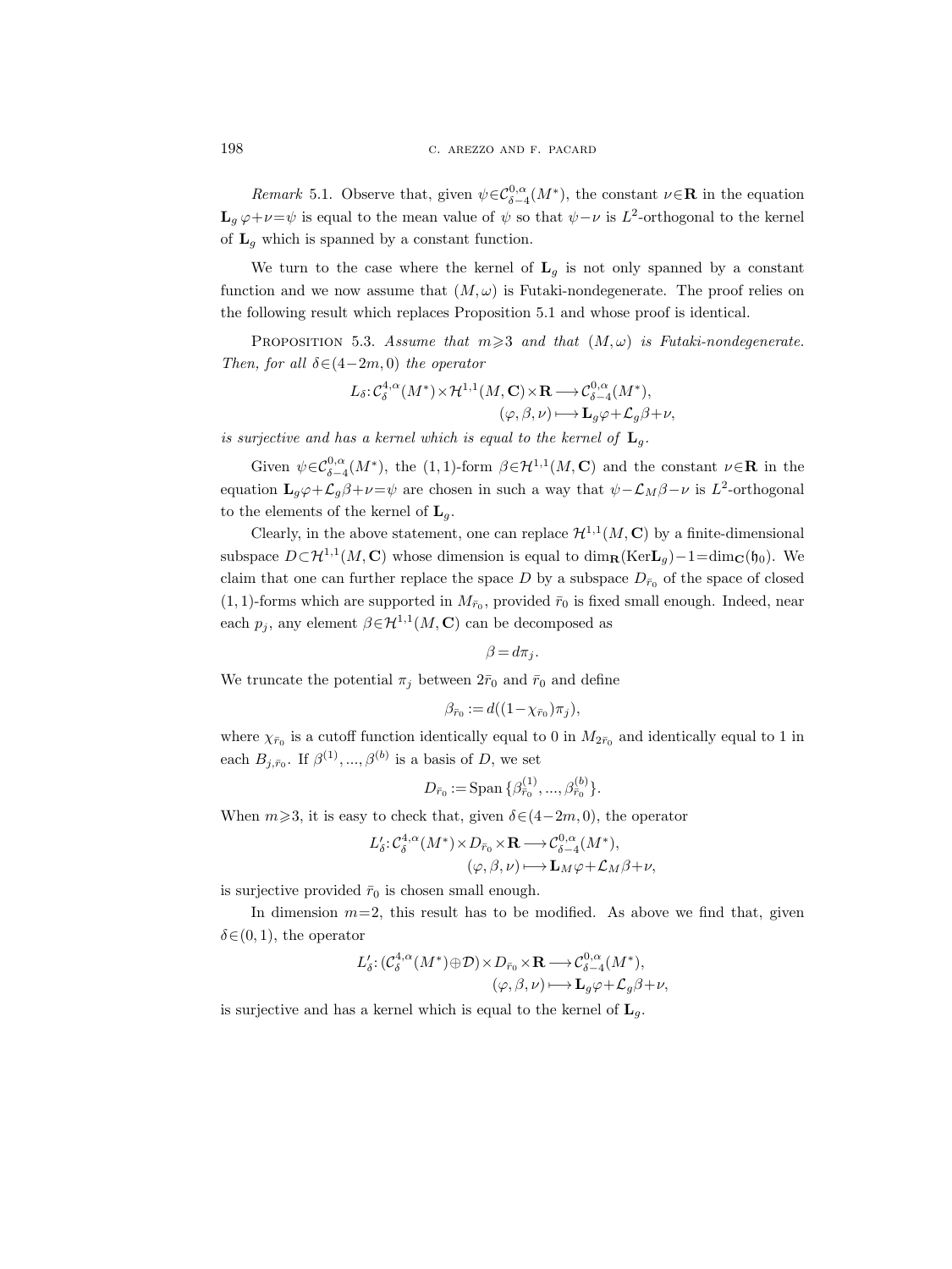*Remark* 5.1. Observe that, given $\psi\in\mathcal{C}^{0,\alpha}_{\delta-4}(M^*)$, the constant $\nu\in\mathbf{R}$ in the equation $\mathbf{L}_g\,\varphi+\nu=\psi$ is equal to the mean value of $\psi$ so that $\psi-\nu$ is $L^2$-orthogonal to the kernel of $\mathbf{L}_g$ which is spanned by a constant function.

We turn to the case where the kernel of $\mathbf{L}_g$ is not only spanned by a constant function and we now assume that $(M,\omega)$ is Futaki-nondegenerate. The proof relies on the following result which replaces Proposition 5.1 and whose proof is identical.

PROPOSITION 5.3. *Assume that $m\geqslant 3$ and that $(M,\omega)$ is Futaki-nondegenerate. Then, for all $\delta\in(4-2m,0)$ the operator*

$$
\begin{aligned}
L_\delta\colon \mathcal{C}^{4,\alpha}_{\delta}(M^*)\times\mathcal{H}^{1,1}(M,\mathbf{C})\times\mathbf{R} &\longrightarrow \mathcal{C}^{0,\alpha}_{\delta-4}(M^*),\\
(\varphi,\beta,\nu) &\longmapsto \mathbf{L}_g\varphi+\mathcal{L}_g\beta+\nu,
\end{aligned}
$$

*is surjective and has a kernel which is equal to the kernel of $\mathbf{L}_g$.*

Given $\psi\in\mathcal{C}^{0,\alpha}_{\delta-4}(M^*)$, the $(1,1)$-form $\beta\in\mathcal{H}^{1,1}(M,\mathbf{C})$ and the constant $\nu\in\mathbf{R}$ in the equation $\mathbf{L}_g\varphi+\mathcal{L}_g\beta+\nu=\psi$ are chosen in such a way that $\psi-\mathcal{L}_M\beta-\nu$ is $L^2$-orthogonal to the elements of the kernel of $\mathbf{L}_g$.

Clearly, in the above statement, one can replace $\mathcal{H}^{1,1}(M,\mathbf{C})$ by a finite-dimensional subspace $D\subset\mathcal{H}^{1,1}(M,\mathbf{C})$ whose dimension is equal to $\dim_{\mathbf{R}}(\mathrm{Ker}\mathbf{L}_g)-1=\dim_{\mathbf{C}}(\mathfrak{h}_0)$. We claim that one can further replace the space $D$ by a subspace $D_{\bar r_0}$ of the space of closed $(1,1)$-forms which are supported in $M_{\bar r_0}$, provided $\bar r_0$ is fixed small enough. Indeed, near each $p_j$, any element $\beta\in\mathcal{H}^{1,1}(M,\mathbf{C})$ can be decomposed as

$$
\beta=d\pi_j.
$$

We truncate the potential $\pi_j$ between $2\bar r_0$ and $\bar r_0$ and define

$$
\beta_{\bar r_0}:=d((1-\chi_{\bar r_0})\pi_j),
$$

where $\chi_{\bar r_0}$ is a cutoff function identically equal to 0 in $M_{2\bar r_0}$ and identically equal to 1 in each $B_{j,\bar r_0}$. If $\beta^{(1)},...,\beta^{(b)}$ is a basis of $D$, we set

$$
D_{\bar r_0}:=\mathrm{Span}\,\{\beta^{(1)}_{\bar r_0},...,\beta^{(b)}_{\bar r_0}\}.
$$

When $m\geqslant 3$, it is easy to check that, given $\delta\in(4-2m,0)$, the operator

$$
\begin{aligned}
L'_\delta\colon \mathcal{C}^{4,\alpha}_{\delta}(M^*)\times D_{\bar r_0}\times\mathbf{R} &\longrightarrow \mathcal{C}^{0,\alpha}_{\delta-4}(M^*),\\
(\varphi,\beta,\nu) &\longmapsto \mathbf{L}_M\varphi+\mathcal{L}_M\beta+\nu,
\end{aligned}
$$

is surjective provided $\bar r_0$ is chosen small enough.

In dimension $m=2$, this result has to be modified. As above we find that, given $\delta\in(0,1)$, the operator

$$
\begin{aligned}
L'_\delta\colon (\mathcal{C}^{4,\alpha}_{\delta}(M^*)\oplus\mathcal{D})\times D_{\bar r_0}\times\mathbf{R} &\longrightarrow \mathcal{C}^{0,\alpha}_{\delta-4}(M^*),\\
(\varphi,\beta,\nu) &\longmapsto \mathbf{L}_g\varphi+\mathcal{L}_g\beta+\nu,
\end{aligned}
$$

is surjective and has a kernel which is equal to the kernel of $\mathbf{L}_g$.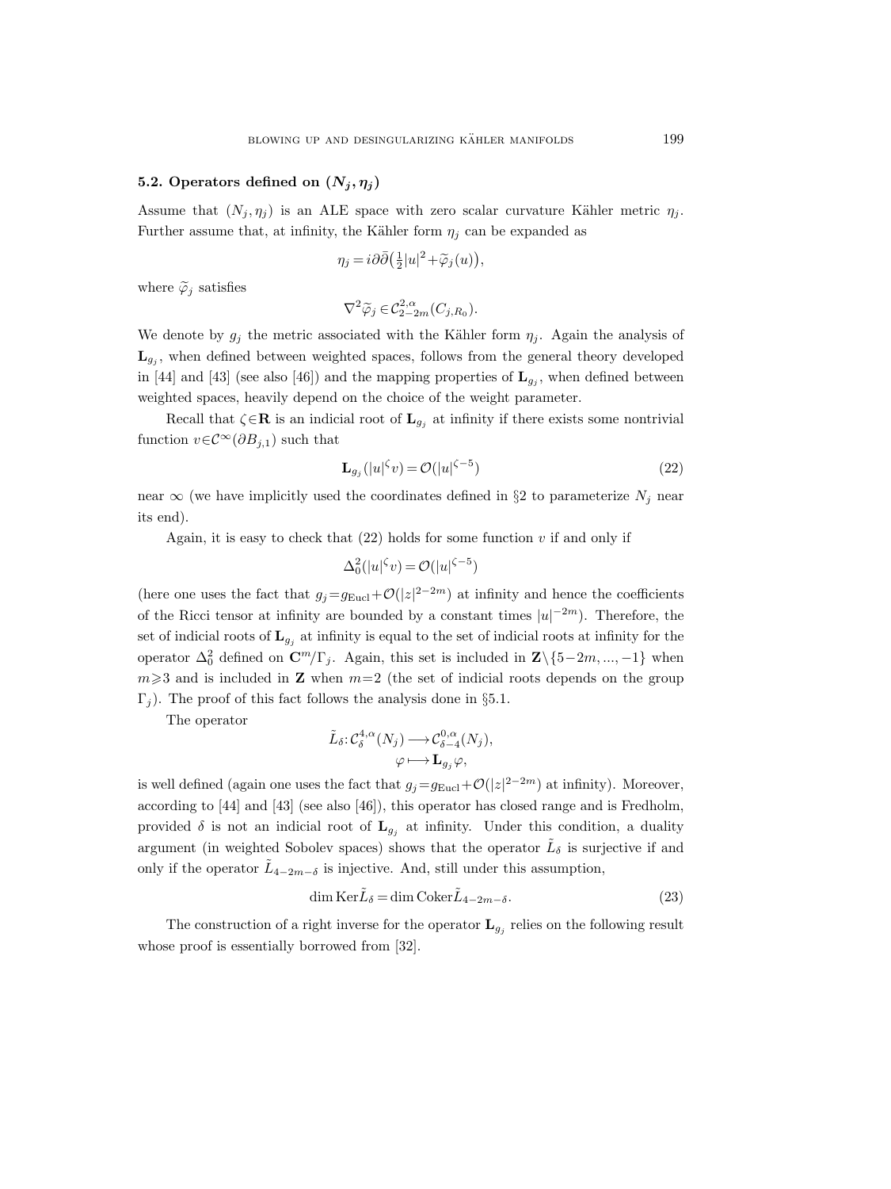### 5.2. Operators defined on $(N_j, \eta_j)$

Assume that $(N_j, \eta_j)$ is an ALE space with zero scalar curvature Kähler metric $\eta_j$. Further assume that, at infinity, the Kähler form $\eta_j$ can be expanded as

$$\eta_j = i\partial\bar{\partial}\big(\tfrac{1}{2}|u|^2 + \widetilde{\varphi}_j(u)\big),$$

where $\widetilde{\varphi}_j$ satisfies

$$\nabla^2 \widetilde{\varphi}_j \in \mathcal{C}^{2,\alpha}_{2-2m}(C_{j,R_0}).$$

We denote by $g_j$ the metric associated with the Kähler form $\eta_j$. Again the analysis of $\mathbf{L}_{g_j}$, when defined between weighted spaces, follows from the general theory developed in [44] and [43] (see also [46]) and the mapping properties of $\mathbf{L}_{g_j}$, when defined between weighted spaces, heavily depend on the choice of the weight parameter.

Recall that $\zeta \in \mathbf{R}$ is an indicial root of $\mathbf{L}_{g_j}$ at infinity if there exists some nontrivial function $v \in \mathcal{C}^\infty(\partial B_{j,1})$ such that

$$\mathbf{L}_{g_j}(|u|^\zeta v) = \mathcal{O}(|u|^{\zeta-5}) \tag{22}$$

near $\infty$ (we have implicitly used the coordinates defined in §2 to parameterize $N_j$ near its end).

Again, it is easy to check that (22) holds for some function $v$ if and only if

$$\Delta_0^2(|u|^\zeta v) = \mathcal{O}(|u|^{\zeta-5})$$

(here one uses the fact that $g_j = g_{\mathrm{Eucl}} + \mathcal{O}(|z|^{2-2m})$ at infinity and hence the coefficients of the Ricci tensor at infinity are bounded by a constant times $|u|^{-2m}$). Therefore, the set of indicial roots of $\mathbf{L}_{g_j}$ at infinity is equal to the set of indicial roots at infinity for the operator $\Delta_0^2$ defined on $\mathbf{C}^m/\Gamma_j$. Again, this set is included in $\mathbf{Z}\setminus\{5-2m, ..., -1\}$ when $m \geqslant 3$ and is included in $\mathbf{Z}$ when $m=2$ (the set of indicial roots depends on the group $\Gamma_j$). The proof of this fact follows the analysis done in §5.1.

The operator

$$\begin{aligned} \tilde{L}_\delta : \mathcal{C}^{4,\alpha}_\delta(N_j) &\longrightarrow \mathcal{C}^{0,\alpha}_{\delta-4}(N_j), \\ \varphi &\longmapsto \mathbf{L}_{g_j}\varphi, \end{aligned}$$

is well defined (again one uses the fact that $g_j = g_{\mathrm{Eucl}} + \mathcal{O}(|z|^{2-2m})$ at infinity). Moreover, according to [44] and [43] (see also [46]), this operator has closed range and is Fredholm, provided $\delta$ is not an indicial root of $\mathbf{L}_{g_j}$ at infinity. Under this condition, a duality argument (in weighted Sobolev spaces) shows that the operator $\tilde{L}_\delta$ is surjective if and only if the operator $\tilde{L}_{4-2m-\delta}$ is injective. And, still under this assumption,

$$\dim \operatorname{Ker} \tilde{L}_\delta = \dim \operatorname{Coker} \tilde{L}_{4-2m-\delta}. \tag{23}$$

The construction of a right inverse for the operator $\mathbf{L}_{g_j}$ relies on the following result whose proof is essentially borrowed from [32].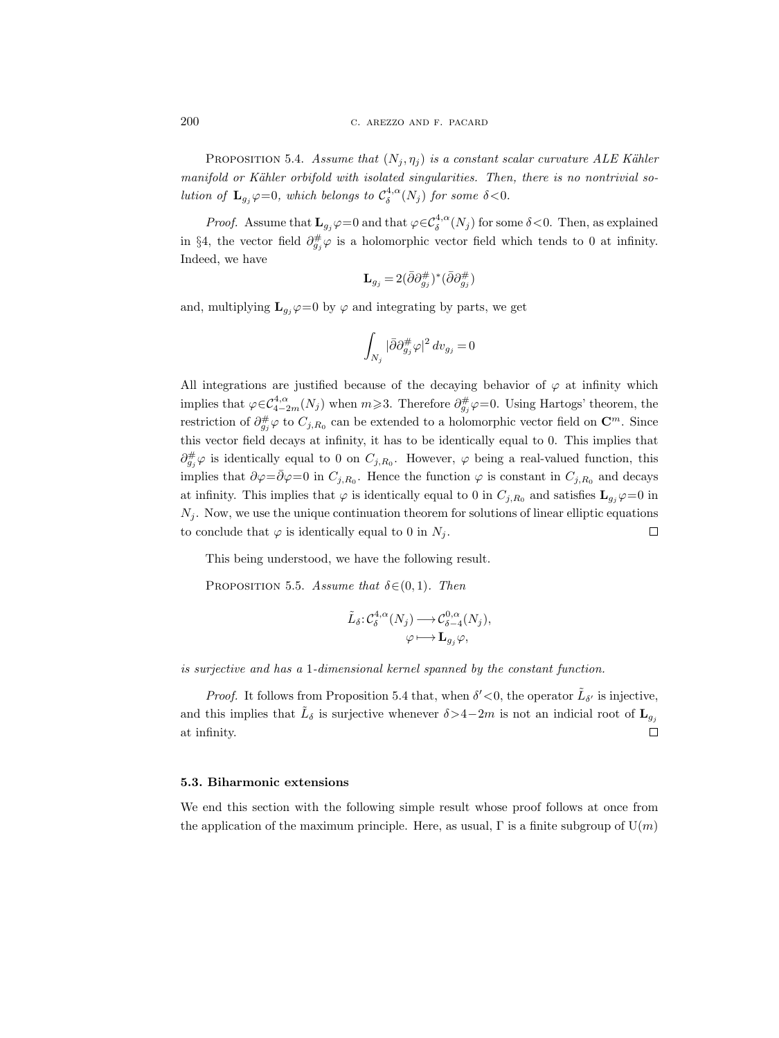Proposition 5.4. *Assume that $(N_j, \eta_j)$ is a constant scalar curvature ALE Kähler manifold or Kähler orbifold with isolated singularities. Then, there is no nontrivial solution of $\mathbf{L}_{g_j}\varphi=0$, which belongs to $\mathcal{C}^{4,\alpha}_{\delta}(N_j)$ for some $\delta<0$.*

*Proof.* Assume that $\mathbf{L}_{g_j}\varphi=0$ and that $\varphi\in\mathcal{C}^{4,\alpha}_{\delta}(N_j)$ for some $\delta<0$. Then, as explained in §4, the vector field $\partial^{\#}_{g_j}\varphi$ is a holomorphic vector field which tends to 0 at infinity. Indeed, we have

$$\mathbf{L}_{g_j} = 2(\bar\partial\partial^{\#}_{g_j})^*(\bar\partial\partial^{\#}_{g_j})$$

and, multiplying $\mathbf{L}_{g_j}\varphi=0$ by $\varphi$ and integrating by parts, we get

$$\int_{N_j} |\bar\partial\partial^{\#}_{g_j}\varphi|^2\, dv_{g_j} = 0$$

All integrations are justified because of the decaying behavior of $\varphi$ at infinity which implies that $\varphi\in\mathcal{C}^{4,\alpha}_{4-2m}(N_j)$ when $m\geqslant 3$. Therefore $\partial^{\#}_{g_j}\varphi=0$. Using Hartogs' theorem, the restriction of $\partial^{\#}_{g_j}\varphi$ to $C_{j,R_0}$ can be extended to a holomorphic vector field on $\mathbf{C}^m$. Since this vector field decays at infinity, it has to be identically equal to 0. This implies that $\partial^{\#}_{g_j}\varphi$ is identically equal to 0 on $C_{j,R_0}$. However, $\varphi$ being a real-valued function, this implies that $\partial\varphi=\bar\partial\varphi=0$ in $C_{j,R_0}$. Hence the function $\varphi$ is constant in $C_{j,R_0}$ and decays at infinity. This implies that $\varphi$ is identically equal to 0 in $C_{j,R_0}$ and satisfies $\mathbf{L}_{g_j}\varphi=0$ in $N_j$. Now, we use the unique continuation theorem for solutions of linear elliptic equations to conclude that $\varphi$ is identically equal to 0 in $N_j$. □

This being understood, we have the following result.

Proposition 5.5. *Assume that $\delta\in(0,1)$. Then*

$$\tilde L_\delta : \mathcal{C}^{4,\alpha}_{\delta}(N_j) \longrightarrow \mathcal{C}^{0,\alpha}_{\delta-4}(N_j),$$
$$\varphi \longmapsto \mathbf{L}_{g_j}\varphi,$$

*is surjective and has a 1-dimensional kernel spanned by the constant function.*

*Proof.* It follows from Proposition 5.4 that, when $\delta'<0$, the operator $\tilde L_{\delta'}$ is injective, and this implies that $\tilde L_\delta$ is surjective whenever $\delta>4-2m$ is not an indicial root of $\mathbf{L}_{g_j}$ at infinity. □

### 5.3. Biharmonic extensions

We end this section with the following simple result whose proof follows at once from the application of the maximum principle. Here, as usual, $\Gamma$ is a finite subgroup of $\mathrm{U}(m)$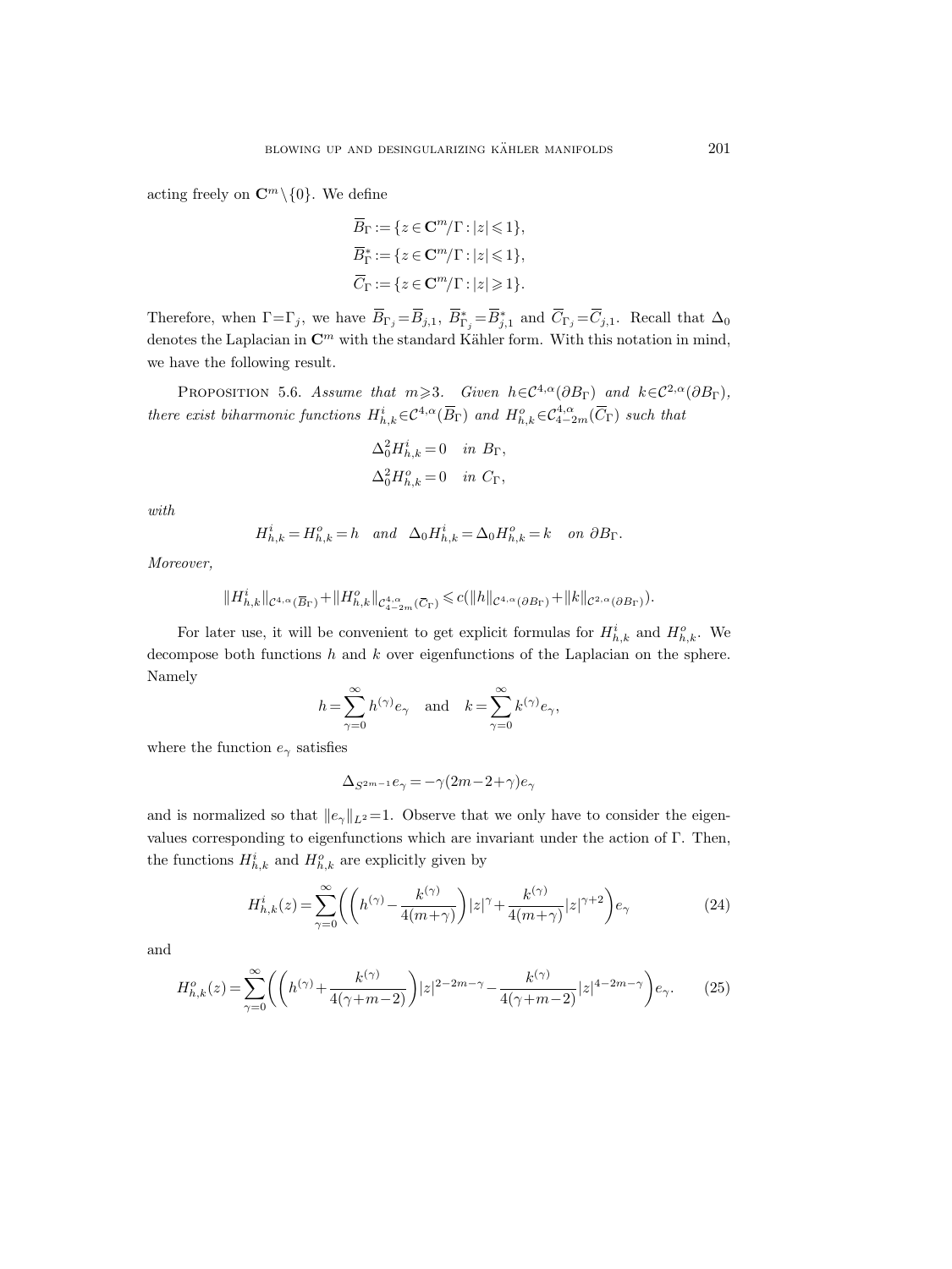acting freely on $\mathbf{C}^m \setminus \{0\}$. We define

$$\overline{B}_\Gamma := \{z \in \mathbf{C}^m/\Gamma : |z| \leqslant 1\},$$

$$\overline{B}^*_\Gamma := \{z \in \mathbf{C}^m/\Gamma : |z| \leqslant 1\},$$

$$\overline{C}_\Gamma := \{z \in \mathbf{C}^m/\Gamma : |z| \geqslant 1\}.$$

Therefore, when $\Gamma = \Gamma_j$, we have $\overline{B}_{\Gamma_j} = \overline{B}_{j,1}$, $\overline{B}^*_{\Gamma_j} = \overline{B}^*_{j,1}$ and $\overline{C}_{\Gamma_j} = \overline{C}_{j,1}$. Recall that $\Delta_0$ denotes the Laplacian in $\mathbf{C}^m$ with the standard Kähler form. With this notation in mind, we have the following result.

PROPOSITION 5.6. *Assume that $m \geqslant 3$. Given $h \in \mathcal{C}^{4,\alpha}(\partial B_\Gamma)$ and $k \in \mathcal{C}^{2,\alpha}(\partial B_\Gamma)$, there exist biharmonic functions $H^i_{h,k} \in \mathcal{C}^{4,\alpha}(\overline{B}_\Gamma)$ and $H^o_{h,k} \in \mathcal{C}^{4,\alpha}_{4-2m}(\overline{C}_\Gamma)$ such that*

$$\Delta_0^2 H^i_{h,k} = 0 \quad \text{in } B_\Gamma,$$

$$\Delta_0^2 H^o_{h,k} = 0 \quad \text{in } C_\Gamma,$$

*with*

$$H^i_{h,k} = H^o_{h,k} = h \quad \text{and} \quad \Delta_0 H^i_{h,k} = \Delta_0 H^o_{h,k} = k \quad \text{on } \partial B_\Gamma.$$

*Moreover,*

$$\|H^i_{h,k}\|_{\mathcal{C}^{4,\alpha}(\overline{B}_\Gamma)} + \|H^o_{h,k}\|_{\mathcal{C}^{4,\alpha}_{4-2m}(\overline{C}_\Gamma)} \leqslant c\big(\|h\|_{\mathcal{C}^{4,\alpha}(\partial B_\Gamma)} + \|k\|_{\mathcal{C}^{2,\alpha}(\partial B_\Gamma)}\big).$$

For later use, it will be convenient to get explicit formulas for $H^i_{h,k}$ and $H^o_{h,k}$. We decompose both functions $h$ and $k$ over eigenfunctions of the Laplacian on the sphere. Namely

$$h = \sum_{\gamma=0}^{\infty} h^{(\gamma)} e_\gamma \quad \text{and} \quad k = \sum_{\gamma=0}^{\infty} k^{(\gamma)} e_\gamma,$$

where the function $e_\gamma$ satisfies

$$\Delta_{S^{2m-1}} e_\gamma = -\gamma(2m-2+\gamma) e_\gamma$$

and is normalized so that $\|e_\gamma\|_{L^2} = 1$. Observe that we only have to consider the eigenvalues corresponding to eigenfunctions which are invariant under the action of $\Gamma$. Then, the functions $H^i_{h,k}$ and $H^o_{h,k}$ are explicitly given by

$$H^i_{h,k}(z) = \sum_{\gamma=0}^{\infty} \left( \left( h^{(\gamma)} - \frac{k^{(\gamma)}}{4(m+\gamma)} \right) |z|^\gamma + \frac{k^{(\gamma)}}{4(m+\gamma)} |z|^{\gamma+2} \right) e_\gamma \tag{24}$$

and

$$H^o_{h,k}(z) = \sum_{\gamma=0}^{\infty} \left( \left( h^{(\gamma)} + \frac{k^{(\gamma)}}{4(\gamma+m-2)} \right) |z|^{2-2m-\gamma} - \frac{k^{(\gamma)}}{4(\gamma+m-2)} |z|^{4-2m-\gamma} \right) e_\gamma. \tag{25}$$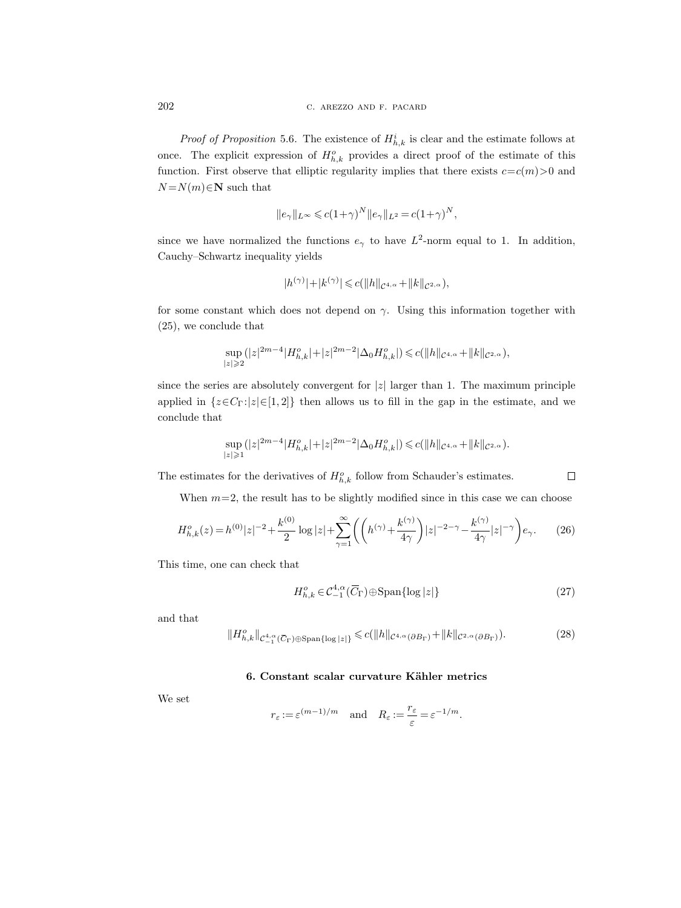*Proof of Proposition* 5.6. The existence of $H^i_{h,k}$ is clear and the estimate follows at once. The explicit expression of $H^o_{h,k}$ provides a direct proof of the estimate of this function. First observe that elliptic regularity implies that there exists $c=c(m)>0$ and $N=N(m)\in\mathbf{N}$ such that

$$\|e_\gamma\|_{L^\infty} \leqslant c(1+\gamma)^N \|e_\gamma\|_{L^2} = c(1+\gamma)^N,$$

since we have normalized the functions $e_\gamma$ to have $L^2$-norm equal to 1. In addition, Cauchy–Schwartz inequality yields

$$|h^{(\gamma)}|+|k^{(\gamma)}| \leqslant c(\|h\|_{\mathcal{C}^{4,\alpha}}+\|k\|_{\mathcal{C}^{2,\alpha}}),$$

for some constant which does not depend on $\gamma$. Using this information together with (25), we conclude that

$$\sup_{|z|\geqslant 2}(|z|^{2m-4}|H^o_{h,k}|+|z|^{2m-2}|\Delta_0 H^o_{h,k}|) \leqslant c(\|h\|_{\mathcal{C}^{4,\alpha}}+\|k\|_{\mathcal{C}^{2,\alpha}}),$$

since the series are absolutely convergent for $|z|$ larger than 1. The maximum principle applied in $\{z\in C_\Gamma : |z|\in[1,2]\}$ then allows us to fill in the gap in the estimate, and we conclude that

$$\sup_{|z|\geqslant 1}(|z|^{2m-4}|H^o_{h,k}|+|z|^{2m-2}|\Delta_0 H^o_{h,k}|) \leqslant c(\|h\|_{\mathcal{C}^{4,\alpha}}+\|k\|_{\mathcal{C}^{2,\alpha}}).$$

The estimates for the derivatives of $H^o_{h,k}$ follow from Schauder's estimates. □

When $m=2$, the result has to be slightly modified since in this case we can choose

$$H^o_{h,k}(z) = h^{(0)}|z|^{-2} + \frac{k^{(0)}}{2}\log|z| + \sum_{\gamma=1}^{\infty}\left(\left(h^{(\gamma)}+\frac{k^{(\gamma)}}{4\gamma}\right)|z|^{-2-\gamma} - \frac{k^{(\gamma)}}{4\gamma}|z|^{-\gamma}\right)e_\gamma. \tag{26}$$

This time, one can check that

$$H^o_{h,k} \in \mathcal{C}^{4,\alpha}_{-1}(\overline{C}_\Gamma)\oplus\operatorname{Span}\{\log|z|\} \tag{27}$$

and that

$$\|H^o_{h,k}\|_{\mathcal{C}^{4,\alpha}_{-1}(\overline{C}_\Gamma)\oplus\operatorname{Span}\{\log|z|\}} \leqslant c(\|h\|_{\mathcal{C}^{4,\alpha}(\partial B_\Gamma)}+\|k\|_{\mathcal{C}^{2,\alpha}(\partial B_\Gamma)}). \tag{28}$$

## 6. Constant scalar curvature Kähler metrics

We set

$$r_\varepsilon := \varepsilon^{(m-1)/m} \quad \text{and} \quad R_\varepsilon := \frac{r_\varepsilon}{\varepsilon} = \varepsilon^{-1/m}.$$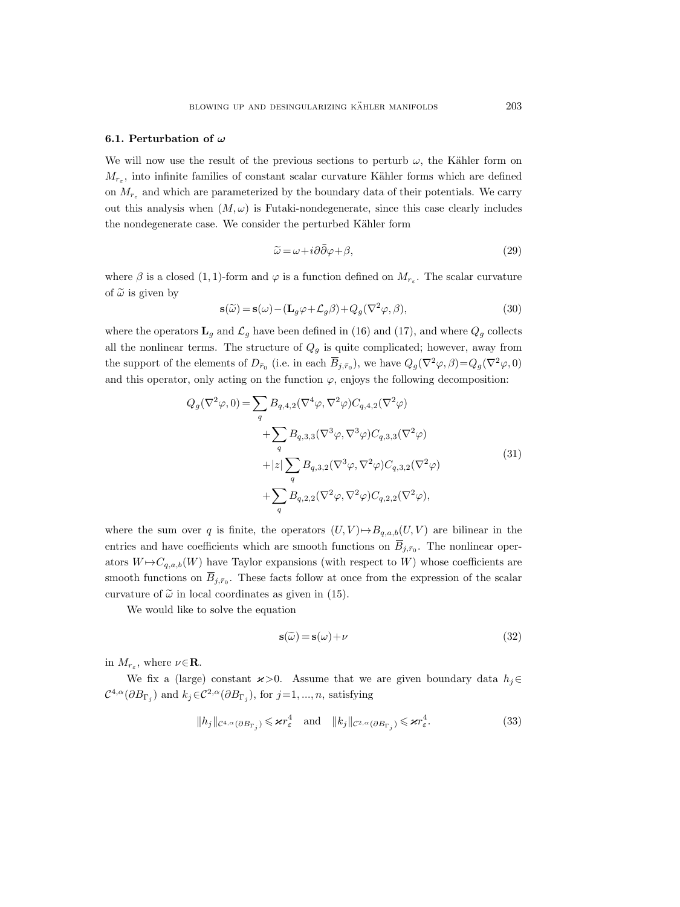### 6.1. Perturbation of $\omega$

We will now use the result of the previous sections to perturb $\omega$, the Kähler form on $M_{r_\varepsilon}$, into infinite families of constant scalar curvature Kähler forms which are defined on $M_{r_\varepsilon}$ and which are parameterized by the boundary data of their potentials. We carry out this analysis when $(M,\omega)$ is Futaki-nondegenerate, since this case clearly includes the nondegenerate case. We consider the perturbed Kähler form

$$
\widetilde{\omega} = \omega + i\partial\bar{\partial}\varphi + \beta, \tag{29}
$$

where $\beta$ is a closed $(1,1)$-form and $\varphi$ is a function defined on $M_{r_\varepsilon}$. The scalar curvature of $\widetilde{\omega}$ is given by

$$
\mathbf{s}(\widetilde{\omega}) = \mathbf{s}(\omega) - (\mathbf{L}_g\varphi + \mathcal{L}_g\beta) + Q_g(\nabla^2\varphi, \beta), \tag{30}
$$

where the operators $\mathbf{L}_g$ and $\mathcal{L}_g$ have been defined in (16) and (17), and where $Q_g$ collects all the nonlinear terms. The structure of $Q_g$ is quite complicated; however, away from the support of the elements of $D_{\bar{r}_0}$ (i.e. in each $\overline{B}_{j,\bar{r}_0}$), we have $Q_g(\nabla^2\varphi, \beta) = Q_g(\nabla^2\varphi, 0)$ and this operator, only acting on the function $\varphi$, enjoys the following decomposition:

$$
\begin{aligned}
Q_g(\nabla^2\varphi, 0) = & \sum_q B_{q,4,2}(\nabla^4\varphi, \nabla^2\varphi) C_{q,4,2}(\nabla^2\varphi) \\
& + \sum_q B_{q,3,3}(\nabla^3\varphi, \nabla^3\varphi) C_{q,3,3}(\nabla^2\varphi) \\
& + |z| \sum_q B_{q,3,2}(\nabla^3\varphi, \nabla^2\varphi) C_{q,3,2}(\nabla^2\varphi) \\
& + \sum_q B_{q,2,2}(\nabla^2\varphi, \nabla^2\varphi) C_{q,2,2}(\nabla^2\varphi),
\end{aligned} \tag{31}
$$

where the sum over $q$ is finite, the operators $(U,V) \mapsto B_{q,a,b}(U,V)$ are bilinear in the entries and have coefficients which are smooth functions on $\overline{B}_{j,\bar{r}_0}$. The nonlinear operators $W \mapsto C_{q,a,b}(W)$ have Taylor expansions (with respect to $W$) whose coefficients are smooth functions on $\overline{B}_{j,\bar{r}_0}$. These facts follow at once from the expression of the scalar curvature of $\widetilde{\omega}$ in local coordinates as given in (15).

We would like to solve the equation

$$
\mathbf{s}(\widetilde{\omega}) = \mathbf{s}(\omega) + \nu \tag{32}
$$

in $M_{r_\varepsilon}$, where $\nu \in \mathbf{R}$.

We fix a (large) constant $\varkappa > 0$. Assume that we are given boundary data $h_j \in \mathcal{C}^{4,\alpha}(\partial B_{\Gamma_j})$ and $k_j \in \mathcal{C}^{2,\alpha}(\partial B_{\Gamma_j})$, for $j = 1, \ldots, n$, satisfying

$$
\|h_j\|_{\mathcal{C}^{4,\alpha}(\partial B_{\Gamma_j})} \leqslant \varkappa r_\varepsilon^4 \quad \text{and} \quad \|k_j\|_{\mathcal{C}^{2,\alpha}(\partial B_{\Gamma_j})} \leqslant \varkappa r_\varepsilon^4. \tag{33}
$$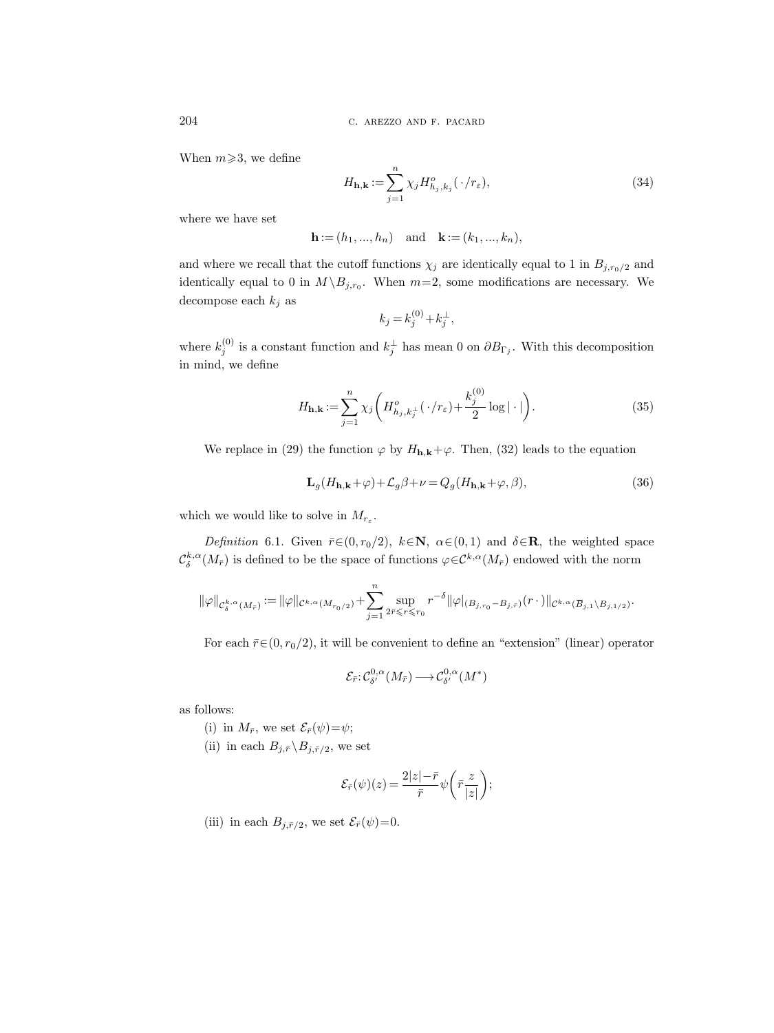When $m \geqslant 3$, we define

$$H_{\mathbf{h},\mathbf{k}} := \sum_{j=1}^{n} \chi_j H^o_{h_j,k_j}(\,\cdot\,/r_\varepsilon), \tag{34}$$

where we have set

$$\mathbf{h} := (h_1, ..., h_n) \quad \text{and} \quad \mathbf{k} := (k_1, ..., k_n),$$

and where we recall that the cutoff functions $\chi_j$ are identically equal to 1 in $B_{j,r_0/2}$ and identically equal to 0 in $M \setminus B_{j,r_0}$. When $m=2$, some modifications are necessary. We decompose each $k_j$ as

$$k_j = k_j^{(0)} + k_j^{\perp},$$

where $k_j^{(0)}$ is a constant function and $k_j^{\perp}$ has mean 0 on $\partial B_{\Gamma_j}$. With this decomposition in mind, we define

$$H_{\mathbf{h},\mathbf{k}} := \sum_{j=1}^{n} \chi_j \left( H^o_{h_j,k_j^{\perp}}(\,\cdot\,/r_\varepsilon) + \frac{k_j^{(0)}}{2} \log|\cdot| \right). \tag{35}$$

We replace in (29) the function $\varphi$ by $H_{\mathbf{h},\mathbf{k}} + \varphi$. Then, (32) leads to the equation

$$\mathbf{L}_g(H_{\mathbf{h},\mathbf{k}} + \varphi) + \mathcal{L}_g \beta + \nu = Q_g(H_{\mathbf{h},\mathbf{k}} + \varphi, \beta), \tag{36}$$

which we would like to solve in $M_{r_\varepsilon}$.

*Definition* 6.1. Given $\bar{r} \in (0, r_0/2)$, $k \in \mathbf{N}$, $\alpha \in (0,1)$ and $\delta \in \mathbf{R}$, the weighted space $\mathcal{C}^{k,\alpha}_\delta(M_{\bar{r}})$ is defined to be the space of functions $\varphi \in \mathcal{C}^{k,\alpha}(M_{\bar{r}})$ endowed with the norm

$$\|\varphi\|_{\mathcal{C}^{k,\alpha}_\delta(M_{\bar{r}})} := \|\varphi\|_{\mathcal{C}^{k,\alpha}(M_{r_0/2})} + \sum_{j=1}^{n} \sup_{2\bar{r} \leqslant r \leqslant r_0} r^{-\delta} \|\varphi|_{(B_{j,r_0} - B_{j,\bar{r}})}(r\,\cdot)\|_{\mathcal{C}^{k,\alpha}(\overline{B}_{j,1} \setminus B_{j,1/2})}.$$

For each $\bar{r} \in (0, r_0/2)$, it will be convenient to define an "extension" (linear) operator

$$\mathcal{E}_{\bar{r}} : \mathcal{C}^{0,\alpha}_{\delta'}(M_{\bar{r}}) \longrightarrow \mathcal{C}^{0,\alpha}_{\delta'}(M^*)$$

as follows:

(i) in $M_{\bar{r}}$, we set $\mathcal{E}_{\bar{r}}(\psi) = \psi$;

(ii) in each $B_{j,\bar{r}} \setminus B_{j,\bar{r}/2}$, we set

$$\mathcal{E}_{\bar{r}}(\psi)(z) = \frac{2|z| - \bar{r}}{\bar{r}} \psi\left( \bar{r} \frac{z}{|z|} \right);$$

(iii) in each $B_{j,\bar{r}/2}$, we set $\mathcal{E}_{\bar{r}}(\psi) = 0$.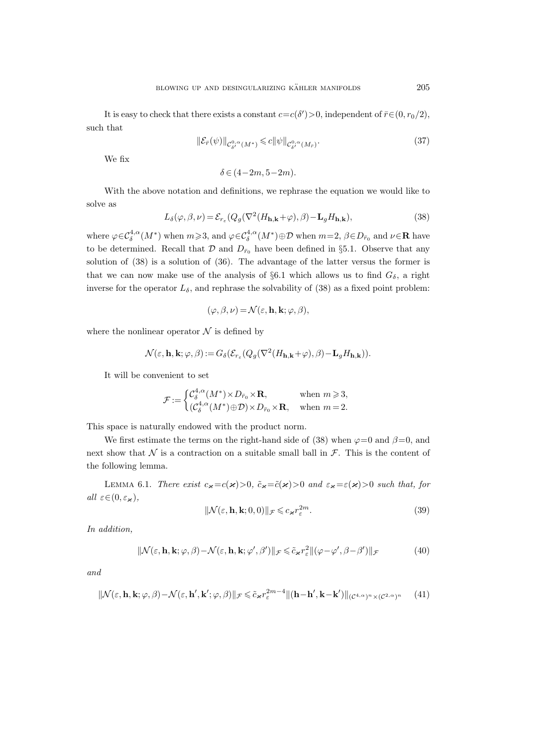It is easy to check that there exists a constant $c=c(\delta')>0$, independent of $\bar r\in(0,r_0/2)$, such that

$$\|\mathcal{E}_{\bar r}(\psi)\|_{\mathcal{C}^{0,\alpha}_{\delta'}(M^*)}\leqslant c\|\psi\|_{\mathcal{C}^{0,\alpha}_{\delta'}(M_{\bar r})}. \tag{37}$$

We fix

$$\delta\in(4-2m,5-2m).$$

With the above notation and definitions, we rephrase the equation we would like to solve as

$$L_\delta(\varphi,\beta,\nu)=\mathcal{E}_{r_\varepsilon}(Q_g(\nabla^2(H_{\mathbf{h},\mathbf{k}}+\varphi),\beta)-\mathbf{L}_g H_{\mathbf{h},\mathbf{k}}), \tag{38}$$

where $\varphi\in\mathcal{C}^{4,\alpha}_\delta(M^*)$ when $m\geqslant 3$, and $\varphi\in\mathcal{C}^{4,\alpha}_\delta(M^*)\oplus\mathcal{D}$ when $m=2$, $\beta\in D_{\bar r_0}$ and $\nu\in\mathbf{R}$ have to be determined. Recall that $\mathcal{D}$ and $D_{\bar r_0}$ have been defined in §5.1. Observe that any solution of (38) is a solution of (36). The advantage of the latter versus the former is that we can now make use of the analysis of §6.1 which allows us to find $G_\delta$, a right inverse for the operator $L_\delta$, and rephrase the solvability of (38) as a fixed point problem:

$$(\varphi,\beta,\nu)=\mathcal{N}(\varepsilon,\mathbf{h},\mathbf{k};\varphi,\beta),$$

where the nonlinear operator $\mathcal{N}$ is defined by

$$\mathcal{N}(\varepsilon,\mathbf{h},\mathbf{k};\varphi,\beta):=G_\delta(\mathcal{E}_{r_\varepsilon}(Q_g(\nabla^2(H_{\mathbf{h},\mathbf{k}}+\varphi),\beta)-\mathbf{L}_g H_{\mathbf{h},\mathbf{k}})).$$

It will be convenient to set

$$\mathcal{F}:=\begin{cases}\mathcal{C}^{4,\alpha}_\delta(M^*)\times D_{\bar r_0}\times\mathbf{R}, & \text{when } m\geqslant 3,\\ (\mathcal{C}^{4,\alpha}_\delta(M^*)\oplus\mathcal{D})\times D_{\bar r_0}\times\mathbf{R}, & \text{when } m=2.\end{cases}$$

This space is naturally endowed with the product norm.

We first estimate the terms on the right-hand side of (38) when $\varphi=0$ and $\beta=0$, and next show that $\mathcal{N}$ is a contraction on a suitable small ball in $\mathcal{F}$. This is the content of the following lemma.

Lemma 6.1. *There exist $c_\varkappa=c(\varkappa)>0$, $\tilde c_\varkappa=\tilde c(\varkappa)>0$ and $\varepsilon_\varkappa=\varepsilon(\varkappa)>0$ such that, for all $\varepsilon\in(0,\varepsilon_\varkappa)$,*

$$\|\mathcal{N}(\varepsilon,\mathbf{h},\mathbf{k};0,0)\|_{\mathcal{F}}\leqslant c_\varkappa r_\varepsilon^{2m}. \tag{39}$$

*In addition,*

$$\|\mathcal{N}(\varepsilon,\mathbf{h},\mathbf{k};\varphi,\beta)-\mathcal{N}(\varepsilon,\mathbf{h},\mathbf{k};\varphi',\beta')\|_{\mathcal{F}}\leqslant\tilde c_\varkappa r_\varepsilon^2\|(\varphi-\varphi',\beta-\beta')\|_{\mathcal{F}} \tag{40}$$

*and*

$$\|\mathcal{N}(\varepsilon,\mathbf{h},\mathbf{k};\varphi,\beta)-\mathcal{N}(\varepsilon,\mathbf{h}',\mathbf{k}';\varphi,\beta)\|_{\mathcal{F}}\leqslant\tilde c_\varkappa r_\varepsilon^{2m-4}\|(\mathbf{h}-\mathbf{h}',\mathbf{k}-\mathbf{k}')\|_{(\mathcal{C}^{4,\alpha})^n\times(\mathcal{C}^{2,\alpha})^n} \tag{41}$$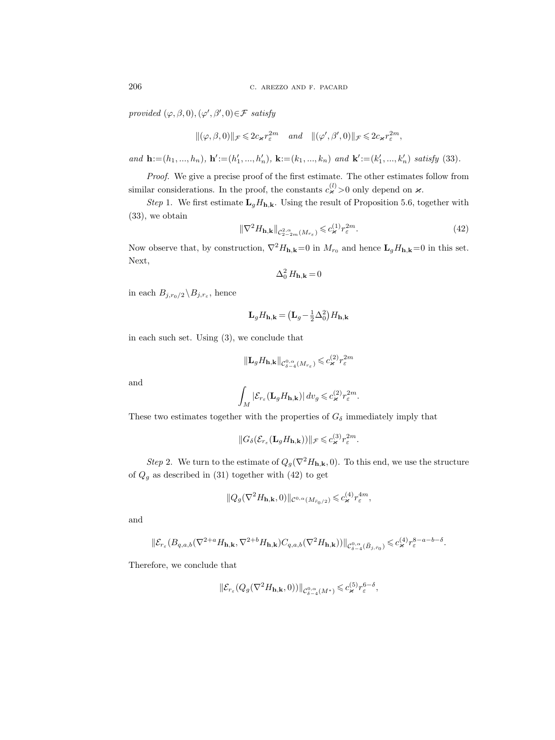*provided* $(\varphi,\beta,0),(\varphi',\beta',0)\in\mathcal{F}$ *satisfy*

$$\|(\varphi,\beta,0)\|_{\mathcal{F}} \leqslant 2c_{\varkappa} r_\varepsilon^{2m} \quad \textit{and} \quad \|(\varphi',\beta',0)\|_{\mathcal{F}} \leqslant 2c_{\varkappa} r_\varepsilon^{2m},$$

*and* $\mathbf{h}:=(h_1,...,h_n)$, $\mathbf{h}':=(h_1',...,h_n')$, $\mathbf{k}:=(k_1,...,k_n)$ *and* $\mathbf{k}':=(k_1',...,k_n')$ *satisfy* (33).

*Proof.* We give a precise proof of the first estimate. The other estimates follow from similar considerations. In the proof, the constants $c_{\varkappa}^{(l)}>0$ only depend on $\varkappa$.

*Step* 1. We first estimate $\mathbf{L}_g H_{\mathbf{h},\mathbf{k}}$. Using the result of Proposition 5.6, together with (33), we obtain

$$\|\nabla^2 H_{\mathbf{h},\mathbf{k}}\|_{\mathcal{C}^{2,\alpha}_{2-2m}(M_{r_\varepsilon})} \leqslant c_{\varkappa}^{(1)} r_\varepsilon^{2m}. \tag{42}$$

Now observe that, by construction, $\nabla^2 H_{\mathbf{h},\mathbf{k}}=0$ in $M_{r_0}$ and hence $\mathbf{L}_g H_{\mathbf{h},\mathbf{k}}=0$ in this set. Next,

$$\Delta_0^2 H_{\mathbf{h},\mathbf{k}} = 0$$

in each $B_{j,r_0/2}\setminus B_{j,r_\varepsilon}$, hence

$$\mathbf{L}_g H_{\mathbf{h},\mathbf{k}} = \big(\mathbf{L}_g - \tfrac{1}{2}\Delta_0^2\big) H_{\mathbf{h},\mathbf{k}}$$

in each such set. Using (3), we conclude that

$$\|\mathbf{L}_g H_{\mathbf{h},\mathbf{k}}\|_{\mathcal{C}^{0,\alpha}_{\delta-4}(M_{r_\varepsilon})} \leqslant c_{\varkappa}^{(2)} r_\varepsilon^{2m}$$

and

$$\int_M |\mathcal{E}_{r_\varepsilon}(\mathbf{L}_g H_{\mathbf{h},\mathbf{k}})|\, dv_g \leqslant c_{\varkappa}^{(2)} r_\varepsilon^{2m}.$$

These two estimates together with the properties of $G_\delta$ immediately imply that

$$\|G_\delta(\mathcal{E}_{r_\varepsilon}(\mathbf{L}_g H_{\mathbf{h},\mathbf{k}}))\|_{\mathcal{F}} \leqslant c_{\varkappa}^{(3)} r_\varepsilon^{2m}.$$

*Step* 2. We turn to the estimate of $Q_g(\nabla^2 H_{\mathbf{h},\mathbf{k}},0)$. To this end, we use the structure of $Q_g$ as described in (31) together with (42) to get

$$\|Q_g(\nabla^2 H_{\mathbf{h},\mathbf{k}},0)\|_{\mathcal{C}^{0,\alpha}(M_{\bar r_0/2})} \leqslant c_{\varkappa}^{(4)} r_\varepsilon^{4m},$$

and

$$\|\mathcal{E}_{r_\varepsilon}(B_{q,a,b}(\nabla^{2+a} H_{\mathbf{h},\mathbf{k}}, \nabla^{2+b} H_{\mathbf{h},\mathbf{k}}) C_{q,a,b}(\nabla^2 H_{\mathbf{h},\mathbf{k}}))\|_{\mathcal{C}^{0,\alpha}_{\delta-4}(\bar B_{j,\bar r_0})} \leqslant c_{\varkappa}^{(4)} r_\varepsilon^{8-a-b-\delta}.$$

Therefore, we conclude that

$$\|\mathcal{E}_{r_\varepsilon}(Q_g(\nabla^2 H_{\mathbf{h},\mathbf{k}},0))\|_{\mathcal{C}^{0,\alpha}_{\delta-4}(M^*)} \leqslant c_{\varkappa}^{(5)} r_\varepsilon^{6-\delta},$$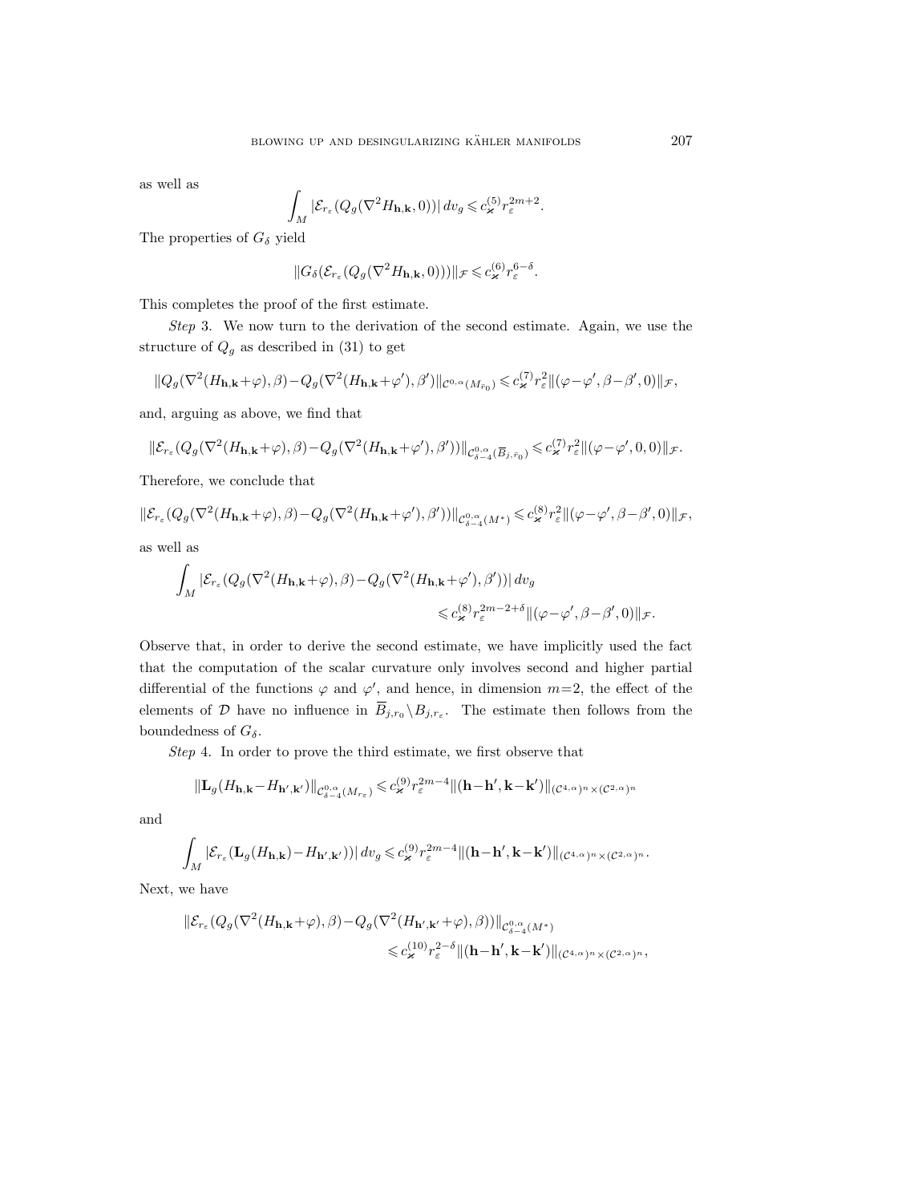as well as

$$\int_M |\mathcal{E}_{r_\varepsilon}(Q_g(\nabla^2 H_{\mathbf{h},\mathbf{k}},0))|\,dv_g \leqslant c_\varkappa^{(5)} r_\varepsilon^{2m+2}.$$

The properties of $G_\delta$ yield

$$\|G_\delta(\mathcal{E}_{r_\varepsilon}(Q_g(\nabla^2 H_{\mathbf{h},\mathbf{k}},0)))\|_{\mathcal{F}} \leqslant c_\varkappa^{(6)} r_\varepsilon^{6-\delta}.$$

This completes the proof of the first estimate.

*Step* 3. We now turn to the derivation of the second estimate. Again, we use the structure of $Q_g$ as described in (31) to get

$$\|Q_g(\nabla^2(H_{\mathbf{h},\mathbf{k}}+\varphi),\beta)-Q_g(\nabla^2(H_{\mathbf{h},\mathbf{k}}+\varphi'),\beta')\|_{\mathcal{C}^{0,\alpha}(M_{\bar r_0})} \leqslant c_\varkappa^{(7)} r_\varepsilon^2 \|(\varphi-\varphi',\beta-\beta',0)\|_{\mathcal{F}},$$

and, arguing as above, we find that

$$\|\mathcal{E}_{r_\varepsilon}(Q_g(\nabla^2(H_{\mathbf{h},\mathbf{k}}+\varphi),\beta)-Q_g(\nabla^2(H_{\mathbf{h},\mathbf{k}}+\varphi'),\beta'))\|_{\mathcal{C}^{0,\alpha}_{\delta-4}(\overline{B}_{j,\bar r_0})} \leqslant c_\varkappa^{(7)} r_\varepsilon^2 \|(\varphi-\varphi',0,0)\|_{\mathcal{F}}.$$

Therefore, we conclude that

$$\|\mathcal{E}_{r_\varepsilon}(Q_g(\nabla^2(H_{\mathbf{h},\mathbf{k}}+\varphi),\beta)-Q_g(\nabla^2(H_{\mathbf{h},\mathbf{k}}+\varphi'),\beta'))\|_{\mathcal{C}^{0,\alpha}_{\delta-4}(M^*)} \leqslant c_\varkappa^{(8)} r_\varepsilon^2 \|(\varphi-\varphi',\beta-\beta',0)\|_{\mathcal{F}},$$

as well as

$$\int_M |\mathcal{E}_{r_\varepsilon}(Q_g(\nabla^2(H_{\mathbf{h},\mathbf{k}}+\varphi),\beta)-Q_g(\nabla^2(H_{\mathbf{h},\mathbf{k}}+\varphi'),\beta'))|\,dv_g \leqslant c_\varkappa^{(8)} r_\varepsilon^{2m-2+\delta} \|(\varphi-\varphi',\beta-\beta',0)\|_{\mathcal{F}}.$$

Observe that, in order to derive the second estimate, we have implicitly used the fact that the computation of the scalar curvature only involves second and higher partial differential of the functions $\varphi$ and $\varphi'$, and hence, in dimension $m=2$, the effect of the elements of $\mathcal{D}$ have no influence in $\overline{B}_{j,r_0}\setminus B_{j,r_\varepsilon}$. The estimate then follows from the boundedness of $G_\delta$.

*Step* 4. In order to prove the third estimate, we first observe that

$$\|\mathbf{L}_g(H_{\mathbf{h},\mathbf{k}}-H_{\mathbf{h}',\mathbf{k}'})\|_{\mathcal{C}^{0,\alpha}_{\delta-4}(M_{r_\varepsilon})} \leqslant c_\varkappa^{(9)} r_\varepsilon^{2m-4} \|(\mathbf{h}-\mathbf{h}',\mathbf{k}-\mathbf{k}')\|_{(\mathcal{C}^{4,\alpha})^n\times(\mathcal{C}^{2,\alpha})^n}$$

and

$$\int_M |\mathcal{E}_{r_\varepsilon}(\mathbf{L}_g(H_{\mathbf{h},\mathbf{k}})-H_{\mathbf{h}',\mathbf{k}'}))|\,dv_g \leqslant c_\varkappa^{(9)} r_\varepsilon^{2m-4} \|(\mathbf{h}-\mathbf{h}',\mathbf{k}-\mathbf{k}')\|_{(\mathcal{C}^{4,\alpha})^n\times(\mathcal{C}^{2,\alpha})^n}.$$

Next, we have

$$\|\mathcal{E}_{r_\varepsilon}(Q_g(\nabla^2(H_{\mathbf{h},\mathbf{k}}+\varphi),\beta)-Q_g(\nabla^2(H_{\mathbf{h}',\mathbf{k}'}+\varphi),\beta))\|_{\mathcal{C}^{0,\alpha}_{\delta-4}(M^*)} \leqslant c_\varkappa^{(10)} r_\varepsilon^{2-\delta} \|(\mathbf{h}-\mathbf{h}',\mathbf{k}-\mathbf{k}')\|_{(\mathcal{C}^{4,\alpha})^n\times(\mathcal{C}^{2,\alpha})^n},$$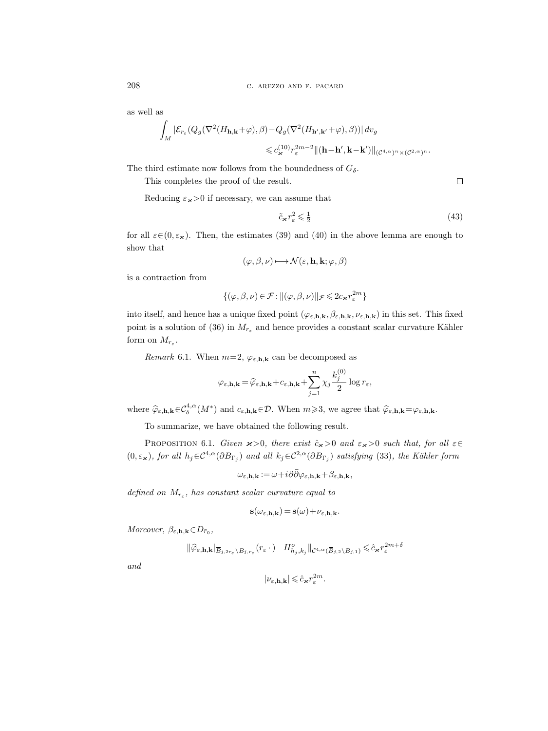as well as

$$\int_M |\mathcal{E}_{r_\varepsilon}(Q_g(\nabla^2(H_{\mathbf{h},\mathbf{k}}+\varphi),\beta)-Q_g(\nabla^2(H_{\mathbf{h}',\mathbf{k}'}+\varphi),\beta))|\,dv_g \leqslant c_{\varkappa}^{(10)} r_\varepsilon^{2m-2}\|(\mathbf{h}-\mathbf{h}',\mathbf{k}-\mathbf{k}')\|_{(\mathcal{C}^{4,\alpha})^n\times(\mathcal{C}^{2,\alpha})^n}.$$

The third estimate now follows from the boundedness of $G_\delta$.

This completes the proof of the result. □

Reducing $\varepsilon_\varkappa>0$ if necessary, we can assume that

$$\tilde{c}_\varkappa r_\varepsilon^2 \leqslant \tfrac{1}{2} \tag{43}$$

for all $\varepsilon\in(0,\varepsilon_\varkappa)$. Then, the estimates (39) and (40) in the above lemma are enough to show that

$$(\varphi,\beta,\nu)\longmapsto\mathcal{N}(\varepsilon,\mathbf{h},\mathbf{k};\varphi,\beta)$$

is a contraction from

$$\{(\varphi,\beta,\nu)\in\mathcal{F}:\|(\varphi,\beta,\nu)\|_{\mathcal{F}}\leqslant 2c_\varkappa r_\varepsilon^{2m}\}$$

into itself, and hence has a unique fixed point $(\varphi_{\varepsilon,\mathbf{h},\mathbf{k}},\beta_{\varepsilon,\mathbf{h},\mathbf{k}},\nu_{\varepsilon,\mathbf{h},\mathbf{k}})$ in this set. This fixed point is a solution of (36) in $M_{r_\varepsilon}$ and hence provides a constant scalar curvature Kähler form on $M_{r_\varepsilon}$.

*Remark* 6.1. When $m=2$, $\varphi_{\varepsilon,\mathbf{h},\mathbf{k}}$ can be decomposed as

$$\varphi_{\varepsilon,\mathbf{h},\mathbf{k}}=\widehat{\varphi}_{\varepsilon,\mathbf{h},\mathbf{k}}+c_{\varepsilon,\mathbf{h},\mathbf{k}}+\sum_{j=1}^{n}\chi_j\frac{k_j^{(0)}}{2}\log r_\varepsilon,$$

where $\widehat{\varphi}_{\varepsilon,\mathbf{h},\mathbf{k}}\in\mathcal{C}^{4,\alpha}_\delta(M^*)$ and $c_{\varepsilon,\mathbf{h},\mathbf{k}}\in\mathcal{D}$. When $m\geqslant3$, we agree that $\widehat{\varphi}_{\varepsilon,\mathbf{h},\mathbf{k}}=\varphi_{\varepsilon,\mathbf{h},\mathbf{k}}$.

To summarize, we have obtained the following result.

Proposition 6.1. *Given $\varkappa>0$, there exist $\hat{c}_\varkappa>0$ and $\varepsilon_\varkappa>0$ such that, for all $\varepsilon\in(0,\varepsilon_\varkappa)$, for all $h_j\in\mathcal{C}^{4,\alpha}(\partial B_{\Gamma_j})$ and all $k_j\in\mathcal{C}^{2,\alpha}(\partial B_{\Gamma_j})$ satisfying (33), the Kähler form*

$$\omega_{\varepsilon,\mathbf{h},\mathbf{k}}:=\omega+i\partial\bar{\partial}\varphi_{\varepsilon,\mathbf{h},\mathbf{k}}+\beta_{\varepsilon,\mathbf{h},\mathbf{k}},$$

*defined on $M_{r_\varepsilon}$, has constant scalar curvature equal to*

$$\mathbf{s}(\omega_{\varepsilon,\mathbf{h},\mathbf{k}})=\mathbf{s}(\omega)+\nu_{\varepsilon,\mathbf{h},\mathbf{k}}.$$

*Moreover, $\beta_{\varepsilon,\mathbf{h},\mathbf{k}}\in D_{\bar{r}_0}$,*

$$\|\widehat{\varphi}_{\varepsilon,\mathbf{h},\mathbf{k}}|_{\overline{B}_{j,2r_\varepsilon}\setminus B_{j,r_\varepsilon}}(r_\varepsilon\,\cdot)-H^o_{h_j,k_j}\|_{\mathcal{C}^{4,\alpha}(\overline{B}_{j,2}\setminus B_{j,1})}\leqslant\hat{c}_\varkappa r_\varepsilon^{2m+\delta}$$

*and*

$$|\nu_{\varepsilon,\mathbf{h},\mathbf{k}}|\leqslant\hat{c}_\varkappa r_\varepsilon^{2m}.$$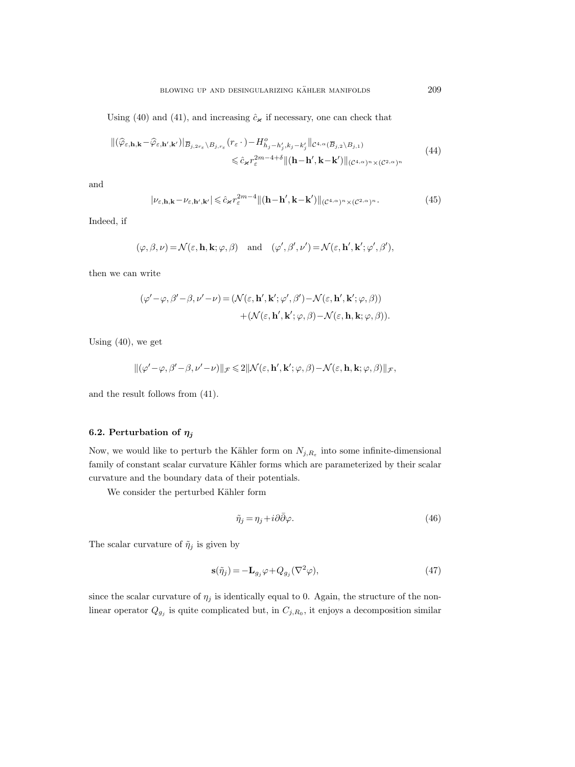Using (40) and (41), and increasing $\hat{c}_\varkappa$ if necessary, one can check that

$$
\begin{aligned}
\|(\widehat{\varphi}_{\varepsilon,\mathbf{h},\mathbf{k}}-\widehat{\varphi}_{\varepsilon,\mathbf{h}',\mathbf{k}'})|_{\overline{B}_{j,2r_\varepsilon}\setminus B_{j,r_\varepsilon}}(r_\varepsilon\,\cdot\,)-H^o_{h_j-h'_j,k_j-k'_j}\|_{\mathcal{C}^{4,\alpha}(\overline{B}_{j,2}\setminus B_{j,1})}& \\
\leqslant \hat{c}_\varkappa r_\varepsilon^{2m-4+\delta}\|(\mathbf{h}-\mathbf{h}',\mathbf{k}-\mathbf{k}')\|_{(\mathcal{C}^{4,\alpha})^n\times(\mathcal{C}^{2,\alpha})^n}&
\end{aligned}
\tag{44}
$$

and

$$
|\nu_{\varepsilon,\mathbf{h},\mathbf{k}}-\nu_{\varepsilon,\mathbf{h}',\mathbf{k}'}|\leqslant \hat{c}_\varkappa r_\varepsilon^{2m-4}\|(\mathbf{h}-\mathbf{h}',\mathbf{k}-\mathbf{k}')\|_{(\mathcal{C}^{4,\alpha})^n\times(\mathcal{C}^{2,\alpha})^n}. \tag{45}
$$

Indeed, if

$$
(\varphi,\beta,\nu)=\mathcal{N}(\varepsilon,\mathbf{h},\mathbf{k};\varphi,\beta)\quad\text{and}\quad(\varphi',\beta',\nu')=\mathcal{N}(\varepsilon,\mathbf{h}',\mathbf{k}';\varphi',\beta'),
$$

then we can write

$$
\begin{aligned}
(\varphi'-\varphi,\beta'-\beta,\nu'-\nu)=(\mathcal{N}(\varepsilon,\mathbf{h}',\mathbf{k}';\varphi',\beta')-\mathcal{N}(\varepsilon,\mathbf{h}',\mathbf{k}';\varphi,\beta))& \\
+(\mathcal{N}(\varepsilon,\mathbf{h}',\mathbf{k}';\varphi,\beta)-\mathcal{N}(\varepsilon,\mathbf{h},\mathbf{k};\varphi,\beta)).&
\end{aligned}
$$

Using (40), we get

$$
\|(\varphi'-\varphi,\beta'-\beta,\nu'-\nu)\|_{\mathcal{F}}\leqslant 2\|\mathcal{N}(\varepsilon,\mathbf{h}',\mathbf{k}';\varphi,\beta)-\mathcal{N}(\varepsilon,\mathbf{h},\mathbf{k};\varphi,\beta)\|_{\mathcal{F}},
$$

and the result follows from (41).

### 6.2. Perturbation of $\eta_j$

Now, we would like to perturb the Kähler form on $N_{j,R_\varepsilon}$ into some infinite-dimensional family of constant scalar curvature Kähler forms which are parameterized by their scalar curvature and the boundary data of their potentials.

We consider the perturbed Kähler form

$$
\tilde{\eta}_j=\eta_j+i\partial\bar{\partial}\varphi. \tag{46}
$$

The scalar curvature of $\tilde{\eta}_j$ is given by

$$
\mathbf{s}(\tilde{\eta}_j)=-\mathbf{L}_{g_j}\varphi+Q_{g_j}(\nabla^2\varphi), \tag{47}
$$

since the scalar curvature of $\eta_j$ is identically equal to 0. Again, the structure of the nonlinear operator $Q_{g_j}$ is quite complicated but, in $C_{j,R_0}$, it enjoys a decomposition similar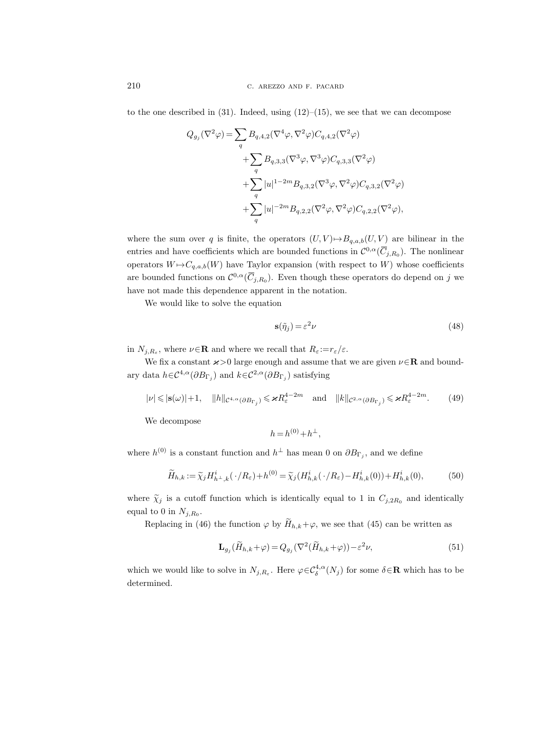to the one described in (31). Indeed, using (12)–(15), we see that we can decompose

$$
\begin{aligned}
Q_{g_j}(\nabla^2\varphi) = \sum_q & B_{q,4,2}(\nabla^4\varphi, \nabla^2\varphi) C_{q,4,2}(\nabla^2\varphi) \\
&+ \sum_q B_{q,3,3}(\nabla^3\varphi, \nabla^3\varphi) C_{q,3,3}(\nabla^2\varphi) \\
&+ \sum_q |u|^{1-2m} B_{q,3,2}(\nabla^3\varphi, \nabla^2\varphi) C_{q,3,2}(\nabla^2\varphi) \\
&+ \sum_q |u|^{-2m} B_{q,2,2}(\nabla^2\varphi, \nabla^2\varphi) C_{q,2,2}(\nabla^2\varphi),
\end{aligned}
$$

where the sum over $q$ is finite, the operators $(U,V) \mapsto B_{q,a,b}(U,V)$ are bilinear in the entries and have coefficients which are bounded functions in $\mathcal{C}^{0,\alpha}(\overline{C}_{j,R_0})$. The nonlinear operators $W \mapsto C_{q,a,b}(W)$ have Taylor expansion (with respect to $W$) whose coefficients are bounded functions on $\mathcal{C}^{0,\alpha}(\overline{C}_{j,R_0})$. Even though these operators do depend on $j$ we have not made this dependence apparent in the notation.

We would like to solve the equation

$$
\mathbf{s}(\tilde{\eta}_j) = \varepsilon^2 \nu \tag{48}
$$

in $N_{j,R_\varepsilon}$, where $\nu \in \mathbf{R}$ and where we recall that $R_\varepsilon := r_\varepsilon/\varepsilon$.

We fix a constant $\varkappa > 0$ large enough and assume that we are given $\nu \in \mathbf{R}$ and boundary data $h \in \mathcal{C}^{4,\alpha}(\partial B_{\Gamma_j})$ and $k \in \mathcal{C}^{2,\alpha}(\partial B_{\Gamma_j})$ satisfying

$$
|\nu| \leqslant |\mathbf{s}(\omega)| + 1, \quad \|h\|_{\mathcal{C}^{4,\alpha}(\partial B_{\Gamma_j})} \leqslant \varkappa R_\varepsilon^{4-2m} \quad \text{and} \quad \|k\|_{\mathcal{C}^{2,\alpha}(\partial B_{\Gamma_j})} \leqslant \varkappa R_\varepsilon^{4-2m}. \tag{49}
$$

We decompose

$$
h = h^{(0)} + h^{\perp},
$$

where $h^{(0)}$ is a constant function and $h^{\perp}$ has mean 0 on $\partial B_{\Gamma_j}$, and we define

$$
\widetilde{H}_{h,k} := \widetilde{\chi}_j H^i_{h^{\perp},k}(\,\cdot\,/R_\varepsilon) + h^{(0)} = \widetilde{\chi}_j (H^i_{h,k}(\,\cdot\,/R_\varepsilon) - H^i_{h,k}(0)) + H^i_{h,k}(0), \tag{50}
$$

where $\widetilde{\chi}_j$ is a cutoff function which is identically equal to 1 in $C_{j,2R_0}$ and identically equal to 0 in $N_{j,R_0}$.

Replacing in (46) the function $\varphi$ by $\widetilde{H}_{h,k} + \varphi$, we see that (45) can be written as

$$
\mathbf{L}_{g_j}(\widetilde{H}_{h,k} + \varphi) = Q_{g_j}(\nabla^2(\widetilde{H}_{h,k} + \varphi)) - \varepsilon^2 \nu, \tag{51}
$$

which we would like to solve in $N_{j,R_\varepsilon}$. Here $\varphi \in \mathcal{C}^{4,\alpha}_\delta(N_j)$ for some $\delta \in \mathbf{R}$ which has to be determined.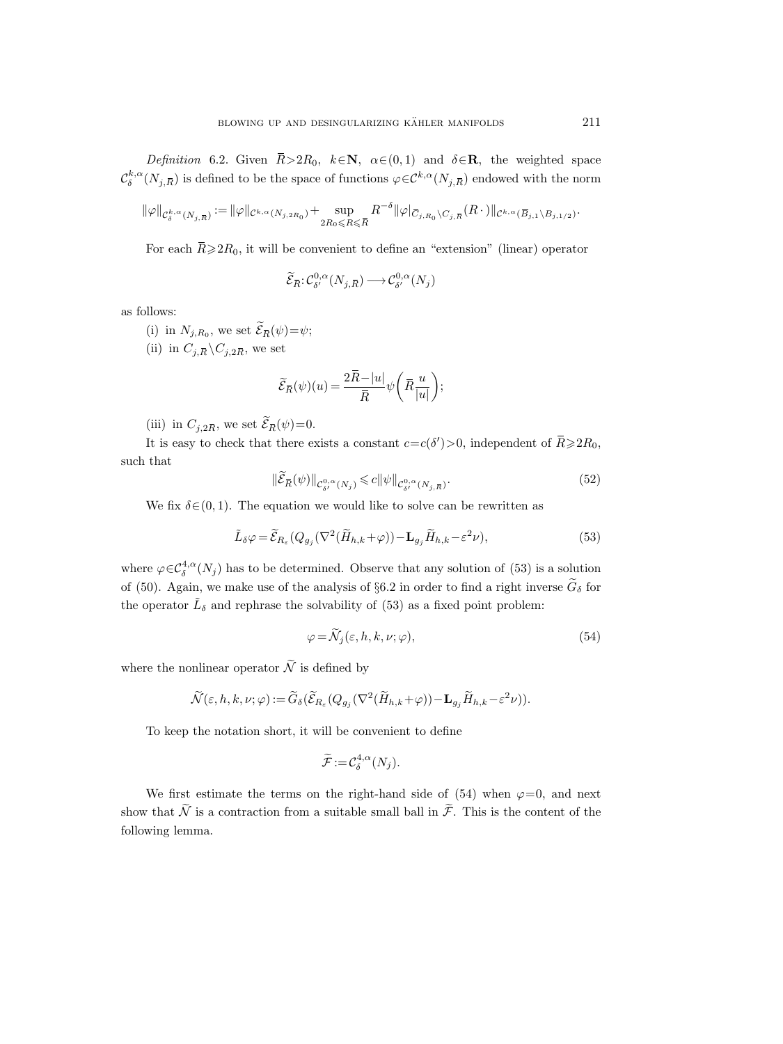*Definition* 6.2. Given $\bar{R}>2R_0$, $k\in\mathbf{N}$, $\alpha\in(0,1)$ and $\delta\in\mathbf{R}$, the weighted space $\mathcal{C}^{k,\alpha}_{\delta}(N_{j,\bar{R}})$ is defined to be the space of functions $\varphi\in\mathcal{C}^{k,\alpha}(N_{j,\bar{R}})$ endowed with the norm

$$\|\varphi\|_{\mathcal{C}^{k,\alpha}_{\delta}(N_{j,\bar{R}})} := \|\varphi\|_{\mathcal{C}^{k,\alpha}(N_{j,2R_0})} + \sup_{2R_0\leqslant R\leqslant \bar{R}} R^{-\delta}\|\varphi|_{\bar{C}_{j,R_0}\setminus C_{j,\bar{R}}}(R\,\cdot)\|_{\mathcal{C}^{k,\alpha}(\bar{B}_{j,1}\setminus B_{j,1/2})}.$$

For each $\bar{R}\geqslant 2R_0$, it will be convenient to define an "extension" (linear) operator

$$\widetilde{\mathcal{E}}_{\bar{R}}: \mathcal{C}^{0,\alpha}_{\delta'}(N_{j,\bar{R}}) \longrightarrow \mathcal{C}^{0,\alpha}_{\delta'}(N_j)$$

as follows:

(i) in $N_{j,R_0}$, we set $\widetilde{\mathcal{E}}_{\bar{R}}(\psi)=\psi$;

(ii) in $C_{j,\bar{R}}\setminus C_{j,2\bar{R}}$, we set

$$\widetilde{\mathcal{E}}_{\bar{R}}(\psi)(u) = \frac{2\bar{R}-|u|}{\bar{R}}\psi\biggl(\bar{R}\frac{u}{|u|}\biggr);$$

(iii) in $C_{j,2\bar{R}}$, we set $\widetilde{\mathcal{E}}_{\bar{R}}(\psi)=0$.

It is easy to check that there exists a constant $c=c(\delta')>0$, independent of $\bar{R}\geqslant 2R_0$, such that

$$\|\widetilde{\mathcal{E}}_{\bar{R}}(\psi)\|_{\mathcal{C}^{0,\alpha}_{\delta'}(N_j)} \leqslant c\|\psi\|_{\mathcal{C}^{0,\alpha}_{\delta'}(N_{j,\bar{R}})}. \tag{52}$$

We fix $\delta\in(0,1)$. The equation we would like to solve can be rewritten as

$$\tilde{L}_\delta\varphi = \widetilde{\mathcal{E}}_{R_\varepsilon}(Q_{g_j}(\nabla^2(\widetilde{H}_{h,k}+\varphi)) - \mathbf{L}_{g_j}\widetilde{H}_{h,k} - \varepsilon^2\nu), \tag{53}$$

where $\varphi\in\mathcal{C}^{4,\alpha}_{\delta}(N_j)$ has to be determined. Observe that any solution of (53) is a solution of (50). Again, we make use of the analysis of §6.2 in order to find a right inverse $\widetilde{G}_\delta$ for the operator $\tilde{L}_\delta$ and rephrase the solvability of (53) as a fixed point problem:

$$\varphi = \widetilde{\mathcal{N}}_j(\varepsilon,h,k,\nu;\varphi), \tag{54}$$

where the nonlinear operator $\widetilde{\mathcal{N}}$ is defined by

$$\widetilde{\mathcal{N}}(\varepsilon,h,k,\nu;\varphi) := \widetilde{G}_\delta(\widetilde{\mathcal{E}}_{R_\varepsilon}(Q_{g_j}(\nabla^2(\widetilde{H}_{h,k}+\varphi)) - \mathbf{L}_{g_j}\widetilde{H}_{h,k} - \varepsilon^2\nu)).$$

To keep the notation short, it will be convenient to define

$$\widetilde{\mathcal{F}} := \mathcal{C}^{4,\alpha}_{\delta}(N_j).$$

We first estimate the terms on the right-hand side of (54) when $\varphi=0$, and next show that $\widetilde{\mathcal{N}}$ is a contraction from a suitable small ball in $\widetilde{\mathcal{F}}$. This is the content of the following lemma.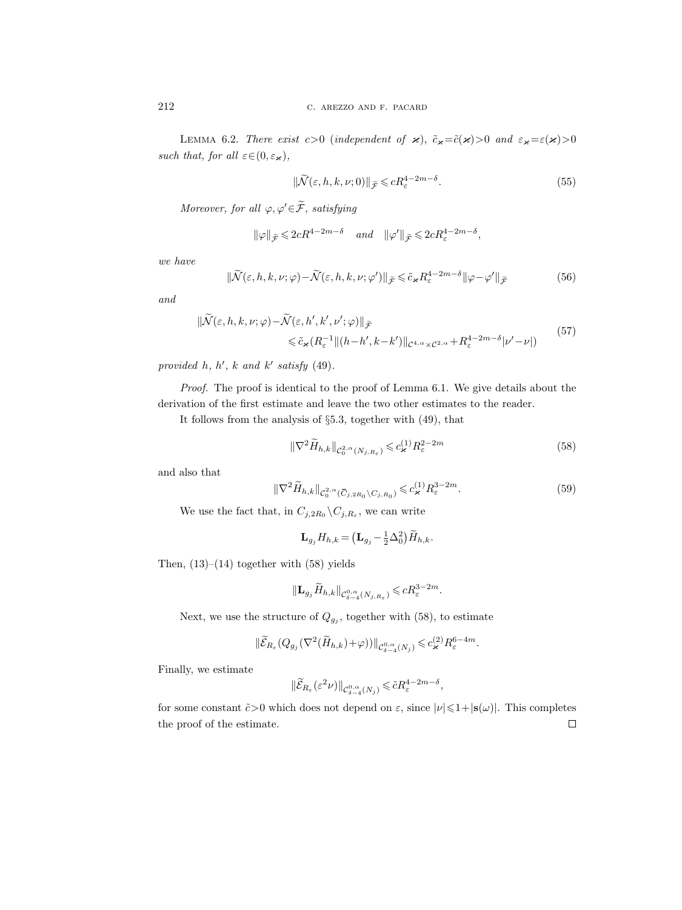LEMMA 6.2. *There exist $c>0$ (independent of $\varkappa$), $\tilde{c}_\varkappa=\tilde{c}(\varkappa)>0$ and $\varepsilon_\varkappa=\varepsilon(\varkappa)>0$ such that, for all $\varepsilon\in(0,\varepsilon_\varkappa)$,*

$$\|\widetilde{\mathcal{N}}(\varepsilon,h,k,\nu;0)\|_{\widetilde{\mathcal{F}}}\leqslant cR_\varepsilon^{4-2m-\delta}. \tag{55}$$

*Moreover, for all $\varphi,\varphi'\in\widetilde{\mathcal{F}}$, satisfying*

$$\|\varphi\|_{\widetilde{\mathcal{F}}}\leqslant 2cR^{4-2m-\delta} \quad \textit{and} \quad \|\varphi'\|_{\widetilde{\mathcal{F}}}\leqslant 2cR_\varepsilon^{4-2m-\delta},$$

*we have*

$$\|\widetilde{\mathcal{N}}(\varepsilon,h,k,\nu;\varphi)-\widetilde{\mathcal{N}}(\varepsilon,h,k,\nu;\varphi')\|_{\widetilde{\mathcal{F}}}\leqslant \tilde{c}_\varkappa R_\varepsilon^{4-2m-\delta}\|\varphi-\varphi'\|_{\widetilde{\mathcal{F}}} \tag{56}$$

*and*

$$\begin{aligned}\|\widetilde{\mathcal{N}}(\varepsilon,h,k,\nu;\varphi)-\widetilde{\mathcal{N}}(\varepsilon,h',k',\nu';\varphi)\|_{\widetilde{\mathcal{F}}}&\\ \leqslant \tilde{c}_\varkappa\big(R_\varepsilon^{-1}\|(h-h',k-k')\|_{\mathcal{C}^{4,\alpha}\times\mathcal{C}^{2,\alpha}}&+R_\varepsilon^{4-2m-\delta}|\nu'-\nu|\big)\end{aligned} \tag{57}$$

*provided $h$, $h'$, $k$ and $k'$ satisfy* (49).

*Proof.* The proof is identical to the proof of Lemma 6.1. We give details about the derivation of the first estimate and leave the two other estimates to the reader.

It follows from the analysis of §5.3, together with (49), that

$$\|\nabla^2\widetilde{H}_{h,k}\|_{\mathcal{C}_0^{2,\alpha}(N_{j,R_\varepsilon})}\leqslant c_\varkappa^{(1)}R_\varepsilon^{2-2m} \tag{58}$$

and also that

$$\|\nabla^2\widetilde{H}_{h,k}\|_{\mathcal{C}_0^{2,\alpha}(\overline{C}_{j,2R_0}\setminus C_{j,R_0})}\leqslant c_\varkappa^{(1)}R_\varepsilon^{3-2m}. \tag{59}$$

We use the fact that, in $C_{j,2R_0}\setminus C_{j,R_\varepsilon}$, we can write

$$\mathbf{L}_{g_j}H_{h,k}=\big(\mathbf{L}_{g_j}-\tfrac{1}{2}\Delta_0^2\big)\widetilde{H}_{h,k}.$$

Then, (13)–(14) together with (58) yields

$$\|\mathbf{L}_{g_j}\widetilde{H}_{h,k}\|_{\mathcal{C}_{\delta-4}^{0,\alpha}(N_{j,R_\varepsilon})}\leqslant cR_\varepsilon^{3-2m}.$$

Next, we use the structure of $Q_{g_j}$, together with (58), to estimate

$$\|\widetilde{\mathcal{E}}_{R_\varepsilon}(Q_{g_j}(\nabla^2(\widetilde{H}_{h,k})+\varphi))\|_{\mathcal{C}_{\delta-4}^{0,\alpha}(N_j)}\leqslant c_\varkappa^{(2)}R_\varepsilon^{6-4m}.$$

Finally, we estimate

$$\|\widetilde{\mathcal{E}}_{R_\varepsilon}(\varepsilon^2\nu)\|_{\mathcal{C}_{\delta-4}^{0,\alpha}(N_j)}\leqslant \tilde{c}R_\varepsilon^{4-2m-\delta},$$

for some constant $\tilde{c}>0$ which does not depend on $\varepsilon$, since $|\nu|\leqslant 1+|\mathbf{s}(\omega)|$. This completes the proof of the estimate. $\square$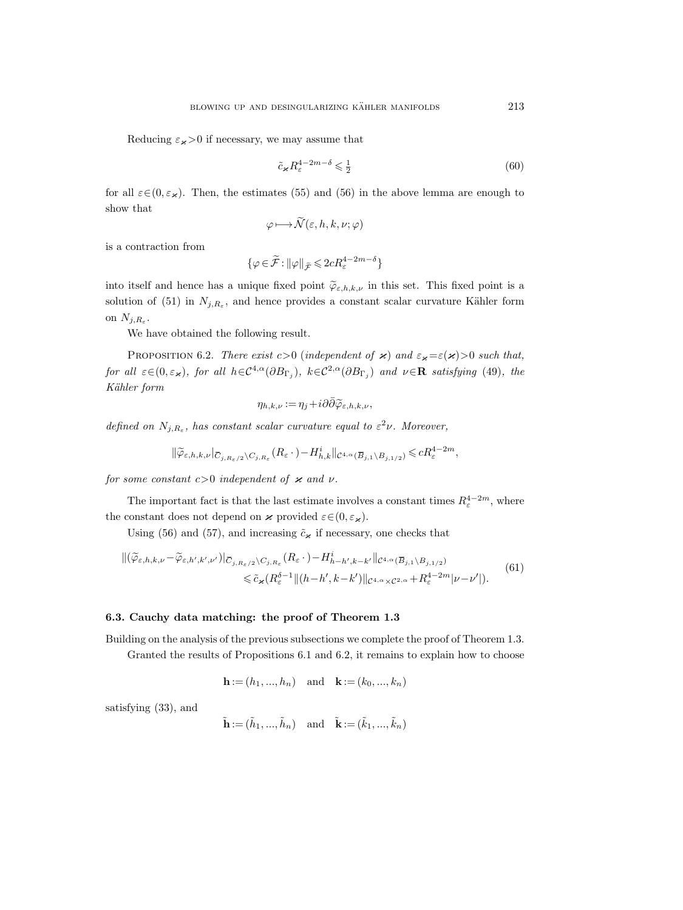Reducing $\varepsilon_{\varkappa}>0$ if necessary, we may assume that

$$\tilde{c}_{\varkappa} R_{\varepsilon}^{4-2m-\delta} \leqslant \tfrac{1}{2} \tag{60}$$

for all $\varepsilon \in (0, \varepsilon_{\varkappa})$. Then, the estimates (55) and (56) in the above lemma are enough to show that

$$\varphi \longmapsto \widetilde{\mathcal{N}}(\varepsilon, h, k, \nu; \varphi)$$

is a contraction from

$$\{\varphi \in \widetilde{\mathcal{F}} : \|\varphi\|_{\widetilde{\mathcal{F}}} \leqslant 2cR_{\varepsilon}^{4-2m-\delta}\}$$

into itself and hence has a unique fixed point $\widetilde{\varphi}_{\varepsilon,h,k,\nu}$ in this set. This fixed point is a solution of (51) in $N_{j,R_\varepsilon}$, and hence provides a constant scalar curvature Kähler form on $N_{j,R_\varepsilon}$.

We have obtained the following result.

Proposition 6.2. *There exist $c>0$ (independent of $\varkappa$) and $\varepsilon_{\varkappa}=\varepsilon(\varkappa)>0$ such that, for all $\varepsilon \in (0, \varepsilon_{\varkappa})$, for all $h \in \mathcal{C}^{4,\alpha}(\partial B_{\Gamma_j})$, $k \in \mathcal{C}^{2,\alpha}(\partial B_{\Gamma_j})$ and $\nu \in \mathbf{R}$ satisfying (49), the Kähler form*

$$\eta_{h,k,\nu} := \eta_j + i\partial\bar{\partial}\widetilde{\varphi}_{\varepsilon,h,k,\nu},$$

*defined on $N_{j,R_\varepsilon}$, has constant scalar curvature equal to $\varepsilon^2\nu$. Moreover,*

$$\|\widetilde{\varphi}_{\varepsilon,h,k,\nu}|_{\overline{C}_{j,R_\varepsilon/2}\setminus C_{j,R_\varepsilon}}(R_\varepsilon\,\cdot\,) - H^i_{h,k}\|_{\mathcal{C}^{4,\alpha}(\overline{B}_{j,1}\setminus B_{j,1/2})} \leqslant cR_\varepsilon^{4-2m},$$

*for some constant $c>0$ independent of $\varkappa$ and $\nu$.*

The important fact is that the last estimate involves a constant times $R_\varepsilon^{4-2m}$, where the constant does not depend on $\varkappa$ provided $\varepsilon \in (0, \varepsilon_{\varkappa})$.

Using (56) and (57), and increasing $\tilde{c}_{\varkappa}$ if necessary, one checks that

$$\begin{aligned}\|(\widetilde{\varphi}_{\varepsilon,h,k,\nu} - \widetilde{\varphi}_{\varepsilon,h',k',\nu'})|_{\overline{C}_{j,R_\varepsilon/2}\setminus C_{j,R_\varepsilon}}(R_\varepsilon\,\cdot\,) - H^i_{h-h',k-k'}\|_{\mathcal{C}^{4,\alpha}(\overline{B}_{j,1}\setminus B_{j,1/2})}& \\ \leqslant \tilde{c}_{\varkappa}(R_\varepsilon^{\delta-1}\|(h-h', k-k')\|_{\mathcal{C}^{4,\alpha}\times\mathcal{C}^{2,\alpha}} + R_\varepsilon^{4-2m}|\nu-\nu'|).&\end{aligned} \tag{61}$$

### 6.3. Cauchy data matching: the proof of Theorem 1.3

Building on the analysis of the previous subsections we complete the proof of Theorem 1.3.

Granted the results of Propositions 6.1 and 6.2, it remains to explain how to choose

$$\mathbf{h} := (h_1, ..., h_n) \quad \text{and} \quad \mathbf{k} := (k_0, ..., k_n)$$

satisfying (33), and

$$\tilde{\mathbf{h}} := (\tilde{h}_1, ..., \tilde{h}_n) \quad \text{and} \quad \tilde{\mathbf{k}} := (\tilde{k}_1, ..., \tilde{k}_n)$$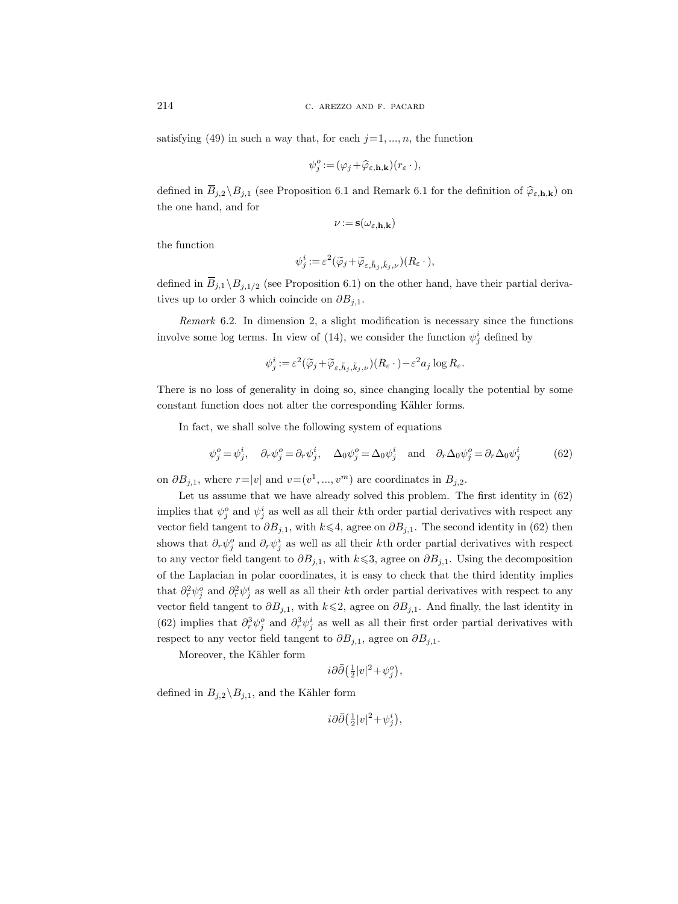satisfying (49) in such a way that, for each $j=1, ..., n$, the function

$$\psi_j^o := (\varphi_j + \widehat{\varphi}_{\varepsilon,\mathbf{h},\mathbf{k}})(r_\varepsilon\,\cdot\,),$$

defined in $\overline{B}_{j,2}\setminus B_{j,1}$ (see Proposition 6.1 and Remark 6.1 for the definition of $\widehat{\varphi}_{\varepsilon,\mathbf{h},\mathbf{k}}$) on the one hand, and for

$$\nu := \mathbf{s}(\omega_{\varepsilon,\mathbf{h},\mathbf{k}})$$

the function

$$\psi_j^i := \varepsilon^2(\widetilde{\varphi}_j + \widetilde{\varphi}_{\varepsilon,\tilde{h}_j,\tilde{k}_j,\nu})(R_\varepsilon\,\cdot\,),$$

defined in $\overline{B}_{j,1}\setminus B_{j,1/2}$ (see Proposition 6.1) on the other hand, have their partial derivatives up to order 3 which coincide on $\partial B_{j,1}$.

*Remark* 6.2. In dimension 2, a slight modification is necessary since the functions involve some log terms. In view of (14), we consider the function $\psi_j^i$ defined by

$$\psi_j^i := \varepsilon^2(\widetilde{\varphi}_j + \widetilde{\varphi}_{\varepsilon,\tilde{h}_j,\tilde{k}_j,\nu})(R_\varepsilon\,\cdot\,) - \varepsilon^2 a_j \log R_\varepsilon.$$

There is no loss of generality in doing so, since changing locally the potential by some constant function does not alter the corresponding Kähler forms.

In fact, we shall solve the following system of equations

$$\psi_j^o = \psi_j^i, \quad \partial_r \psi_j^o = \partial_r \psi_j^i, \quad \Delta_0 \psi_j^o = \Delta_0 \psi_j^i \quad \text{and} \quad \partial_r \Delta_0 \psi_j^o = \partial_r \Delta_0 \psi_j^i \tag{62}$$

on $\partial B_{j,1}$, where $r=|v|$ and $v=(v^1, ..., v^m)$ are coordinates in $B_{j,2}$.

Let us assume that we have already solved this problem. The first identity in (62) implies that $\psi_j^o$ and $\psi_j^i$ as well as all their $k$th order partial derivatives with respect any vector field tangent to $\partial B_{j,1}$, with $k \leqslant 4$, agree on $\partial B_{j,1}$. The second identity in (62) then shows that $\partial_r \psi_j^o$ and $\partial_r \psi_j^i$ as well as all their $k$th order partial derivatives with respect to any vector field tangent to $\partial B_{j,1}$, with $k \leqslant 3$, agree on $\partial B_{j,1}$. Using the decomposition of the Laplacian in polar coordinates, it is easy to check that the third identity implies that $\partial_r^2 \psi_j^o$ and $\partial_r^2 \psi_j^i$ as well as all their $k$th order partial derivatives with respect to any vector field tangent to $\partial B_{j,1}$, with $k \leqslant 2$, agree on $\partial B_{j,1}$. And finally, the last identity in (62) implies that $\partial_r^3 \psi_j^o$ and $\partial_r^3 \psi_j^i$ as well as all their first order partial derivatives with respect to any vector field tangent to $\partial B_{j,1}$, agree on $\partial B_{j,1}$.

Moreover, the Kähler form

$$i\partial\bar{\partial}\big(\tfrac{1}{2}|v|^2 + \psi_j^o\big),$$

defined in $B_{j,2}\setminus B_{j,1}$, and the Kähler form

$$i\partial\bar{\partial}\big(\tfrac{1}{2}|v|^2 + \psi_j^i\big),$$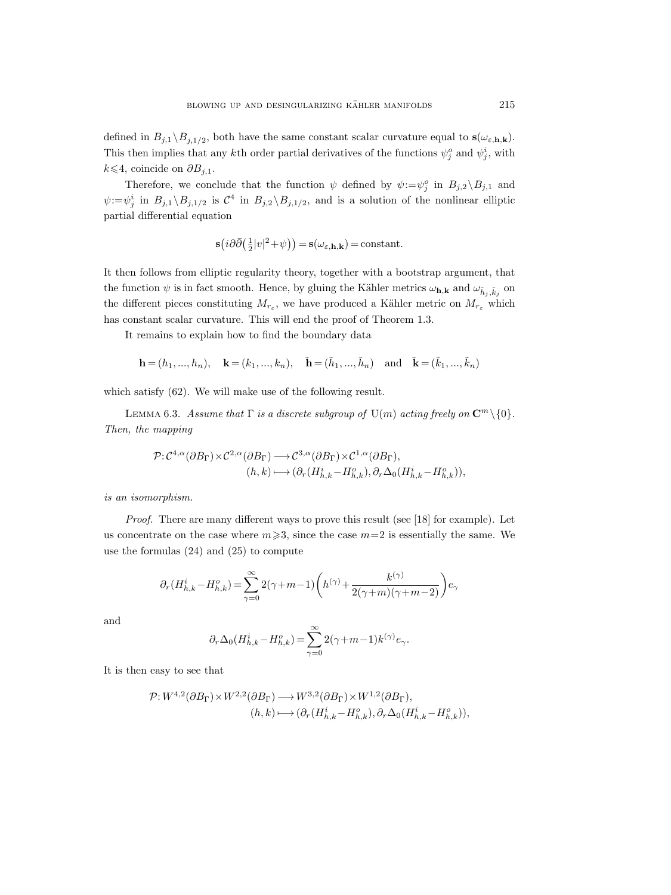defined in $B_{j,1} \setminus B_{j,1/2}$, both have the same constant scalar curvature equal to $\mathbf{s}(\omega_{\varepsilon,\mathbf{h},\mathbf{k}})$. This then implies that any $k$th order partial derivatives of the functions $\psi_j^o$ and $\psi_j^i$, with $k \leqslant 4$, coincide on $\partial B_{j,1}$.

Therefore, we conclude that the function $\psi$ defined by $\psi := \psi_j^o$ in $B_{j,2} \setminus B_{j,1}$ and $\psi := \psi_j^i$ in $B_{j,1} \setminus B_{j,1/2}$ is $\mathcal{C}^4$ in $B_{j,2} \setminus B_{j,1/2}$, and is a solution of the nonlinear elliptic partial differential equation

$$\mathbf{s}\big(i\partial\bar{\partial}\big(\tfrac{1}{2}|v|^2 + \psi\big)\big) = \mathbf{s}(\omega_{\varepsilon,\mathbf{h},\mathbf{k}}) = \text{constant}.$$

It then follows from elliptic regularity theory, together with a bootstrap argument, that the function $\psi$ is in fact smooth. Hence, by gluing the Kähler metrics $\omega_{\mathbf{h},\mathbf{k}}$ and $\omega_{\tilde{h}_j,\tilde{k}_j}$ on the different pieces constituting $M_{r_\varepsilon}$, we have produced a Kähler metric on $M_{r_\varepsilon}$ which has constant scalar curvature. This will end the proof of Theorem 1.3.

It remains to explain how to find the boundary data

$$\mathbf{h} = (h_1, ..., h_n), \quad \mathbf{k} = (k_1, ..., k_n), \quad \tilde{\mathbf{h}} = (\tilde{h}_1, ..., \tilde{h}_n) \quad \text{and} \quad \tilde{\mathbf{k}} = (\tilde{k}_1, ..., \tilde{k}_n)$$

which satisfy (62). We will make use of the following result.

Lemma 6.3. *Assume that $\Gamma$ is a discrete subgroup of $\mathrm{U}(m)$ acting freely on $\mathbf{C}^m \setminus \{0\}$. Then, the mapping*

$$\begin{aligned}\mathcal{P}: \mathcal{C}^{4,\alpha}(\partial B_\Gamma) \times \mathcal{C}^{2,\alpha}(\partial B_\Gamma) &\longrightarrow \mathcal{C}^{3,\alpha}(\partial B_\Gamma) \times \mathcal{C}^{1,\alpha}(\partial B_\Gamma), \\ (h,k) &\longmapsto (\partial_r (H^i_{h,k} - H^o_{h,k}), \partial_r \Delta_0 (H^i_{h,k} - H^o_{h,k})),\end{aligned}$$

*is an isomorphism.*

*Proof.* There are many different ways to prove this result (see [18] for example). Let us concentrate on the case where $m \geqslant 3$, since the case $m=2$ is essentially the same. We use the formulas (24) and (25) to compute

$$\partial_r (H^i_{h,k} - H^o_{h,k}) = \sum_{\gamma=0}^{\infty} 2(\gamma + m - 1)\left(h^{(\gamma)} + \frac{k^{(\gamma)}}{2(\gamma+m)(\gamma+m-2)}\right) e_\gamma$$

and

$$\partial_r \Delta_0 (H^i_{h,k} - H^o_{h,k}) = \sum_{\gamma=0}^{\infty} 2(\gamma + m - 1) k^{(\gamma)} e_\gamma.$$

It is then easy to see that

$$\begin{aligned}\mathcal{P}: W^{4,2}(\partial B_\Gamma) \times W^{2,2}(\partial B_\Gamma) &\longrightarrow W^{3,2}(\partial B_\Gamma) \times W^{1,2}(\partial B_\Gamma), \\ (h,k) &\longmapsto (\partial_r (H^i_{h,k} - H^o_{h,k}), \partial_r \Delta_0 (H^i_{h,k} - H^o_{h,k})),\end{aligned}$$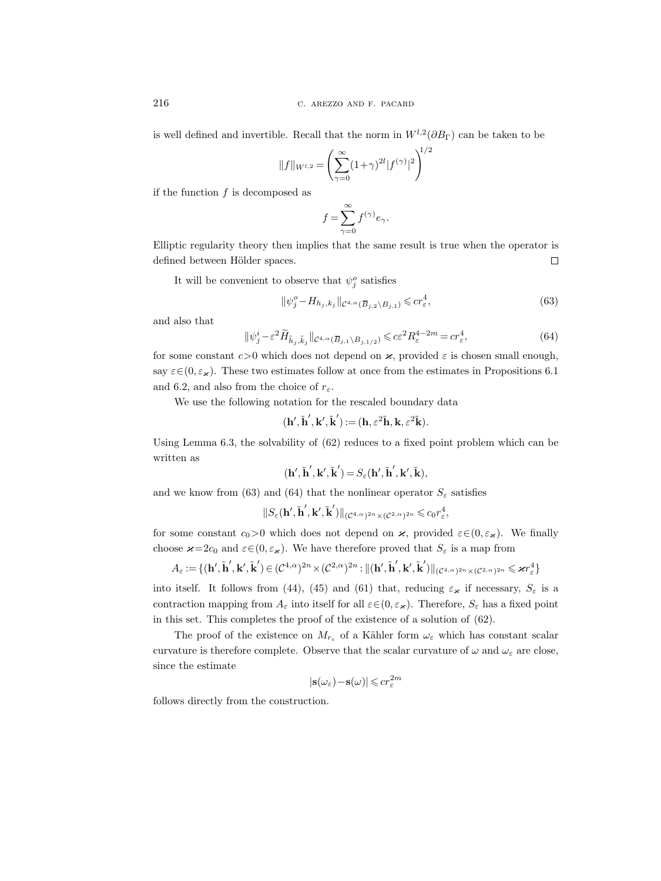is well defined and invertible. Recall that the norm in $W^{l,2}(\partial B_\Gamma)$ can be taken to be

$$\|f\|_{W^{l,2}} = \left(\sum_{\gamma=0}^{\infty} (1+\gamma)^{2l} |f^{(\gamma)}|^2\right)^{1/2}$$

if the function $f$ is decomposed as

$$f = \sum_{\gamma=0}^{\infty} f^{(\gamma)} e_\gamma.$$

Elliptic regularity theory then implies that the same result is true when the operator is defined between Hölder spaces. $\square$

It will be convenient to observe that $\psi_j^o$ satisfies

$$\|\psi_j^o - H_{h_j,k_j}\|_{\mathcal{C}^{4,\alpha}(\overline{B}_{j,2}\setminus B_{j,1})} \leqslant c r_\varepsilon^4, \tag{63}$$

and also that

$$\|\psi_j^i - \varepsilon^2 \widetilde{H}_{\tilde{h}_j,\tilde{k}_j}\|_{\mathcal{C}^{4,\alpha}(\overline{B}_{j,1}\setminus B_{j,1/2})} \leqslant c\varepsilon^2 R_\varepsilon^{4-2m} = c r_\varepsilon^4, \tag{64}$$

for some constant $c>0$ which does not depend on $\varkappa$, provided $\varepsilon$ is chosen small enough, say $\varepsilon \in (0, \varepsilon_\varkappa)$. These two estimates follow at once from the estimates in Propositions 6.1 and 6.2, and also from the choice of $r_\varepsilon$.

We use the following notation for the rescaled boundary data

$$(\mathbf{h}', \tilde{\mathbf{h}}', \mathbf{k}', \tilde{\mathbf{k}}') := (\mathbf{h}, \varepsilon^2 \tilde{\mathbf{h}}, \mathbf{k}, \varepsilon^2 \tilde{\mathbf{k}}).$$

Using Lemma 6.3, the solvability of (62) reduces to a fixed point problem which can be written as

$$(\mathbf{h}', \tilde{\mathbf{h}}', \mathbf{k}', \tilde{\mathbf{k}}') = S_\varepsilon(\mathbf{h}', \tilde{\mathbf{h}}', \mathbf{k}', \tilde{\mathbf{k}}),$$

and we know from (63) and (64) that the nonlinear operator $S_\varepsilon$ satisfies

$$\|S_\varepsilon(\mathbf{h}', \tilde{\mathbf{h}}', \mathbf{k}', \tilde{\mathbf{k}}')\|_{(\mathcal{C}^{4,\alpha})^{2n}\times(\mathcal{C}^{2,\alpha})^{2n}} \leqslant c_0 r_\varepsilon^4,$$

for some constant $c_0>0$ which does not depend on $\varkappa$, provided $\varepsilon \in (0, \varepsilon_\varkappa)$. We finally choose $\varkappa = 2c_0$ and $\varepsilon \in (0, \varepsilon_\varkappa)$. We have therefore proved that $S_\varepsilon$ is a map from

$$A_\varepsilon := \{(\mathbf{h}', \tilde{\mathbf{h}}', \mathbf{k}', \tilde{\mathbf{k}}') \in (\mathcal{C}^{4,\alpha})^{2n}\times(\mathcal{C}^{2,\alpha})^{2n} : \|(\mathbf{h}', \tilde{\mathbf{h}}', \mathbf{k}', \tilde{\mathbf{k}}')\|_{(\mathcal{C}^{4,\alpha})^{2n}\times(\mathcal{C}^{2,\alpha})^{2n}} \leqslant \varkappa r_\varepsilon^4\}$$

into itself. It follows from (44), (45) and (61) that, reducing $\varepsilon_\varkappa$ if necessary, $S_\varepsilon$ is a contraction mapping from $A_\varepsilon$ into itself for all $\varepsilon \in (0, \varepsilon_\varkappa)$. Therefore, $S_\varepsilon$ has a fixed point in this set. This completes the proof of the existence of a solution of (62).

The proof of the existence on $M_{r_\varepsilon}$ of a Kähler form $\omega_\varepsilon$ which has constant scalar curvature is therefore complete. Observe that the scalar curvature of $\omega$ and $\omega_\varepsilon$ are close, since the estimate

$$|\mathbf{s}(\omega_\varepsilon) - \mathbf{s}(\omega)| \leqslant c r_\varepsilon^{2m}$$

follows directly from the construction.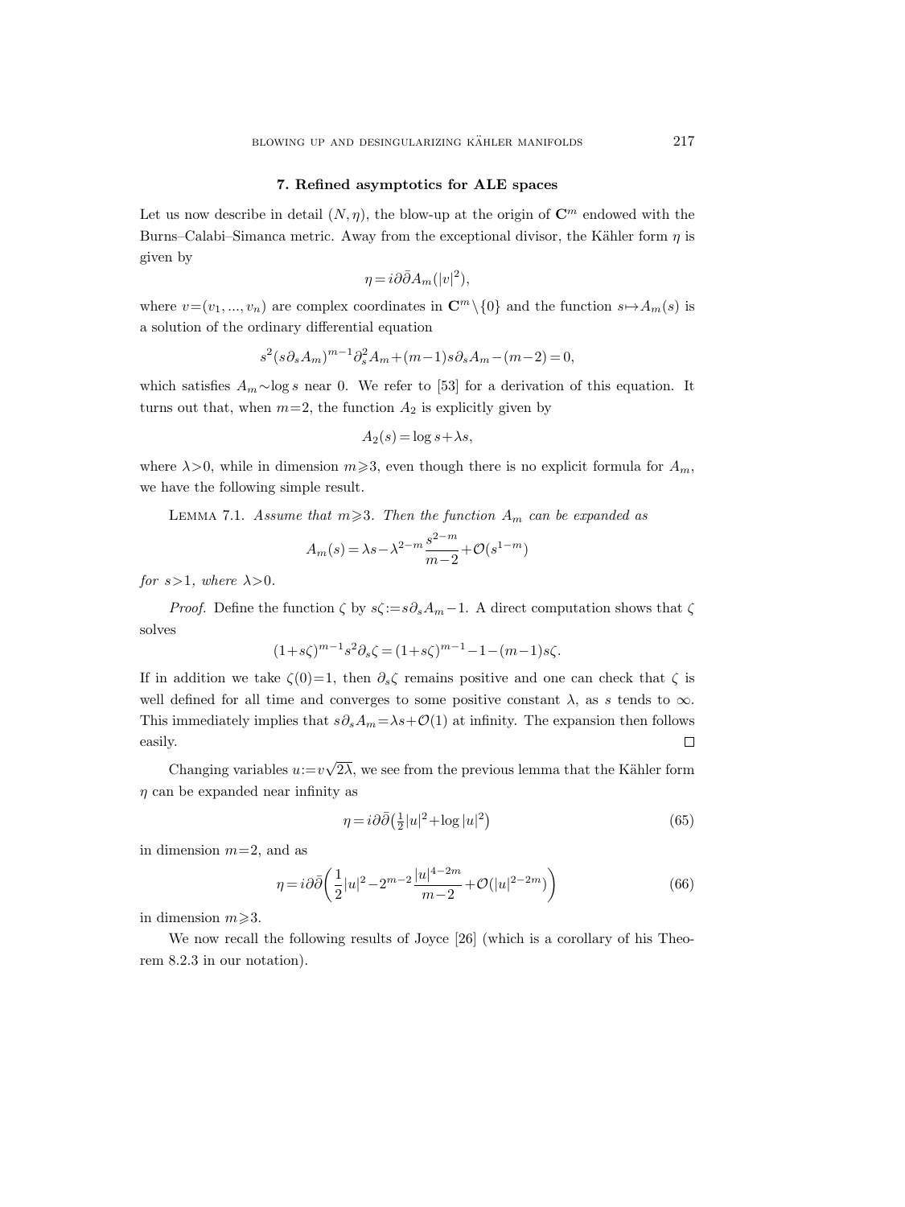## 7. Refined asymptotics for ALE spaces

Let us now describe in detail $(N, \eta)$, the blow-up at the origin of $\mathbf{C}^m$ endowed with the Burns–Calabi–Simanca metric. Away from the exceptional divisor, the Kähler form $\eta$ is given by

$$\eta = i\partial\bar{\partial}A_m(|v|^2),$$

where $v=(v_1, ..., v_n)$ are complex coordinates in $\mathbf{C}^m \setminus \{0\}$ and the function $s \mapsto A_m(s)$ is a solution of the ordinary differential equation

$$s^2(s\partial_s A_m)^{m-1}\partial_s^2 A_m + (m-1)s\partial_s A_m - (m-2) = 0,$$

which satisfies $A_m \sim \log s$ near 0. We refer to [53] for a derivation of this equation. It turns out that, when $m=2$, the function $A_2$ is explicitly given by

$$A_2(s) = \log s + \lambda s,$$

where $\lambda > 0$, while in dimension $m \geqslant 3$, even though there is no explicit formula for $A_m$, we have the following simple result.

Lemma 7.1. *Assume that $m \geqslant 3$. Then the function $A_m$ can be expanded as*

$$A_m(s) = \lambda s - \lambda^{2-m}\frac{s^{2-m}}{m-2} + \mathcal{O}(s^{1-m})$$

*for $s > 1$, where $\lambda > 0$.*

*Proof.* Define the function $\zeta$ by $s\zeta := s\partial_s A_m - 1$. A direct computation shows that $\zeta$ solves

$$(1+s\zeta)^{m-1}s^2\partial_s\zeta = (1+s\zeta)^{m-1} - 1 - (m-1)s\zeta.$$

If in addition we take $\zeta(0)=1$, then $\partial_s\zeta$ remains positive and one can check that $\zeta$ is well defined for all time and converges to some positive constant $\lambda$, as $s$ tends to $\infty$. This immediately implies that $s\partial_s A_m = \lambda s + \mathcal{O}(1)$ at infinity. The expansion then follows easily. $\square$

Changing variables $u := v\sqrt{2\lambda}$, we see from the previous lemma that the Kähler form $\eta$ can be expanded near infinity as

$$\eta = i\partial\bar{\partial}\left(\tfrac{1}{2}|u|^2 + \log|u|^2\right) \tag{65}$$

in dimension $m=2$, and as

$$\eta = i\partial\bar{\partial}\left(\frac{1}{2}|u|^2 - 2^{m-2}\frac{|u|^{4-2m}}{m-2} + \mathcal{O}(|u|^{2-2m})\right) \tag{66}$$

in dimension $m \geqslant 3$.

We now recall the following results of Joyce [26] (which is a corollary of his Theorem 8.2.3 in our notation).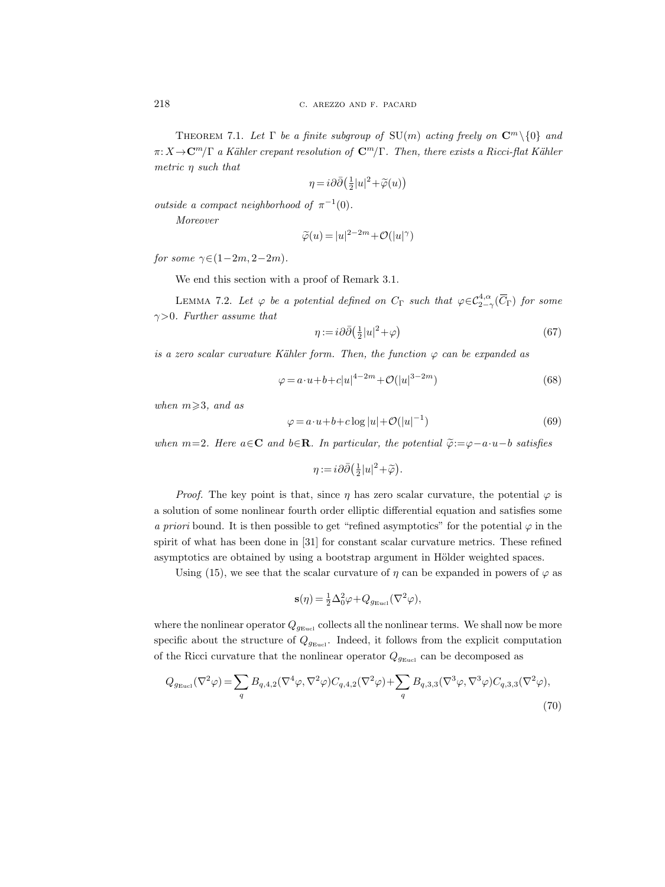**Theorem 7.1.** *Let $\Gamma$ be a finite subgroup of* $\mathrm{SU}(m)$ *acting freely on* $\mathbf{C}^m \setminus \{0\}$ *and* $\pi: X \to \mathbf{C}^m/\Gamma$ *a Kähler crepant resolution of* $\mathbf{C}^m/\Gamma$. *Then, there exists a Ricci-flat Kähler metric* $\eta$ *such that*

$$\eta = i\partial\bar{\partial}\big(\tfrac{1}{2}|u|^2 + \widetilde{\varphi}(u)\big)$$

*outside a compact neighborhood of* $\pi^{-1}(0)$.

*Moreover*

$$\widetilde{\varphi}(u) = |u|^{2-2m} + \mathcal{O}(|u|^{\gamma})$$

*for some* $\gamma \in (1-2m, 2-2m)$.

We end this section with a proof of Remark 3.1.

**Lemma 7.2.** *Let* $\varphi$ *be a potential defined on* $C_\Gamma$ *such that* $\varphi \in \mathcal{C}^{4,\alpha}_{2-\gamma}(\overline{C}_\Gamma)$ *for some* $\gamma > 0$. *Further assume that*

$$\eta := i\partial\bar{\partial}\big(\tfrac{1}{2}|u|^2 + \varphi\big) \tag{67}$$

*is a zero scalar curvature Kähler form. Then, the function* $\varphi$ *can be expanded as*

$$\varphi = a\cdot u + b + c|u|^{4-2m} + \mathcal{O}(|u|^{3-2m}) \tag{68}$$

*when* $m \geqslant 3$, *and as*

$$\varphi = a\cdot u + b + c\log|u| + \mathcal{O}(|u|^{-1}) \tag{69}$$

*when* $m=2$. *Here* $a \in \mathbf{C}$ *and* $b \in \mathbf{R}$. *In particular, the potential* $\widetilde{\varphi} := \varphi - a\cdot u - b$ *satisfies*

$$\eta := i\partial\bar{\partial}\big(\tfrac{1}{2}|u|^2 + \widetilde{\varphi}\big).$$

*Proof.* The key point is that, since $\eta$ has zero scalar curvature, the potential $\varphi$ is a solution of some nonlinear fourth order elliptic differential equation and satisfies some *a priori* bound. It is then possible to get "refined asymptotics" for the potential $\varphi$ in the spirit of what has been done in [31] for constant scalar curvature metrics. These refined asymptotics are obtained by using a bootstrap argument in Hölder weighted spaces.

Using (15), we see that the scalar curvature of $\eta$ can be expanded in powers of $\varphi$ as

$$\mathbf{s}(\eta) = \tfrac{1}{2}\Delta_0^2\varphi + Q_{g_{\mathrm{Eucl}}}(\nabla^2\varphi),$$

where the nonlinear operator $Q_{g_{\mathrm{Eucl}}}$ collects all the nonlinear terms. We shall now be more specific about the structure of $Q_{g_{\mathrm{Eucl}}}$. Indeed, it follows from the explicit computation of the Ricci curvature that the nonlinear operator $Q_{g_{\mathrm{Eucl}}}$ can be decomposed as

$$Q_{g_{\mathrm{Eucl}}}(\nabla^2\varphi) = \sum_q B_{q,4,2}(\nabla^4\varphi, \nabla^2\varphi) C_{q,4,2}(\nabla^2\varphi) + \sum_q B_{q,3,3}(\nabla^3\varphi, \nabla^3\varphi) C_{q,3,3}(\nabla^2\varphi), \tag{70}$$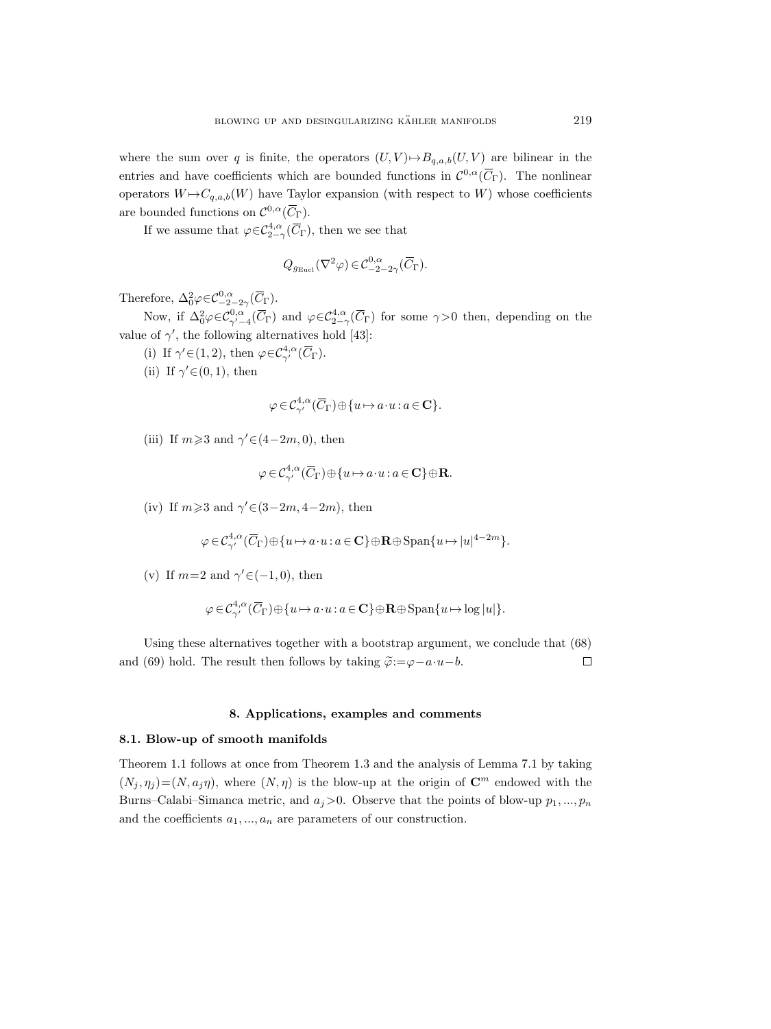where the sum over $q$ is finite, the operators $(U,V)\mapsto B_{q,a,b}(U,V)$ are bilinear in the entries and have coefficients which are bounded functions in $\mathcal{C}^{0,\alpha}(\overline{C}_\Gamma)$. The nonlinear operators $W\mapsto C_{q,a,b}(W)$ have Taylor expansion (with respect to $W$) whose coefficients are bounded functions on $\mathcal{C}^{0,\alpha}(\overline{C}_\Gamma)$.

If we assume that $\varphi\in\mathcal{C}^{4,\alpha}_{2-\gamma}(\overline{C}_\Gamma)$, then we see that

$$Q_{g_{\mathrm{Eucl}}}(\nabla^2\varphi)\in\mathcal{C}^{0,\alpha}_{-2-2\gamma}(\overline{C}_\Gamma).$$

Therefore, $\Delta_0^2\varphi\in\mathcal{C}^{0,\alpha}_{-2-2\gamma}(\overline{C}_\Gamma)$.

Now, if $\Delta_0^2\varphi\in\mathcal{C}^{0,\alpha}_{\gamma'-4}(\overline{C}_\Gamma)$ and $\varphi\in\mathcal{C}^{4,\alpha}_{2-\gamma}(\overline{C}_\Gamma)$ for some $\gamma>0$ then, depending on the value of $\gamma'$, the following alternatives hold [43]:

(i) If $\gamma'\in(1,2)$, then $\varphi\in\mathcal{C}^{4,\alpha}_{\gamma'}(\overline{C}_\Gamma)$.

(ii) If $\gamma'\in(0,1)$, then

$$\varphi\in\mathcal{C}^{4,\alpha}_{\gamma'}(\overline{C}_\Gamma)\oplus\{u\mapsto a\cdot u: a\in\mathbf{C}\}.$$

(iii) If $m\geqslant 3$ and $\gamma'\in(4-2m,0)$, then

$$\varphi\in\mathcal{C}^{4,\alpha}_{\gamma'}(\overline{C}_\Gamma)\oplus\{u\mapsto a\cdot u: a\in\mathbf{C}\}\oplus\mathbf{R}.$$

(iv) If $m\geqslant 3$ and $\gamma'\in(3-2m,4-2m)$, then

$$\varphi\in\mathcal{C}^{4,\alpha}_{\gamma'}(\overline{C}_\Gamma)\oplus\{u\mapsto a\cdot u: a\in\mathbf{C}\}\oplus\mathbf{R}\oplus\mathrm{Span}\{u\mapsto|u|^{4-2m}\}.$$

(v) If $m=2$ and $\gamma'\in(-1,0)$, then

$$\varphi\in\mathcal{C}^{4,\alpha}_{\gamma'}(\overline{C}_\Gamma)\oplus\{u\mapsto a\cdot u: a\in\mathbf{C}\}\oplus\mathbf{R}\oplus\mathrm{Span}\{u\mapsto\log|u|\}.$$

Using these alternatives together with a bootstrap argument, we conclude that (68) and (69) hold. The result then follows by taking $\tilde{\varphi}:=\varphi-a\cdot u-b$. □

## 8. Applications, examples and comments

### 8.1. Blow-up of smooth manifolds

Theorem 1.1 follows at once from Theorem 1.3 and the analysis of Lemma 7.1 by taking $(N_j,\eta_j)=(N,a_j\eta)$, where $(N,\eta)$ is the blow-up at the origin of $\mathbf{C}^m$ endowed with the Burns–Calabi–Simanca metric, and $a_j>0$. Observe that the points of blow-up $p_1,...,p_n$ and the coefficients $a_1,...,a_n$ are parameters of our construction.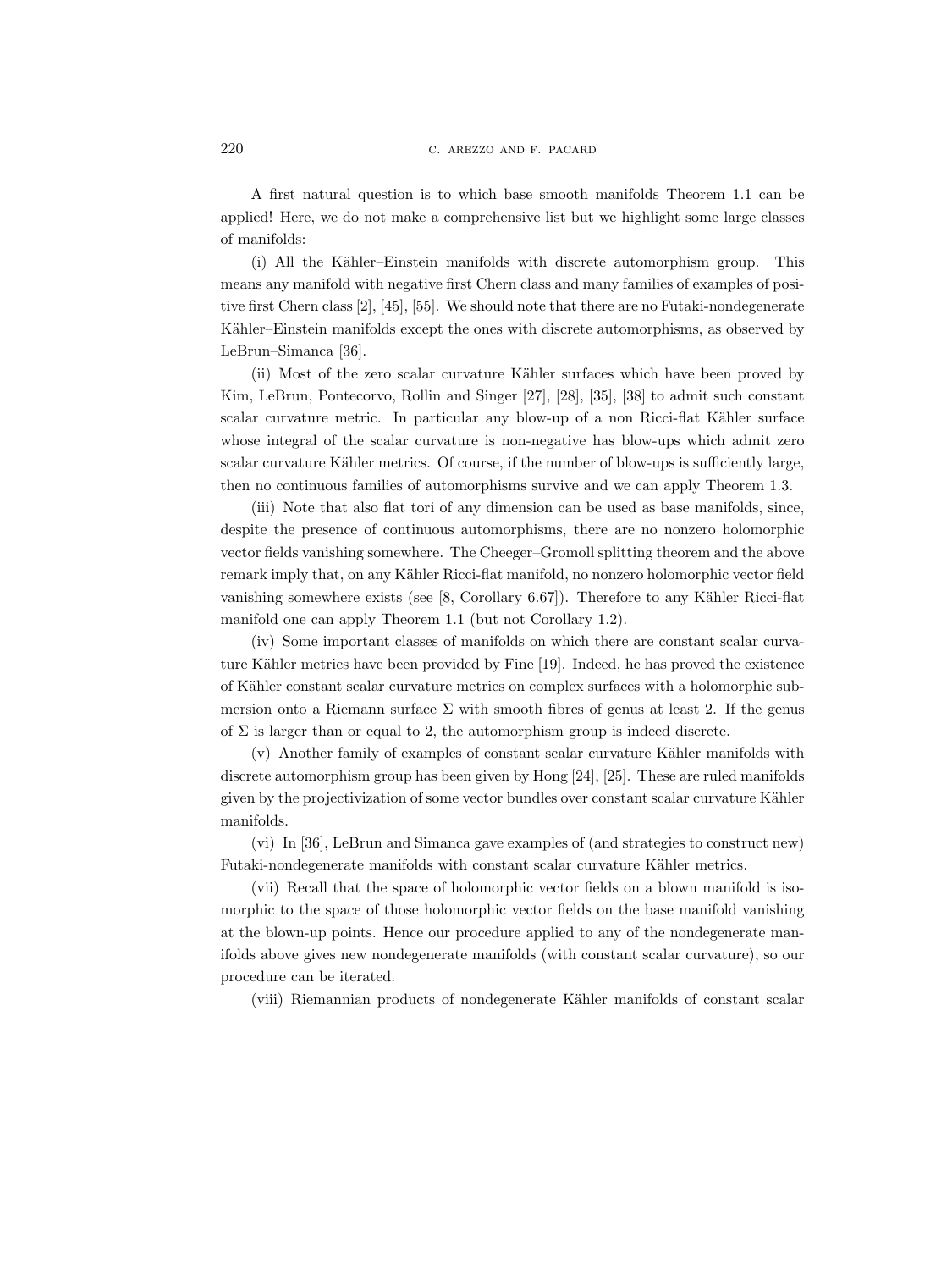A first natural question is to which base smooth manifolds Theorem 1.1 can be applied! Here, we do not make a comprehensive list but we highlight some large classes of manifolds:

(i) All the Kähler–Einstein manifolds with discrete automorphism group. This means any manifold with negative first Chern class and many families of examples of positive first Chern class [2], [45], [55]. We should note that there are no Futaki-nondegenerate Kähler–Einstein manifolds except the ones with discrete automorphisms, as observed by LeBrun–Simanca [36].

(ii) Most of the zero scalar curvature Kähler surfaces which have been proved by Kim, LeBrun, Pontecorvo, Rollin and Singer [27], [28], [35], [38] to admit such constant scalar curvature metric. In particular any blow-up of a non Ricci-flat Kähler surface whose integral of the scalar curvature is non-negative has blow-ups which admit zero scalar curvature Kähler metrics. Of course, if the number of blow-ups is sufficiently large, then no continuous families of automorphisms survive and we can apply Theorem 1.3.

(iii) Note that also flat tori of any dimension can be used as base manifolds, since, despite the presence of continuous automorphisms, there are no nonzero holomorphic vector fields vanishing somewhere. The Cheeger–Gromoll splitting theorem and the above remark imply that, on any Kähler Ricci-flat manifold, no nonzero holomorphic vector field vanishing somewhere exists (see [8, Corollary 6.67]). Therefore to any Kähler Ricci-flat manifold one can apply Theorem 1.1 (but not Corollary 1.2).

(iv) Some important classes of manifolds on which there are constant scalar curvature Kähler metrics have been provided by Fine [19]. Indeed, he has proved the existence of Kähler constant scalar curvature metrics on complex surfaces with a holomorphic submersion onto a Riemann surface $\Sigma$ with smooth fibres of genus at least 2. If the genus of $\Sigma$ is larger than or equal to 2, the automorphism group is indeed discrete.

(v) Another family of examples of constant scalar curvature Kähler manifolds with discrete automorphism group has been given by Hong [24], [25]. These are ruled manifolds given by the projectivization of some vector bundles over constant scalar curvature Kähler manifolds.

(vi) In [36], LeBrun and Simanca gave examples of (and strategies to construct new) Futaki-nondegenerate manifolds with constant scalar curvature Kähler metrics.

(vii) Recall that the space of holomorphic vector fields on a blown manifold is isomorphic to the space of those holomorphic vector fields on the base manifold vanishing at the blown-up points. Hence our procedure applied to any of the nondegenerate manifolds above gives new nondegenerate manifolds (with constant scalar curvature), so our procedure can be iterated.

(viii) Riemannian products of nondegenerate Kähler manifolds of constant scalar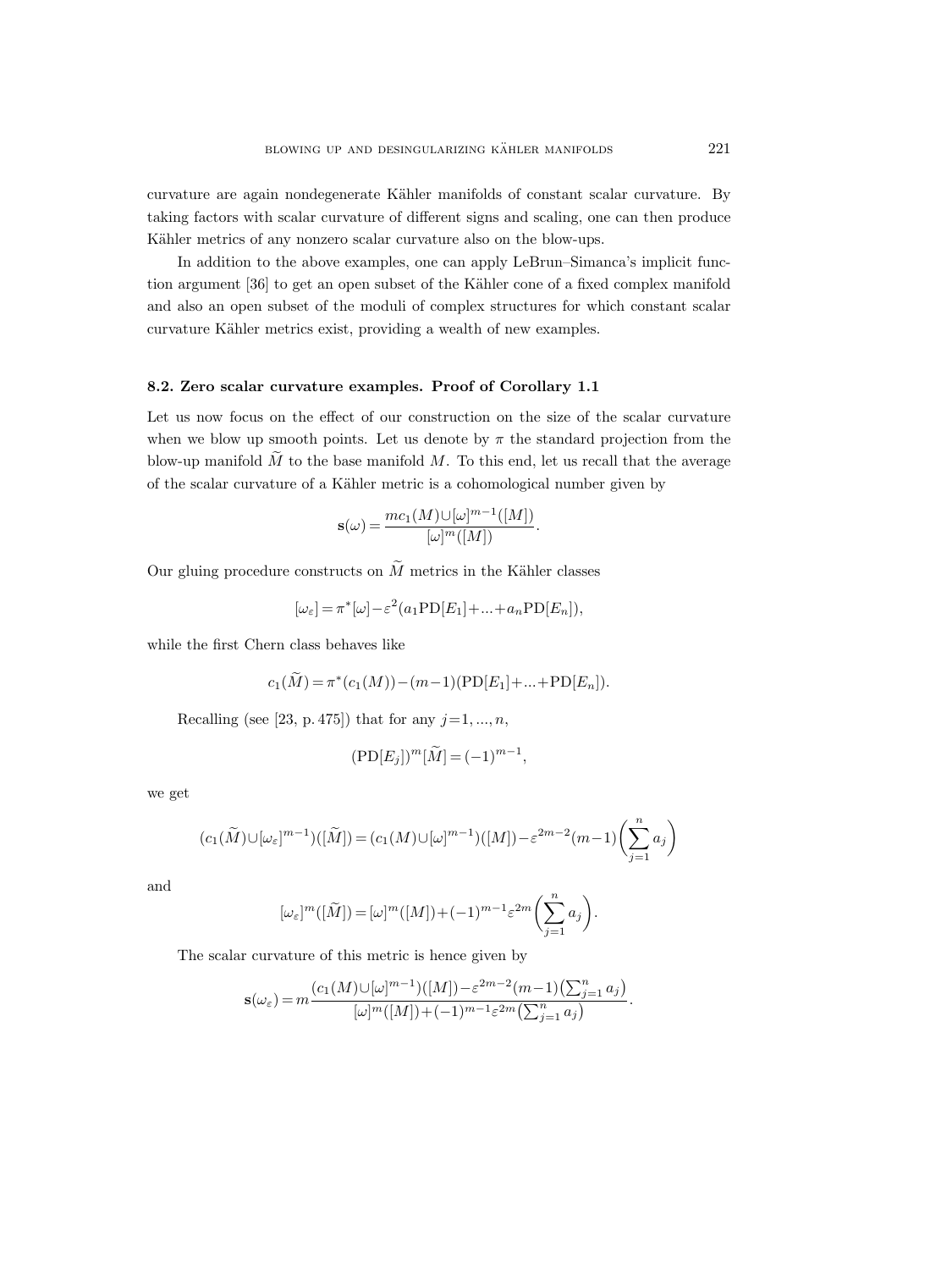curvature are again nondegenerate Kähler manifolds of constant scalar curvature. By taking factors with scalar curvature of different signs and scaling, one can then produce Kähler metrics of any nonzero scalar curvature also on the blow-ups.

In addition to the above examples, one can apply LeBrun–Simanca's implicit function argument [36] to get an open subset of the Kähler cone of a fixed complex manifold and also an open subset of the moduli of complex structures for which constant scalar curvature Kähler metrics exist, providing a wealth of new examples.

### 8.2. Zero scalar curvature examples. Proof of Corollary 1.1

Let us now focus on the effect of our construction on the size of the scalar curvature when we blow up smooth points. Let us denote by $\pi$ the standard projection from the blow-up manifold $\widetilde{M}$ to the base manifold $M$. To this end, let us recall that the average of the scalar curvature of a Kähler metric is a cohomological number given by

$$\mathbf{s}(\omega) = \frac{m c_1(M) \cup [\omega]^{m-1}([M])}{[\omega]^m([M])}.$$

Our gluing procedure constructs on $\widetilde{M}$ metrics in the Kähler classes

$$[\omega_\varepsilon] = \pi^*[\omega] - \varepsilon^2 (a_1 \mathrm{PD}[E_1] + ... + a_n \mathrm{PD}[E_n]),$$

while the first Chern class behaves like

$$c_1(\widetilde{M}) = \pi^*(c_1(M)) - (m-1)(\mathrm{PD}[E_1] + ... + \mathrm{PD}[E_n]).$$

Recalling (see [23, p. 475]) that for any $j = 1, ..., n$,

$$(\mathrm{PD}[E_j])^m [\widetilde{M}] = (-1)^{m-1},$$

we get

$$(c_1(\widetilde{M}) \cup [\omega_\varepsilon]^{m-1})([\widetilde{M}]) = (c_1(M) \cup [\omega]^{m-1})([M]) - \varepsilon^{2m-2}(m-1)\left(\sum_{j=1}^n a_j\right)$$

and

$$[\omega_\varepsilon]^m([\widetilde{M}]) = [\omega]^m([M]) + (-1)^{m-1}\varepsilon^{2m}\left(\sum_{j=1}^n a_j\right).$$

The scalar curvature of this metric is hence given by

$$\mathbf{s}(\omega_\varepsilon) = m \frac{(c_1(M) \cup [\omega]^{m-1})([M]) - \varepsilon^{2m-2}(m-1)\left(\sum_{j=1}^n a_j\right)}{[\omega]^m([M]) + (-1)^{m-1}\varepsilon^{2m}\left(\sum_{j=1}^n a_j\right)}.$$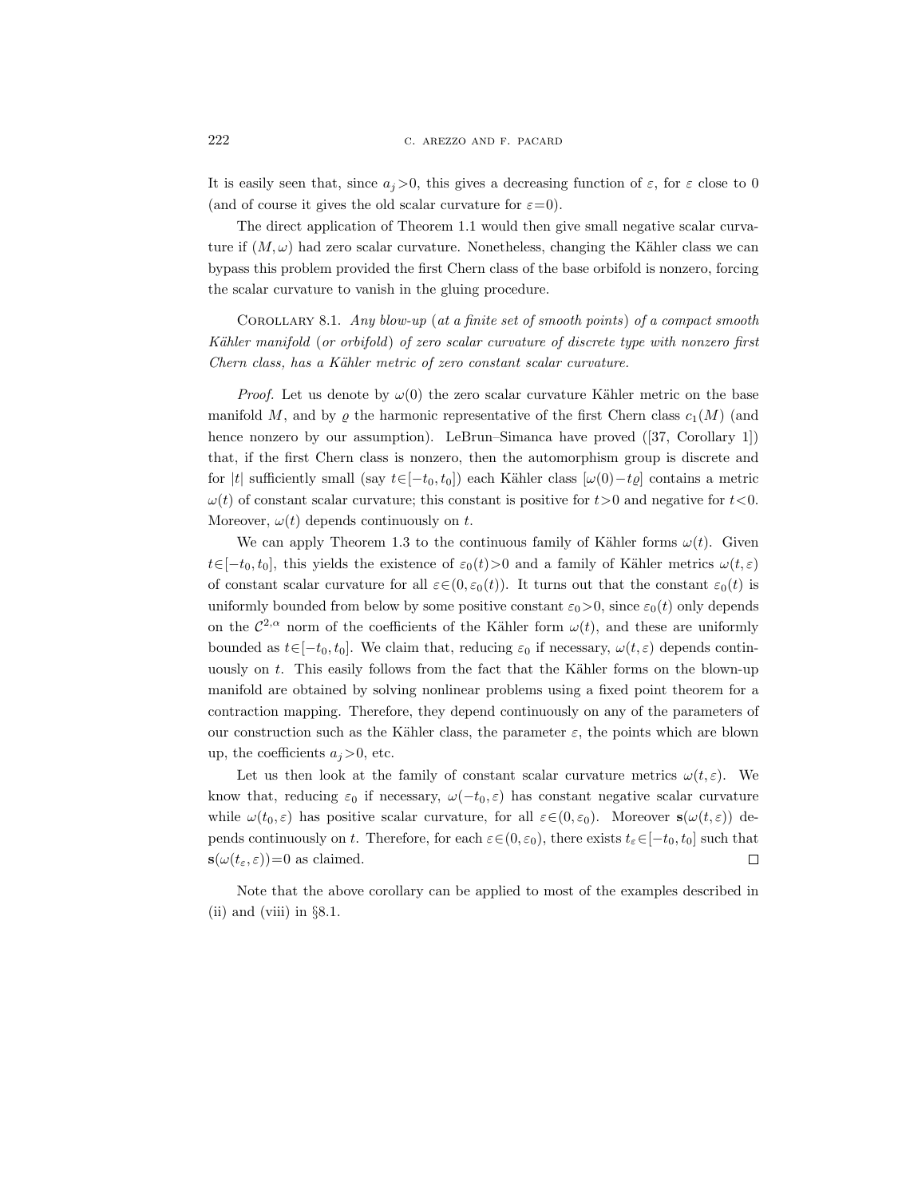It is easily seen that, since $a_j > 0$, this gives a decreasing function of $\varepsilon$, for $\varepsilon$ close to 0 (and of course it gives the old scalar curvature for $\varepsilon = 0$).

The direct application of Theorem 1.1 would then give small negative scalar curvature if $(M, \omega)$ had zero scalar curvature. Nonetheless, changing the Kähler class we can bypass this problem provided the first Chern class of the base orbifold is nonzero, forcing the scalar curvature to vanish in the gluing procedure.

Corollary 8.1. *Any blow-up* (*at a finite set of smooth points*) *of a compact smooth Kähler manifold* (*or orbifold*) *of zero scalar curvature of discrete type with nonzero first Chern class, has a Kähler metric of zero constant scalar curvature.*

*Proof.* Let us denote by $\omega(0)$ the zero scalar curvature Kähler metric on the base manifold $M$, and by $\varrho$ the harmonic representative of the first Chern class $c_1(M)$ (and hence nonzero by our assumption). LeBrun–Simanca have proved ([37, Corollary 1]) that, if the first Chern class is nonzero, then the automorphism group is discrete and for $|t|$ sufficiently small (say $t \in [-t_0, t_0]$) each Kähler class $[\omega(0) - t\varrho]$ contains a metric $\omega(t)$ of constant scalar curvature; this constant is positive for $t > 0$ and negative for $t < 0$. Moreover, $\omega(t)$ depends continuously on $t$.

We can apply Theorem 1.3 to the continuous family of Kähler forms $\omega(t)$. Given $t \in [-t_0, t_0]$, this yields the existence of $\varepsilon_0(t) > 0$ and a family of Kähler metrics $\omega(t, \varepsilon)$ of constant scalar curvature for all $\varepsilon \in (0, \varepsilon_0(t))$. It turns out that the constant $\varepsilon_0(t)$ is uniformly bounded from below by some positive constant $\varepsilon_0 > 0$, since $\varepsilon_0(t)$ only depends on the $\mathcal{C}^{2,\alpha}$ norm of the coefficients of the Kähler form $\omega(t)$, and these are uniformly bounded as $t \in [-t_0, t_0]$. We claim that, reducing $\varepsilon_0$ if necessary, $\omega(t, \varepsilon)$ depends continuously on $t$. This easily follows from the fact that the Kähler forms on the blown-up manifold are obtained by solving nonlinear problems using a fixed point theorem for a contraction mapping. Therefore, they depend continuously on any of the parameters of our construction such as the Kähler class, the parameter $\varepsilon$, the points which are blown up, the coefficients $a_j > 0$, etc.

Let us then look at the family of constant scalar curvature metrics $\omega(t, \varepsilon)$. We know that, reducing $\varepsilon_0$ if necessary, $\omega(-t_0, \varepsilon)$ has constant negative scalar curvature while $\omega(t_0, \varepsilon)$ has positive scalar curvature, for all $\varepsilon \in (0, \varepsilon_0)$. Moreover $\mathbf{s}(\omega(t, \varepsilon))$ depends continuously on $t$. Therefore, for each $\varepsilon \in (0, \varepsilon_0)$, there exists $t_\varepsilon \in [-t_0, t_0]$ such that $\mathbf{s}(\omega(t_\varepsilon, \varepsilon)) = 0$ as claimed. $\square$

Note that the above corollary can be applied to most of the examples described in (ii) and (viii) in §8.1.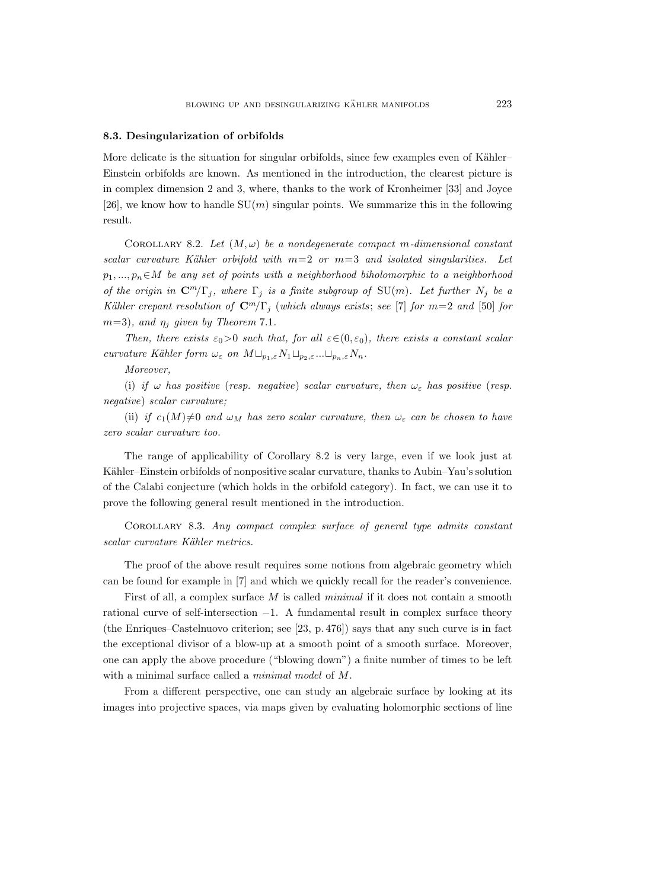### 8.3. Desingularization of orbifolds

More delicate is the situation for singular orbifolds, since few examples even of Kähler–Einstein orbifolds are known. As mentioned in the introduction, the clearest picture is in complex dimension 2 and 3, where, thanks to the work of Kronheimer [33] and Joyce [26], we know how to handle $\mathrm{SU}(m)$ singular points. We summarize this in the following result.

Corollary 8.2. *Let $(M,\omega)$ be a nondegenerate compact $m$-dimensional constant scalar curvature Kähler orbifold with $m=2$ or $m=3$ and isolated singularities. Let $p_1,...,p_n \in M$ be any set of points with a neighborhood biholomorphic to a neighborhood of the origin in $\mathbf{C}^m/\Gamma_j$, where $\Gamma_j$ is a finite subgroup of $\mathrm{SU}(m)$. Let further $N_j$ be a Kähler crepant resolution of $\mathbf{C}^m/\Gamma_j$ (which always exists; see [7] for $m=2$ and [50] for $m=3$), and $\eta_j$ given by Theorem 7.1.*

*Then, there exists $\varepsilon_0>0$ such that, for all $\varepsilon\in(0,\varepsilon_0)$, there exists a constant scalar curvature Kähler form $\omega_\varepsilon$ on $M \sqcup_{p_1,\varepsilon} N_1 \sqcup_{p_2,\varepsilon} ... \sqcup_{p_n,\varepsilon} N_n$.*

*Moreover,*

(i) *if $\omega$ has positive (resp. negative) scalar curvature, then $\omega_\varepsilon$ has positive (resp. negative) scalar curvature;*

(ii) *if $c_1(M)\neq 0$ and $\omega_M$ has zero scalar curvature, then $\omega_\varepsilon$ can be chosen to have zero scalar curvature too.*

The range of applicability of Corollary 8.2 is very large, even if we look just at Kähler–Einstein orbifolds of nonpositive scalar curvature, thanks to Aubin–Yau's solution of the Calabi conjecture (which holds in the orbifold category). In fact, we can use it to prove the following general result mentioned in the introduction.

Corollary 8.3. *Any compact complex surface of general type admits constant scalar curvature Kähler metrics.*

The proof of the above result requires some notions from algebraic geometry which can be found for example in [7] and which we quickly recall for the reader's convenience.

First of all, a complex surface $M$ is called *minimal* if it does not contain a smooth rational curve of self-intersection $-1$. A fundamental result in complex surface theory (the Enriques–Castelnuovo criterion; see [23, p. 476]) says that any such curve is in fact the exceptional divisor of a blow-up at a smooth point of a smooth surface. Moreover, one can apply the above procedure ("blowing down") a finite number of times to be left with a minimal surface called a *minimal model* of $M$.

From a different perspective, one can study an algebraic surface by looking at its images into projective spaces, via maps given by evaluating holomorphic sections of line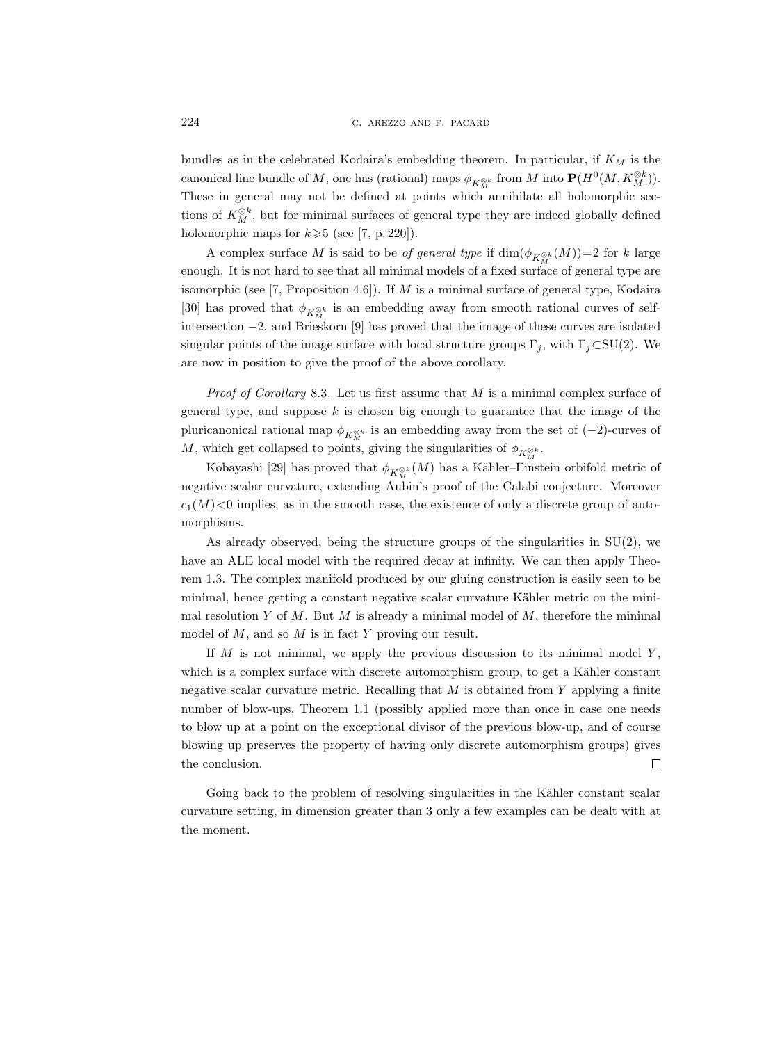bundles as in the celebrated Kodaira's embedding theorem. In particular, if $K_M$ is the canonical line bundle of $M$, one has (rational) maps $\phi_{K_M^{\otimes k}}$ from $M$ into $\mathbf{P}(H^0(M, K_M^{\otimes k}))$. These in general may not be defined at points which annihilate all holomorphic sections of $K_M^{\otimes k}$, but for minimal surfaces of general type they are indeed globally defined holomorphic maps for $k \geqslant 5$ (see [7, p. 220]).

A complex surface $M$ is said to be *of general type* if $\dim(\phi_{K_M^{\otimes k}}(M)) = 2$ for $k$ large enough. It is not hard to see that all minimal models of a fixed surface of general type are isomorphic (see [7, Proposition 4.6]). If $M$ is a minimal surface of general type, Kodaira [30] has proved that $\phi_{K_M^{\otimes k}}$ is an embedding away from smooth rational curves of self-intersection $-2$, and Brieskorn [9] has proved that the image of these curves are isolated singular points of the image surface with local structure groups $\Gamma_j$, with $\Gamma_j \subset \mathrm{SU}(2)$. We are now in position to give the proof of the above corollary.

*Proof of Corollary* 8.3. Let us first assume that $M$ is a minimal complex surface of general type, and suppose $k$ is chosen big enough to guarantee that the image of the pluricanonical rational map $\phi_{K_M^{\otimes k}}$ is an embedding away from the set of $(-2)$-curves of $M$, which get collapsed to points, giving the singularities of $\phi_{K_M^{\otimes k}}$.

Kobayashi [29] has proved that $\phi_{K_M^{\otimes k}}(M)$ has a Kähler–Einstein orbifold metric of negative scalar curvature, extending Aubin's proof of the Calabi conjecture. Moreover $c_1(M) < 0$ implies, as in the smooth case, the existence of only a discrete group of automorphisms.

As already observed, being the structure groups of the singularities in SU(2), we have an ALE local model with the required decay at infinity. We can then apply Theorem 1.3. The complex manifold produced by our gluing construction is easily seen to be minimal, hence getting a constant negative scalar curvature Kähler metric on the minimal resolution $Y$ of $M$. But $M$ is already a minimal model of $M$, therefore the minimal model of $M$, and so $M$ is in fact $Y$ proving our result.

If $M$ is not minimal, we apply the previous discussion to its minimal model $Y$, which is a complex surface with discrete automorphism group, to get a Kähler constant negative scalar curvature metric. Recalling that $M$ is obtained from $Y$ applying a finite number of blow-ups, Theorem 1.1 (possibly applied more than once in case one needs to blow up at a point on the exceptional divisor of the previous blow-up, and of course blowing up preserves the property of having only discrete automorphism groups) gives the conclusion. □

Going back to the problem of resolving singularities in the Kähler constant scalar curvature setting, in dimension greater than 3 only a few examples can be dealt with at the moment.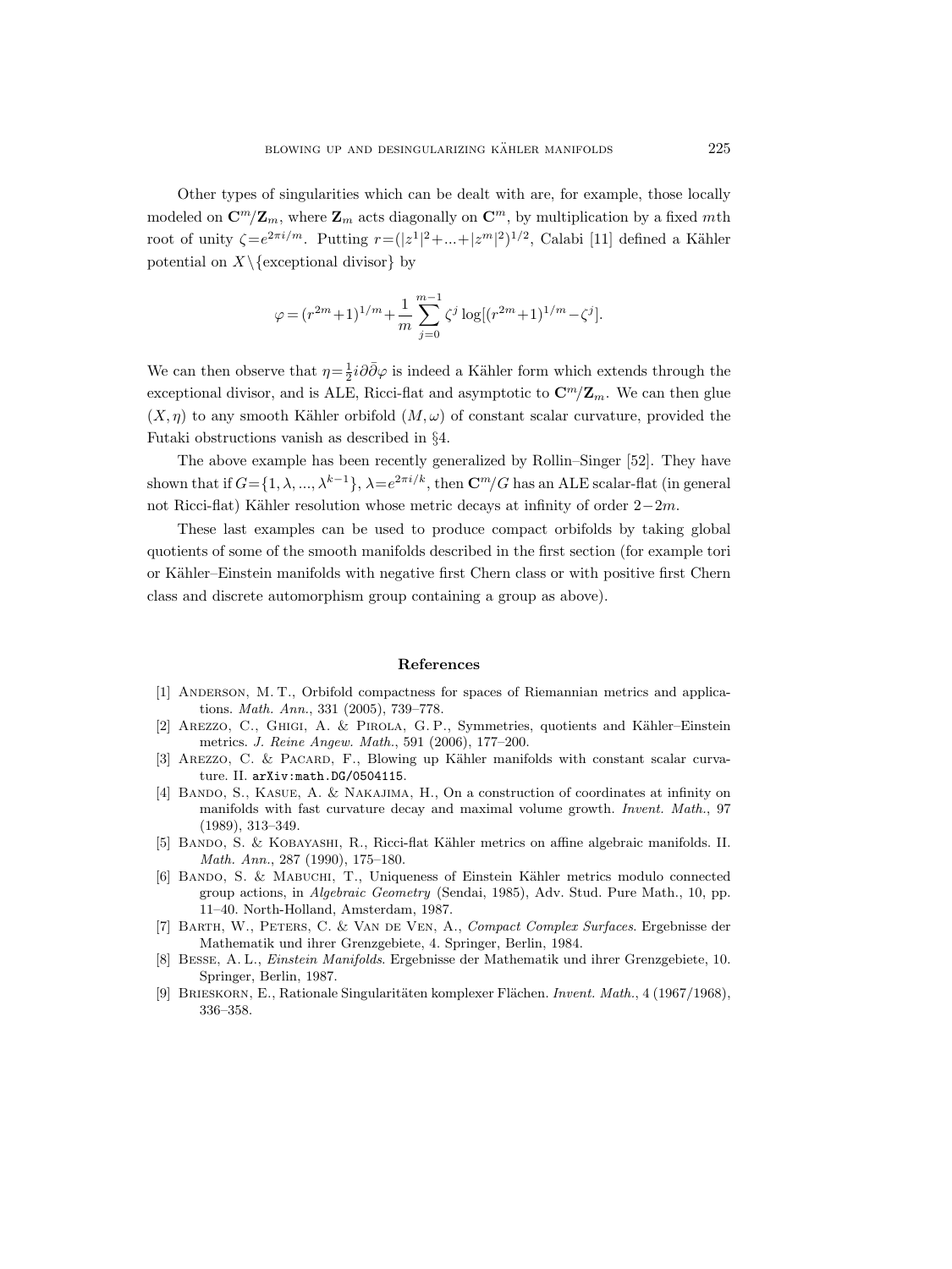Other types of singularities which can be dealt with are, for example, those locally modeled on $\mathbf{C}^m/\mathbf{Z}_m$, where $\mathbf{Z}_m$ acts diagonally on $\mathbf{C}^m$, by multiplication by a fixed $m$th root of unity $\zeta=e^{2\pi i/m}$. Putting $r=(|z^1|^2+...+|z^m|^2)^{1/2}$, Calabi [11] defined a Kähler potential on $X\setminus\{\text{exceptional divisor}\}$ by

$$\varphi=(r^{2m}+1)^{1/m}+\frac{1}{m}\sum_{j=0}^{m-1}\zeta^j\log[(r^{2m}+1)^{1/m}-\zeta^j].$$

We can then observe that $\eta=\frac{1}{2}i\partial\bar{\partial}\varphi$ is indeed a Kähler form which extends through the exceptional divisor, and is ALE, Ricci-flat and asymptotic to $\mathbf{C}^m/\mathbf{Z}_m$. We can then glue $(X,\eta)$ to any smooth Kähler orbifold $(M,\omega)$ of constant scalar curvature, provided the Futaki obstructions vanish as described in §4.

The above example has been recently generalized by Rollin–Singer [52]. They have shown that if $G=\{1,\lambda,...,\lambda^{k-1}\}$, $\lambda=e^{2\pi i/k}$, then $\mathbf{C}^m/G$ has an ALE scalar-flat (in general not Ricci-flat) Kähler resolution whose metric decays at infinity of order $2-2m$.

These last examples can be used to produce compact orbifolds by taking global quotients of some of the smooth manifolds described in the first section (for example tori or Kähler–Einstein manifolds with negative first Chern class or with positive first Chern class and discrete automorphism group containing a group as above).

## References

[1] Anderson, M. T., Orbifold compactness for spaces of Riemannian metrics and applications. *Math. Ann.*, 331 (2005), 739–778.

[2] Arezzo, C., Ghigi, A. & Pirola, G. P., Symmetries, quotients and Kähler–Einstein metrics. *J. Reine Angew. Math.*, 591 (2006), 177–200.

[3] Arezzo, C. & Pacard, F., Blowing up Kähler manifolds with constant scalar curvature. II. arXiv:math.DG/0504115.

[4] Bando, S., Kasue, A. & Nakajima, H., On a construction of coordinates at infinity on manifolds with fast curvature decay and maximal volume growth. *Invent. Math.*, 97 (1989), 313–349.

[5] Bando, S. & Kobayashi, R., Ricci-flat Kähler metrics on affine algebraic manifolds. II. *Math. Ann.*, 287 (1990), 175–180.

[6] Bando, S. & Mabuchi, T., Uniqueness of Einstein Kähler metrics modulo connected group actions, in *Algebraic Geometry* (Sendai, 1985), Adv. Stud. Pure Math., 10, pp. 11–40. North-Holland, Amsterdam, 1987.

[7] Barth, W., Peters, C. & Van de Ven, A., *Compact Complex Surfaces*. Ergebnisse der Mathematik und ihrer Grenzgebiete, 4. Springer, Berlin, 1984.

[8] Besse, A. L., *Einstein Manifolds*. Ergebnisse der Mathematik und ihrer Grenzgebiete, 10. Springer, Berlin, 1987.

[9] Brieskorn, E., Rationale Singularitäten komplexer Flächen. *Invent. Math.*, 4 (1967/1968), 336–358.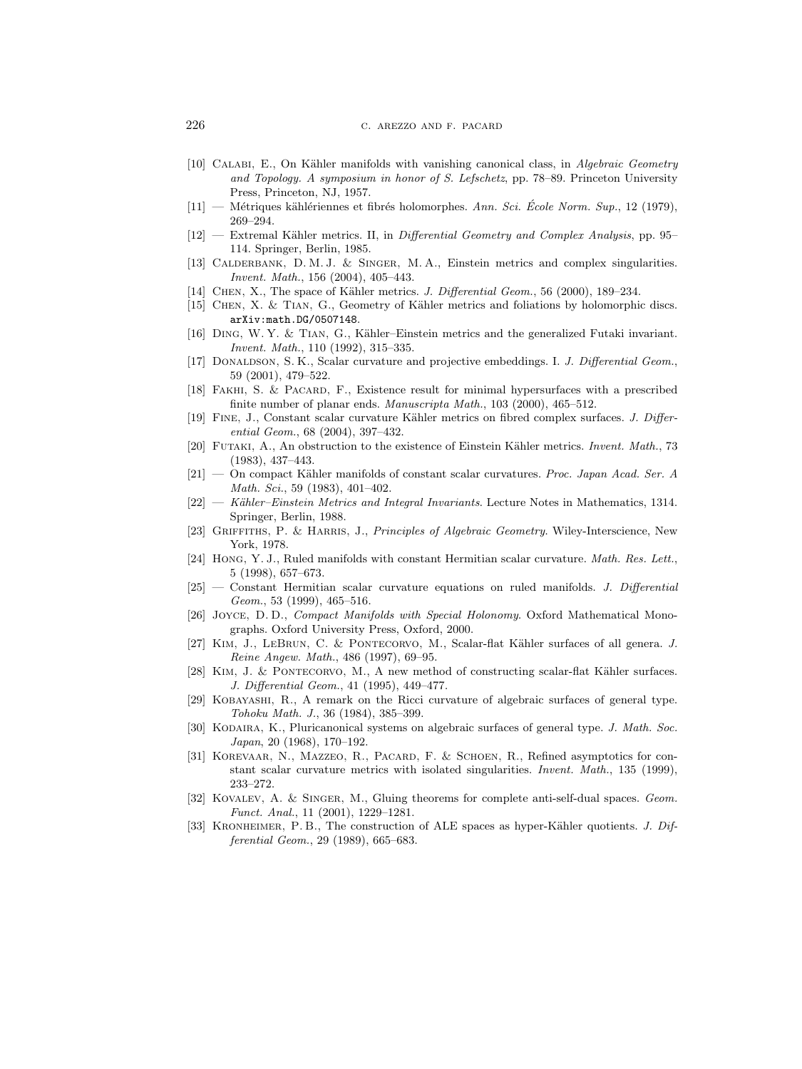[10] Calabi, E., On Kähler manifolds with vanishing canonical class, in *Algebraic Geometry and Topology. A symposium in honor of S. Lefschetz*, pp. 78–89. Princeton University Press, Princeton, NJ, 1957.

[11] — Métriques kählériennes et fibrés holomorphes. *Ann. Sci. École Norm. Sup.*, 12 (1979), 269–294.

[12] — Extremal Kähler metrics. II, in *Differential Geometry and Complex Analysis*, pp. 95–114. Springer, Berlin, 1985.

[13] Calderbank, D. M. J. & Singer, M. A., Einstein metrics and complex singularities. *Invent. Math.*, 156 (2004), 405–443.

[14] Chen, X., The space of Kähler metrics. *J. Differential Geom.*, 56 (2000), 189–234.

[15] Chen, X. & Tian, G., Geometry of Kähler metrics and foliations by holomorphic discs. arXiv:math.DG/0507148.

[16] Ding, W. Y. & Tian, G., Kähler–Einstein metrics and the generalized Futaki invariant. *Invent. Math.*, 110 (1992), 315–335.

[17] Donaldson, S. K., Scalar curvature and projective embeddings. I. *J. Differential Geom.*, 59 (2001), 479–522.

[18] Fakhi, S. & Pacard, F., Existence result for minimal hypersurfaces with a prescribed finite number of planar ends. *Manuscripta Math.*, 103 (2000), 465–512.

[19] Fine, J., Constant scalar curvature Kähler metrics on fibred complex surfaces. *J. Differential Geom.*, 68 (2004), 397–432.

[20] Futaki, A., An obstruction to the existence of Einstein Kähler metrics. *Invent. Math.*, 73 (1983), 437–443.

[21] — On compact Kähler manifolds of constant scalar curvatures. *Proc. Japan Acad. Ser. A Math. Sci.*, 59 (1983), 401–402.

[22] — *Kähler–Einstein Metrics and Integral Invariants*. Lecture Notes in Mathematics, 1314. Springer, Berlin, 1988.

[23] Griffiths, P. & Harris, J., *Principles of Algebraic Geometry*. Wiley-Interscience, New York, 1978.

[24] Hong, Y. J., Ruled manifolds with constant Hermitian scalar curvature. *Math. Res. Lett.*, 5 (1998), 657–673.

[25] — Constant Hermitian scalar curvature equations on ruled manifolds. *J. Differential Geom.*, 53 (1999), 465–516.

[26] Joyce, D. D., *Compact Manifolds with Special Holonomy*. Oxford Mathematical Monographs. Oxford University Press, Oxford, 2000.

[27] Kim, J., LeBrun, C. & Pontecorvo, M., Scalar-flat Kähler surfaces of all genera. *J. Reine Angew. Math.*, 486 (1997), 69–95.

[28] Kim, J. & Pontecorvo, M., A new method of constructing scalar-flat Kähler surfaces. *J. Differential Geom.*, 41 (1995), 449–477.

[29] Kobayashi, R., A remark on the Ricci curvature of algebraic surfaces of general type. *Tohoku Math. J.*, 36 (1984), 385–399.

[30] Kodaira, K., Pluricanonical systems on algebraic surfaces of general type. *J. Math. Soc. Japan*, 20 (1968), 170–192.

[31] Korevaar, N., Mazzeo, R., Pacard, F. & Schoen, R., Refined asymptotics for constant scalar curvature metrics with isolated singularities. *Invent. Math.*, 135 (1999), 233–272.

[32] Kovalev, A. & Singer, M., Gluing theorems for complete anti-self-dual spaces. *Geom. Funct. Anal.*, 11 (2001), 1229–1281.

[33] Kronheimer, P. B., The construction of ALE spaces as hyper-Kähler quotients. *J. Differential Geom.*, 29 (1989), 665–683.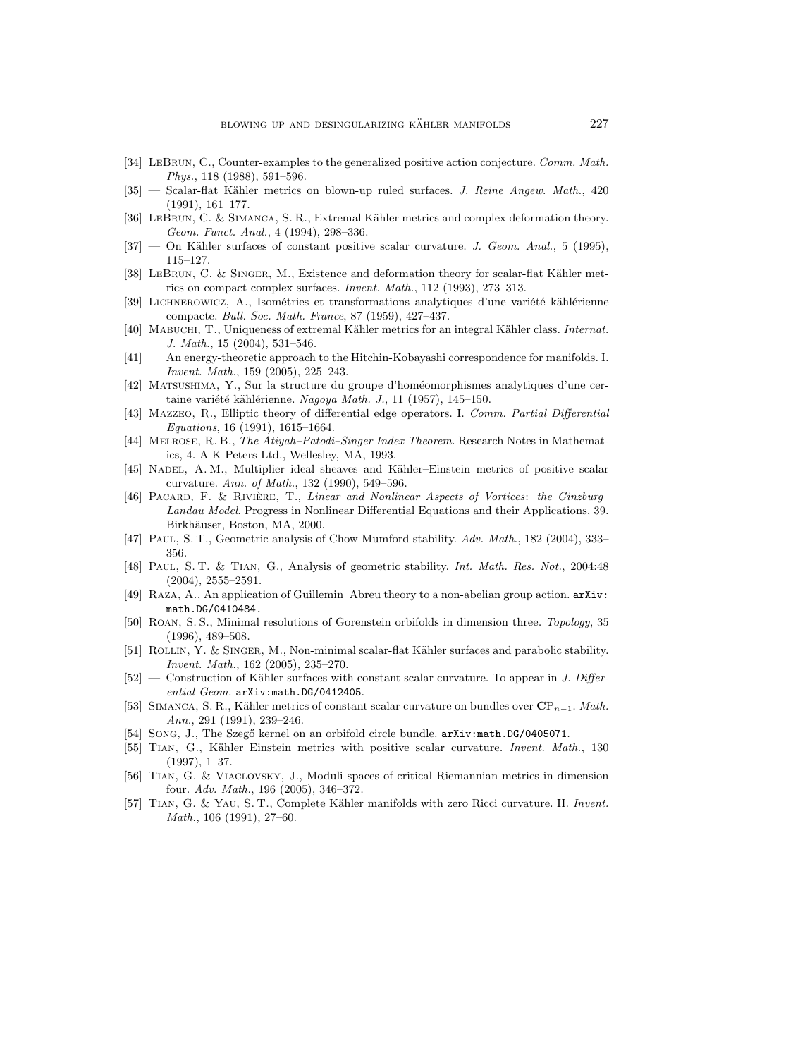[34] LeBrun, C., Counter-examples to the generalized positive action conjecture. *Comm. Math. Phys.*, 118 (1988), 591–596.

[35] — Scalar-flat Kähler metrics on blown-up ruled surfaces. *J. Reine Angew. Math.*, 420 (1991), 161–177.

[36] LeBrun, C. & Simanca, S. R., Extremal Kähler metrics and complex deformation theory. *Geom. Funct. Anal.*, 4 (1994), 298–336.

[37] — On Kähler surfaces of constant positive scalar curvature. *J. Geom. Anal.*, 5 (1995), 115–127.

[38] LeBrun, C. & Singer, M., Existence and deformation theory for scalar-flat Kähler metrics on compact complex surfaces. *Invent. Math.*, 112 (1993), 273–313.

[39] Lichnerowicz, A., Isométries et transformations analytiques d'une variété kählérienne compacte. *Bull. Soc. Math. France*, 87 (1959), 427–437.

[40] Mabuchi, T., Uniqueness of extremal Kähler metrics for an integral Kähler class. *Internat. J. Math.*, 15 (2004), 531–546.

[41] — An energy-theoretic approach to the Hitchin-Kobayashi correspondence for manifolds. I. *Invent. Math.*, 159 (2005), 225–243.

[42] Matsushima, Y., Sur la structure du groupe d'homéomorphismes analytiques d'une certaine variété kählérienne. *Nagoya Math. J.*, 11 (1957), 145–150.

[43] Mazzeo, R., Elliptic theory of differential edge operators. I. *Comm. Partial Differential Equations*, 16 (1991), 1615–1664.

[44] Melrose, R. B., *The Atiyah–Patodi–Singer Index Theorem*. Research Notes in Mathematics, 4. A K Peters Ltd., Wellesley, MA, 1993.

[45] Nadel, A. M., Multiplier ideal sheaves and Kähler–Einstein metrics of positive scalar curvature. *Ann. of Math.*, 132 (1990), 549–596.

[46] Pacard, F. & Rivière, T., *Linear and Nonlinear Aspects of Vortices*: *the Ginzburg–Landau Model*. Progress in Nonlinear Differential Equations and their Applications, 39. Birkhäuser, Boston, MA, 2000.

[47] Paul, S. T., Geometric analysis of Chow Mumford stability. *Adv. Math.*, 182 (2004), 333–356.

[48] Paul, S. T. & Tian, G., Analysis of geometric stability. *Int. Math. Res. Not.*, 2004:48 (2004), 2555–2591.

[49] Raza, A., An application of Guillemin–Abreu theory to a non-abelian group action. arXiv: math.DG/0410484.

[50] Roan, S. S., Minimal resolutions of Gorenstein orbifolds in dimension three. *Topology*, 35 (1996), 489–508.

[51] Rollin, Y. & Singer, M., Non-minimal scalar-flat Kähler surfaces and parabolic stability. *Invent. Math.*, 162 (2005), 235–270.

[52] — Construction of Kähler surfaces with constant scalar curvature. To appear in *J. Differential Geom.* arXiv:math.DG/0412405.

[53] Simanca, S. R., Kähler metrics of constant scalar curvature on bundles over $\mathbf{C}\mathrm{P}_{n-1}$. *Math. Ann.*, 291 (1991), 239–246.

[54] Song, J., The Szegő kernel on an orbifold circle bundle. arXiv:math.DG/0405071.

[55] Tian, G., Kähler–Einstein metrics with positive scalar curvature. *Invent. Math.*, 130 (1997), 1–37.

[56] Tian, G. & Viaclovsky, J., Moduli spaces of critical Riemannian metrics in dimension four. *Adv. Math.*, 196 (2005), 346–372.

[57] Tian, G. & Yau, S. T., Complete Kähler manifolds with zero Ricci curvature. II. *Invent. Math.*, 106 (1991), 27–60.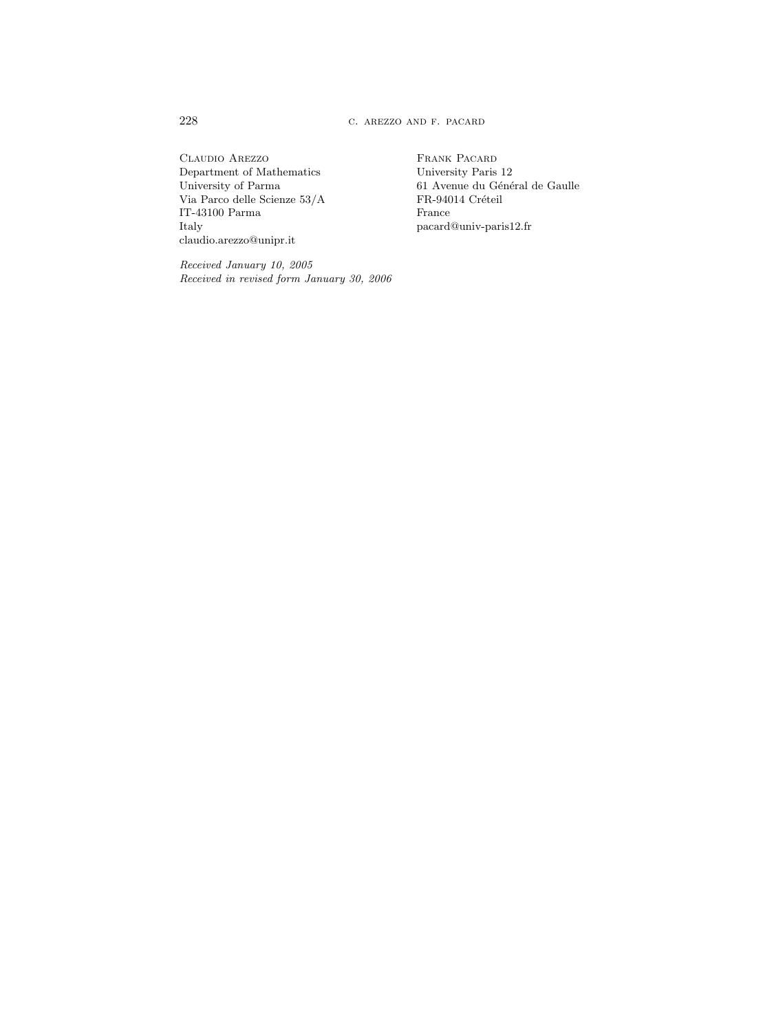Claudio Arezzo
Department of Mathematics
University of Parma
Via Parco delle Scienze 53/A
IT-43100 Parma
Italy
claudio.arezzo@unipr.it

Frank Pacard
University Paris 12
61 Avenue du Général de Gaulle
FR-94014 Créteil
France
pacard@univ-paris12.fr

*Received January 10, 2005*
*Received in revised form January 30, 2006*